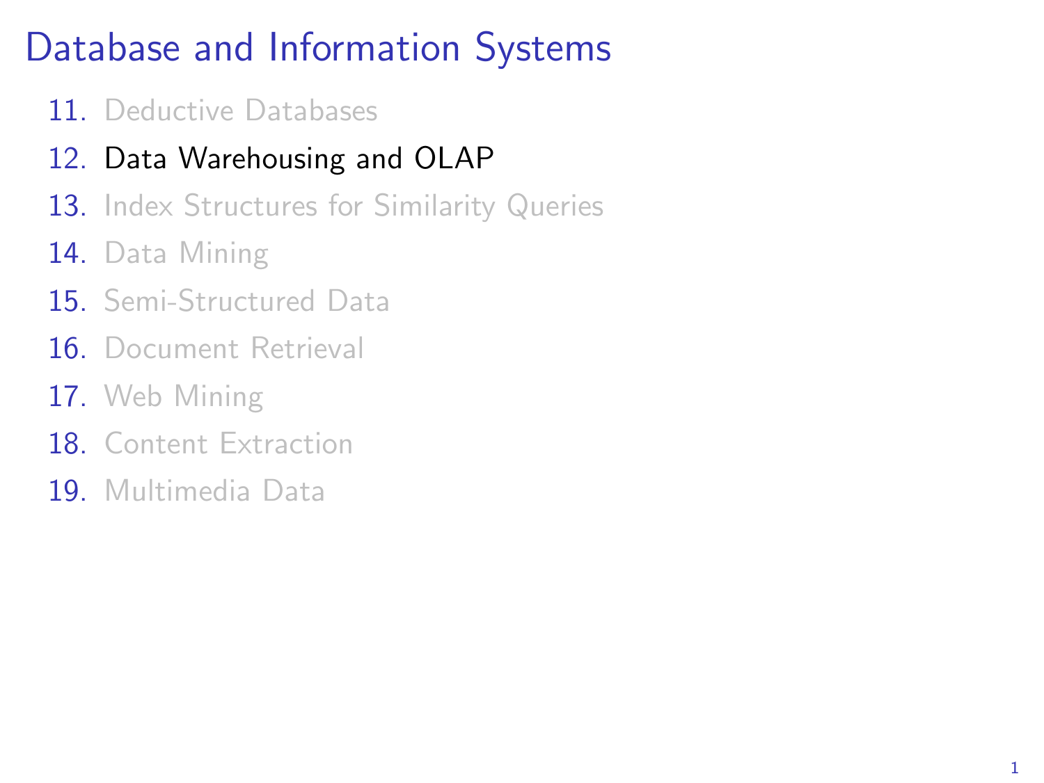# Database and Information Systems

11. Deductive Databases
12. Data Warehousing and OLAP
13. Index Structures for Similarity Queries
14. Data Mining
15. Semi-Structured Data
16. Document Retrieval
17. Web Mining
18. Content Extraction
19. Multimedia Data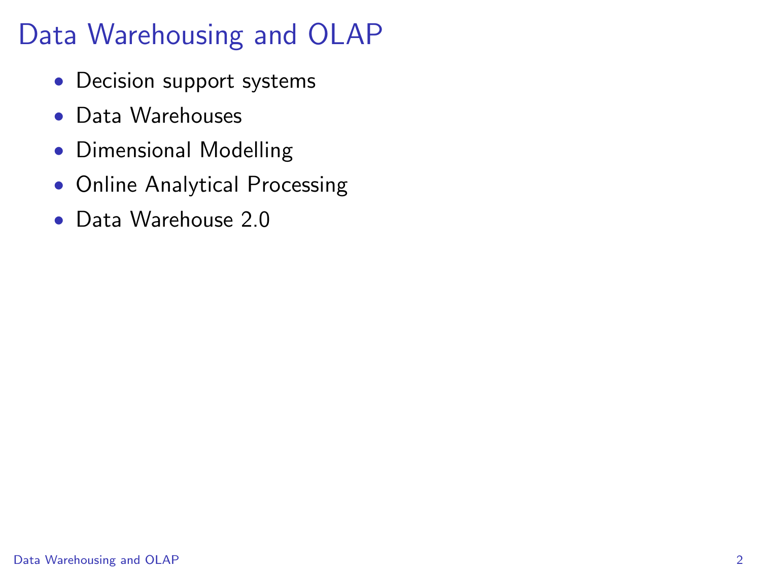# Data Warehousing and OLAP

- Decision support systems
- Data Warehouses
- Dimensional Modelling
- Online Analytical Processing
- Data Warehouse 2.0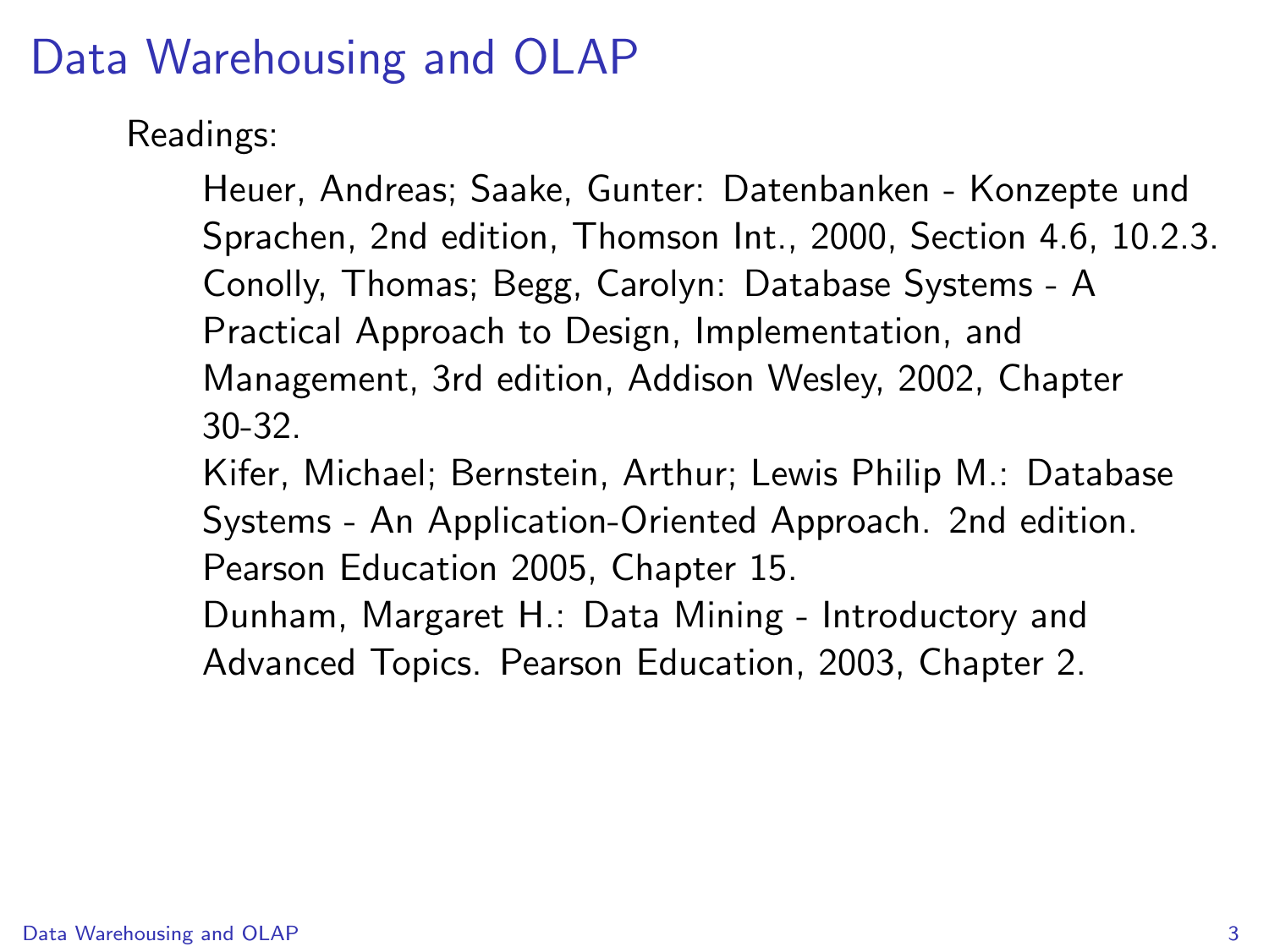# Data Warehousing and OLAP

Readings:

Heuer, Andreas; Saake, Gunter: Datenbanken - Konzepte und Sprachen, 2nd edition, Thomson Int., 2000, Section 4.6, 10.2.3.

Conolly, Thomas; Begg, Carolyn: Database Systems - A Practical Approach to Design, Implementation, and Management, 3rd edition, Addison Wesley, 2002, Chapter 30-32.

Kifer, Michael; Bernstein, Arthur; Lewis Philip M.: Database Systems - An Application-Oriented Approach. 2nd edition. Pearson Education 2005, Chapter 15.

Dunham, Margaret H.: Data Mining - Introductory and Advanced Topics. Pearson Education, 2003, Chapter 2.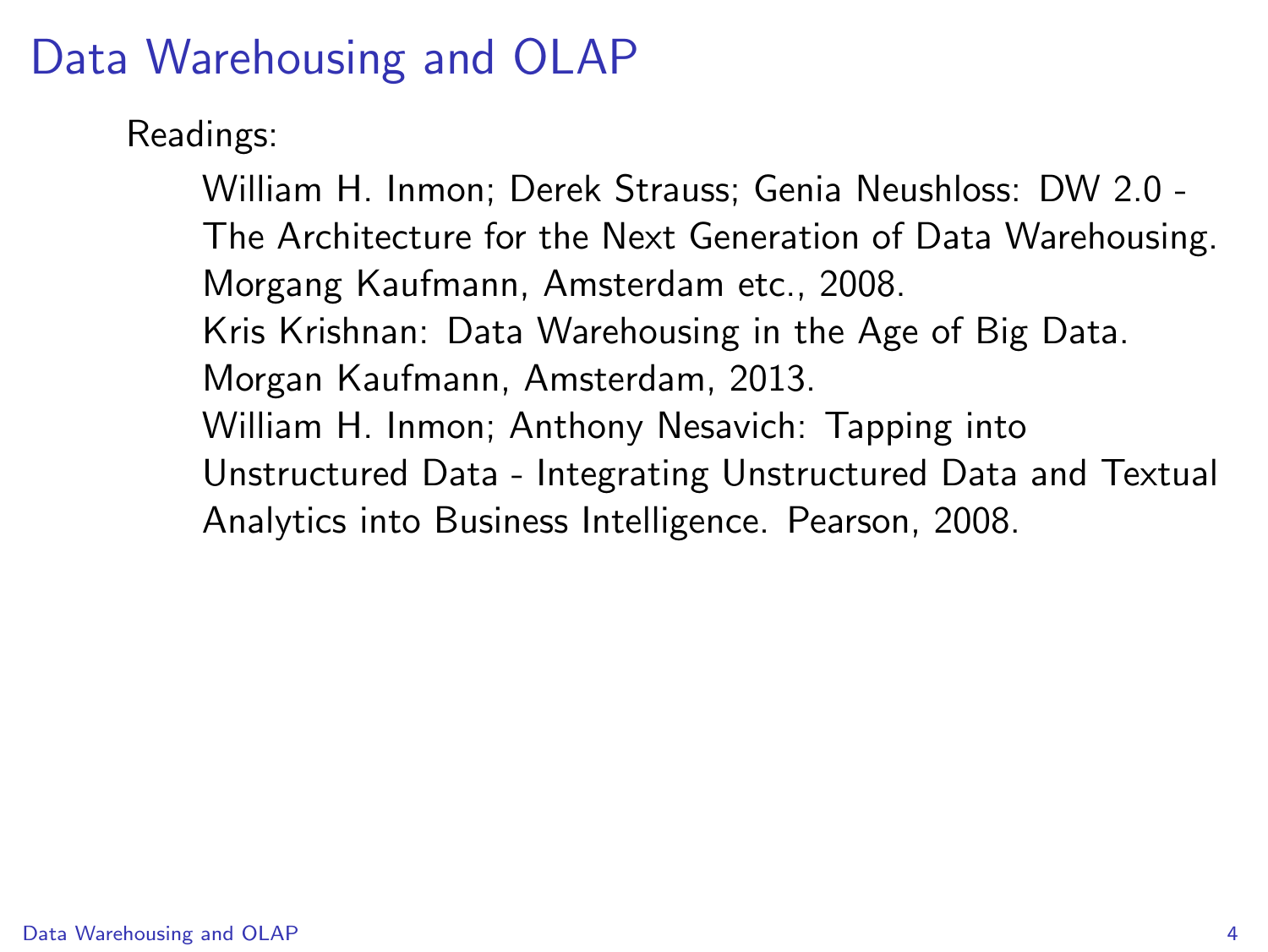# Data Warehousing and OLAP

Readings:

William H. Inmon; Derek Strauss; Genia Neushloss: DW 2.0 - The Architecture for the Next Generation of Data Warehousing. Morgang Kaufmann, Amsterdam etc., 2008.

Kris Krishnan: Data Warehousing in the Age of Big Data. Morgan Kaufmann, Amsterdam, 2013.

William H. Inmon; Anthony Nesavich: Tapping into Unstructured Data - Integrating Unstructured Data and Textual Analytics into Business Intelligence. Pearson, 2008.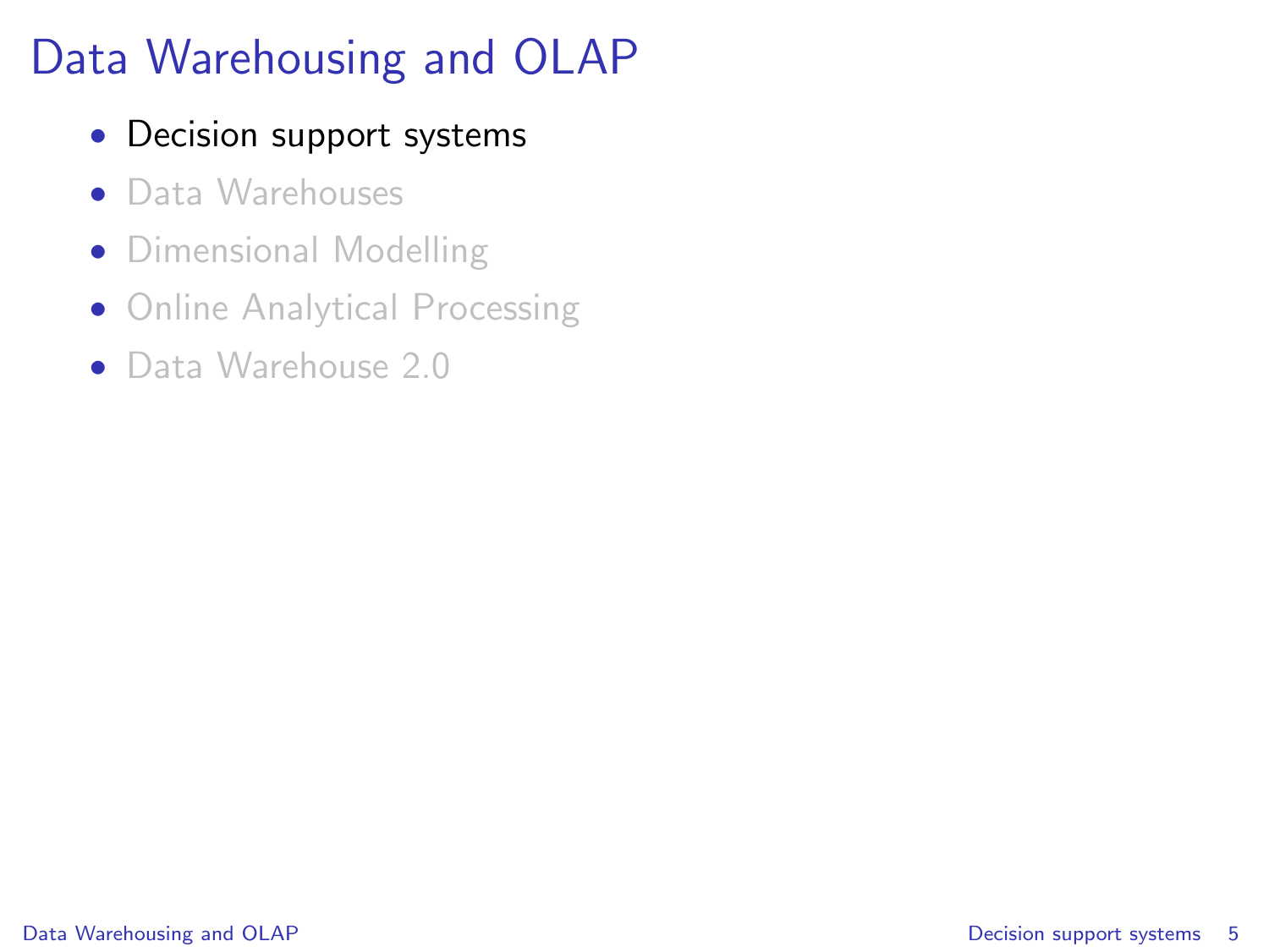# Data Warehousing and OLAP

- Decision support systems
- Data Warehouses
- Dimensional Modelling
- Online Analytical Processing
- Data Warehouse 2.0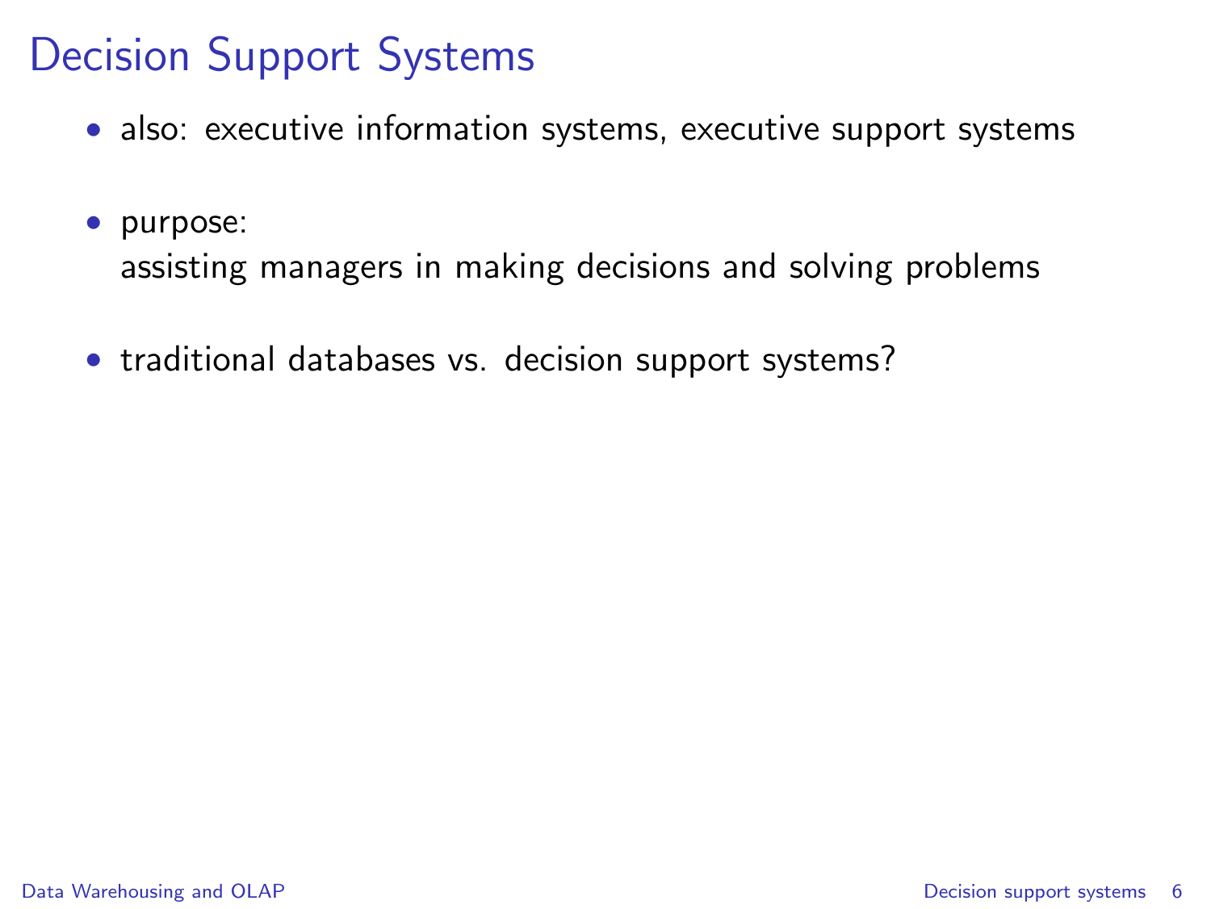# Decision Support Systems

- also: executive information systems, executive support systems
- purpose:
  assisting managers in making decisions and solving problems
- traditional databases vs. decision support systems?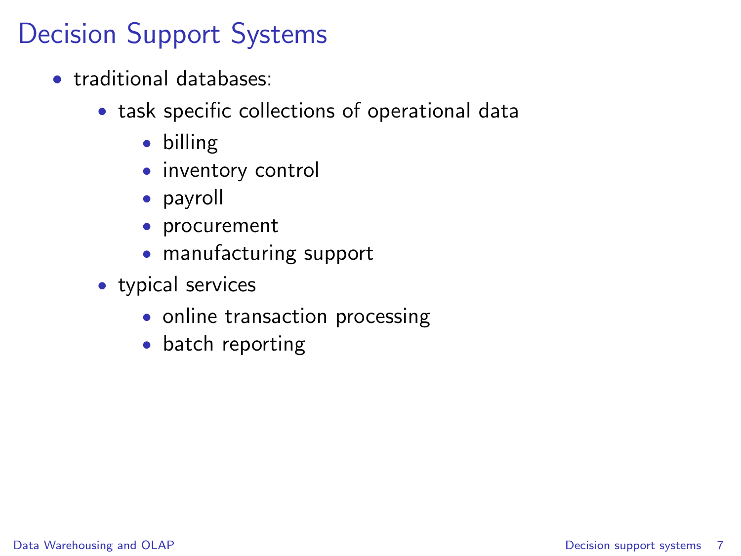# Decision Support Systems

- traditional databases:
  - task specific collections of operational data
    - billing
    - inventory control
    - payroll
    - procurement
    - manufacturing support
  - typical services
    - online transaction processing
    - batch reporting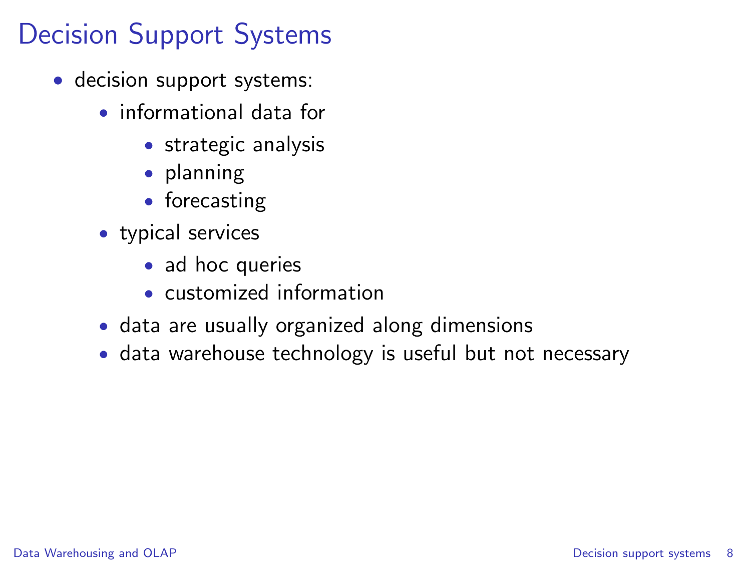# Decision Support Systems

- decision support systems:
  - informational data for
    - strategic analysis
    - planning
    - forecasting
  - typical services
    - ad hoc queries
    - customized information
  - data are usually organized along dimensions
  - data warehouse technology is useful but not necessary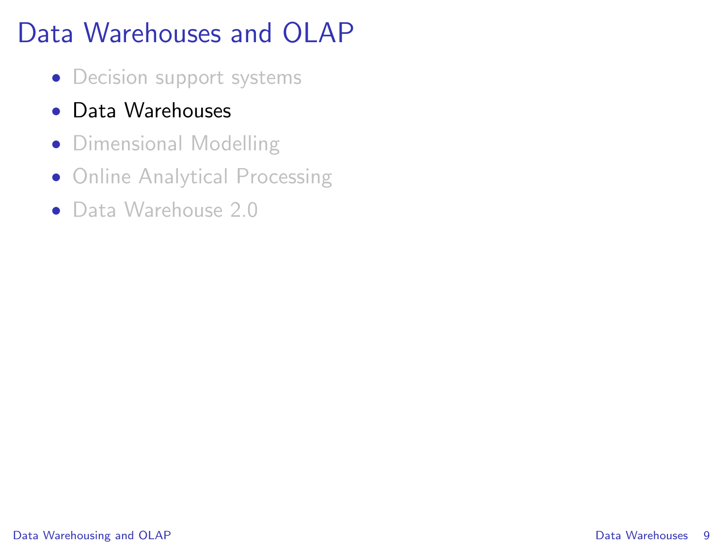# Data Warehouses and OLAP

- Decision support systems
- Data Warehouses
- Dimensional Modelling
- Online Analytical Processing
- Data Warehouse 2.0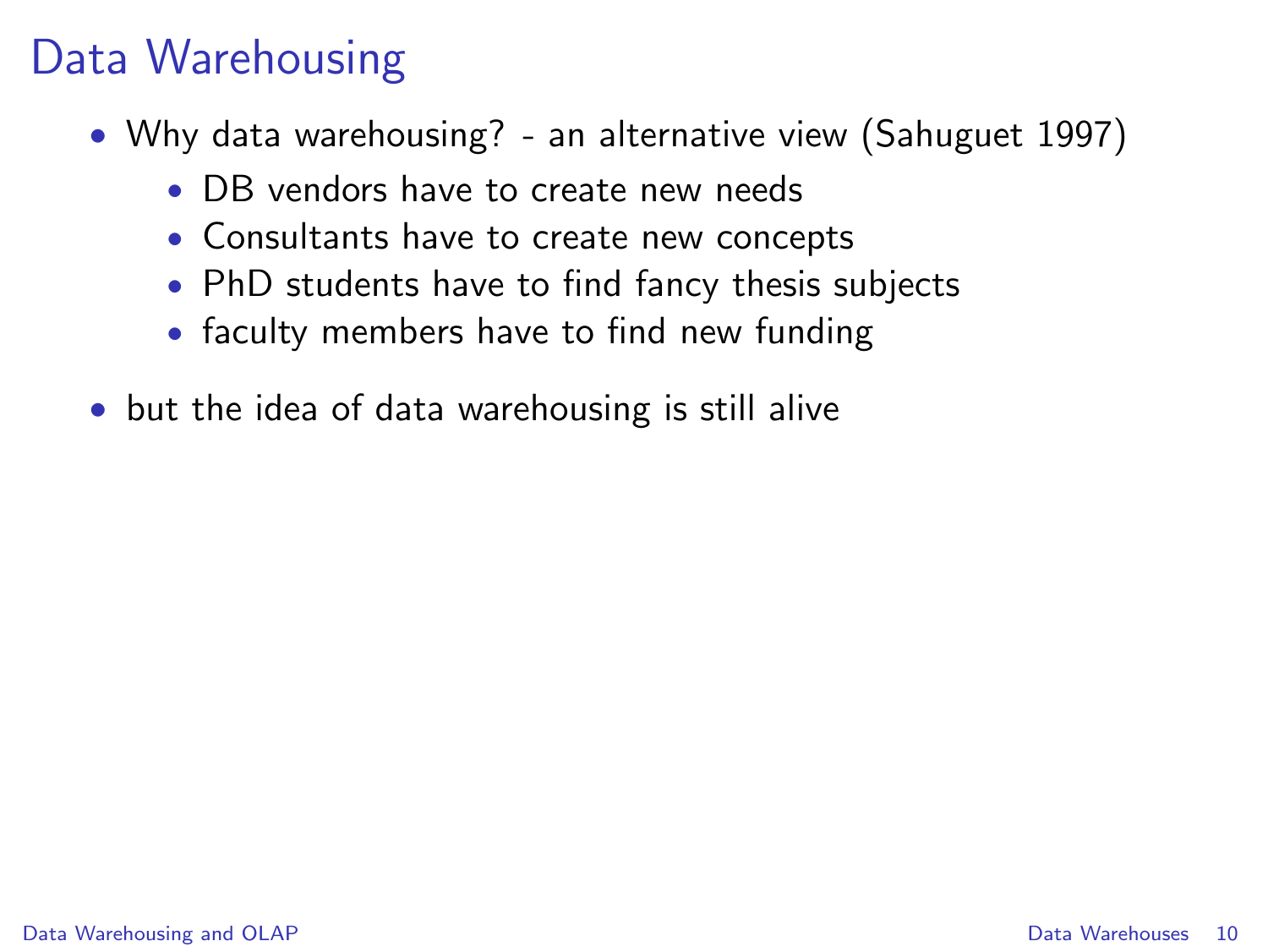# Data Warehousing

- Why data warehousing? - an alternative view (Sahuguet 1997)
  - DB vendors have to create new needs
  - Consultants have to create new concepts
  - PhD students have to find fancy thesis subjects
  - faculty members have to find new funding
- but the idea of data warehousing is still alive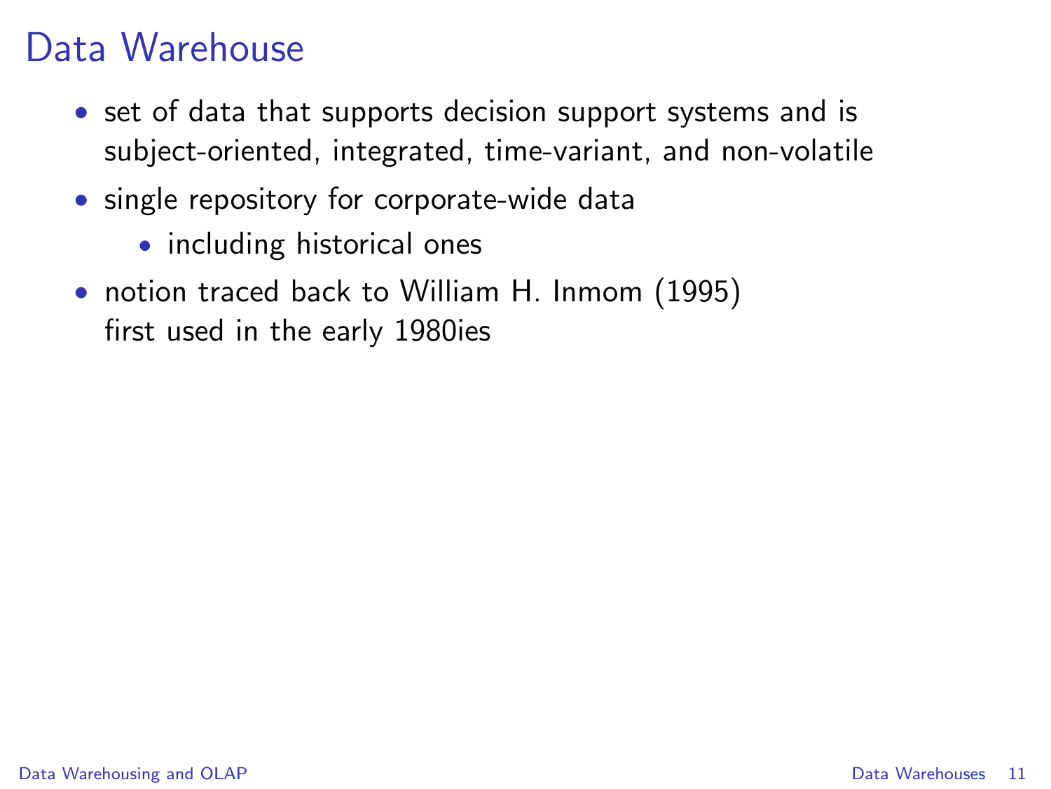# Data Warehouse

- set of data that supports decision support systems and is subject-oriented, integrated, time-variant, and non-volatile
- single repository for corporate-wide data
  - including historical ones
- notion traced back to William H. Inmom (1995)
  first used in the early 1980ies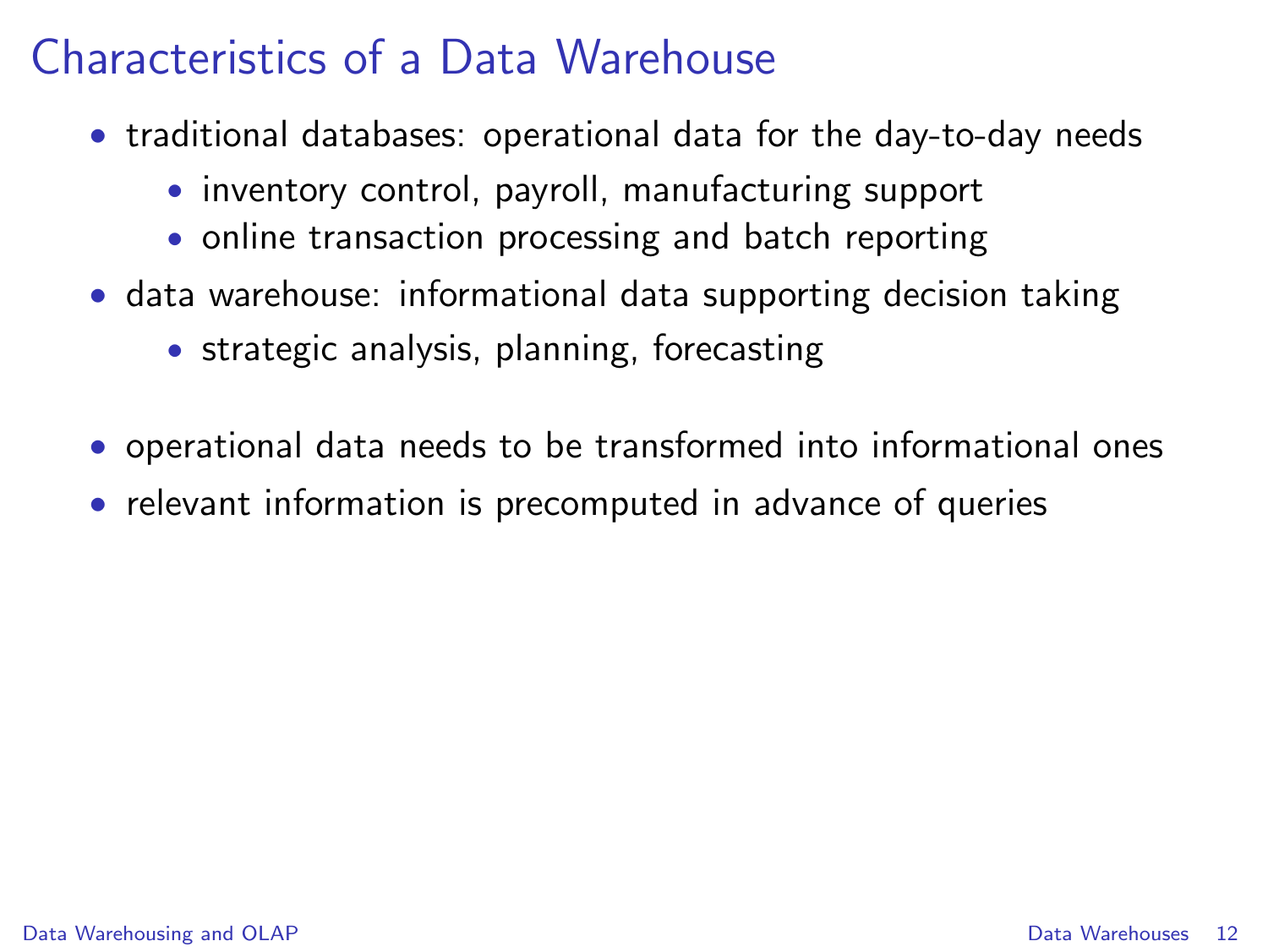# Characteristics of a Data Warehouse

- traditional databases: operational data for the day-to-day needs
  - inventory control, payroll, manufacturing support
  - online transaction processing and batch reporting
- data warehouse: informational data supporting decision taking
  - strategic analysis, planning, forecasting

- operational data needs to be transformed into informational ones
- relevant information is precomputed in advance of queries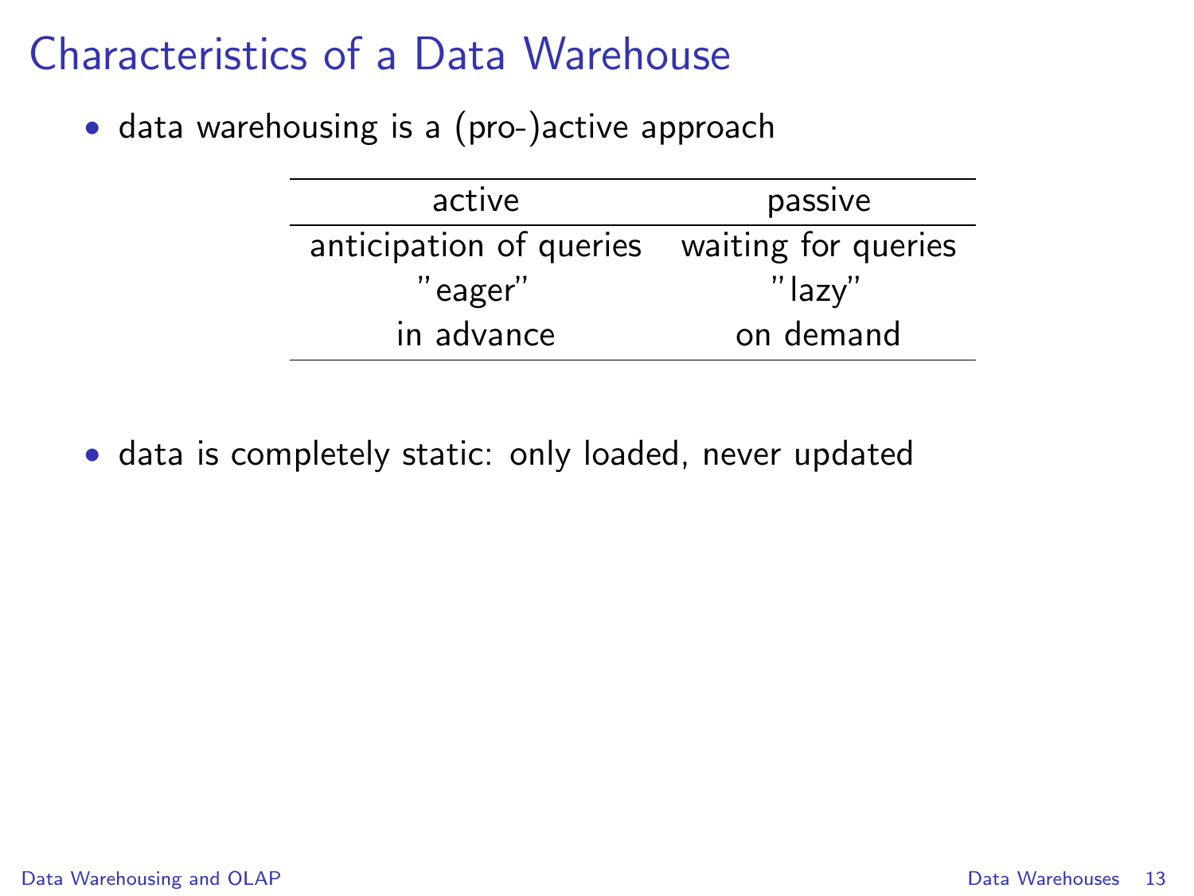# Characteristics of a Data Warehouse

- data warehousing is a (pro-)active approach

| active | passive |
|---|---|
| anticipation of queries | waiting for queries |
| "eager" | "lazy" |
| in advance | on demand |

- data is completely static: only loaded, never updated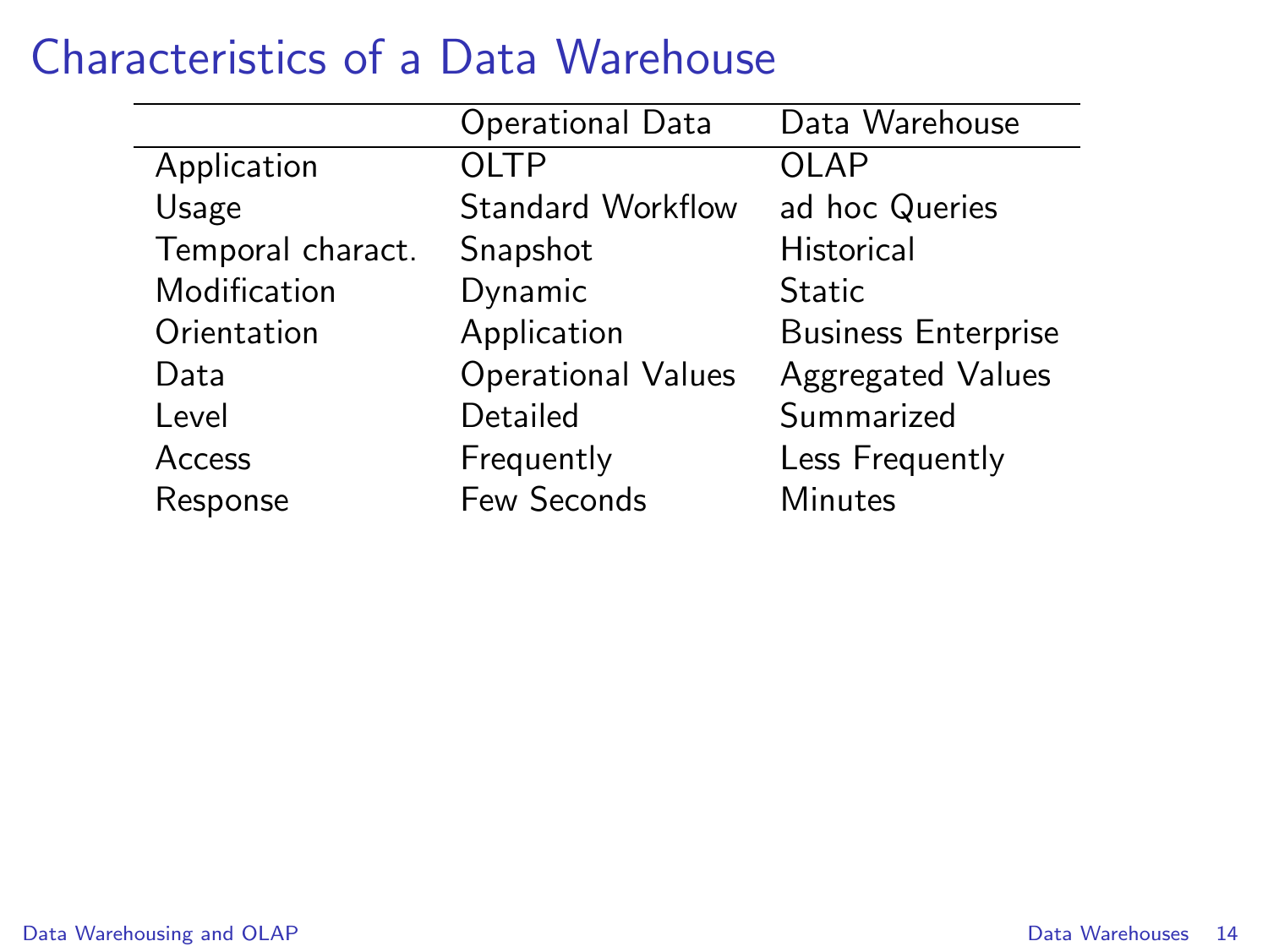# Characteristics of a Data Warehouse

| | Operational Data | Data Warehouse |
|---|---|---|
| Application | OLTP | OLAP |
| Usage | Standard Workflow | ad hoc Queries |
| Temporal charact. | Snapshot | Historical |
| Modification | Dynamic | Static |
| Orientation | Application | Business Enterprise |
| Data | Operational Values | Aggregated Values |
| Level | Detailed | Summarized |
| Access | Frequently | Less Frequently |
| Response | Few Seconds | Minutes |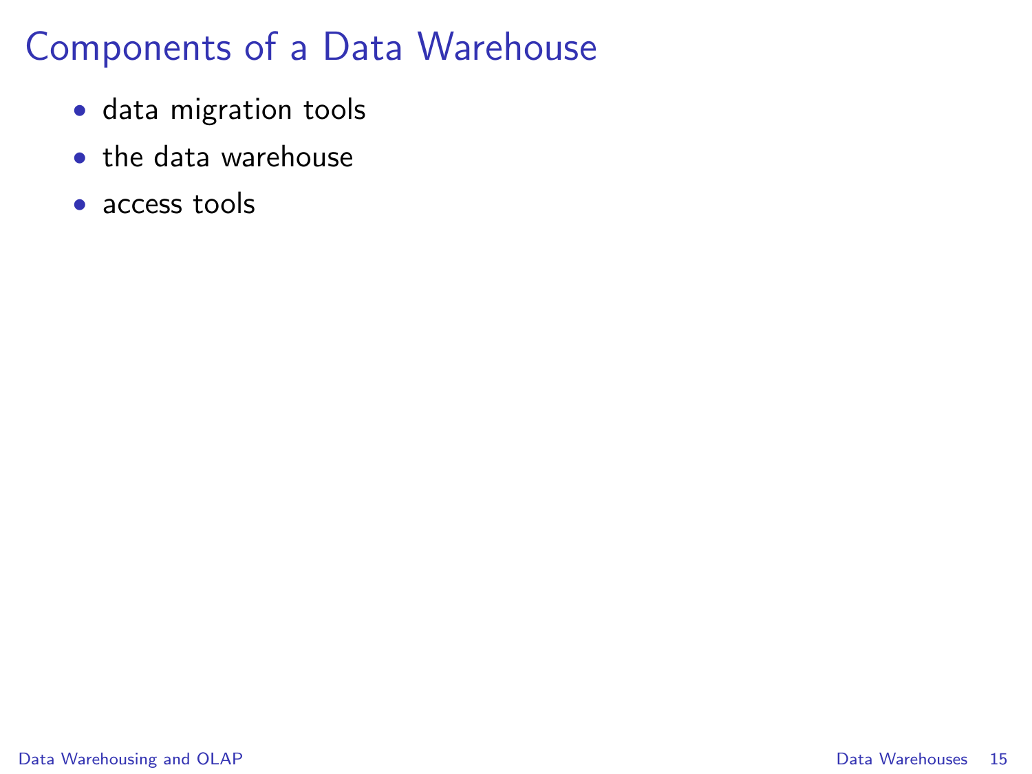# Components of a Data Warehouse

- data migration tools
- the data warehouse
- access tools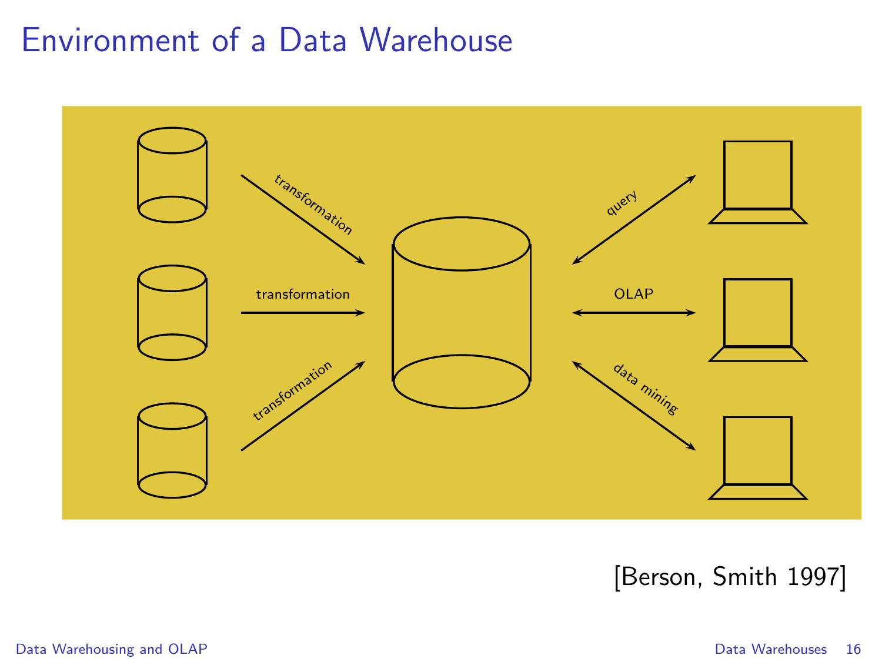# Environment of a Data Warehouse

transformation

transformation

transformation

query

OLAP

data mining

[Berson, Smith 1997]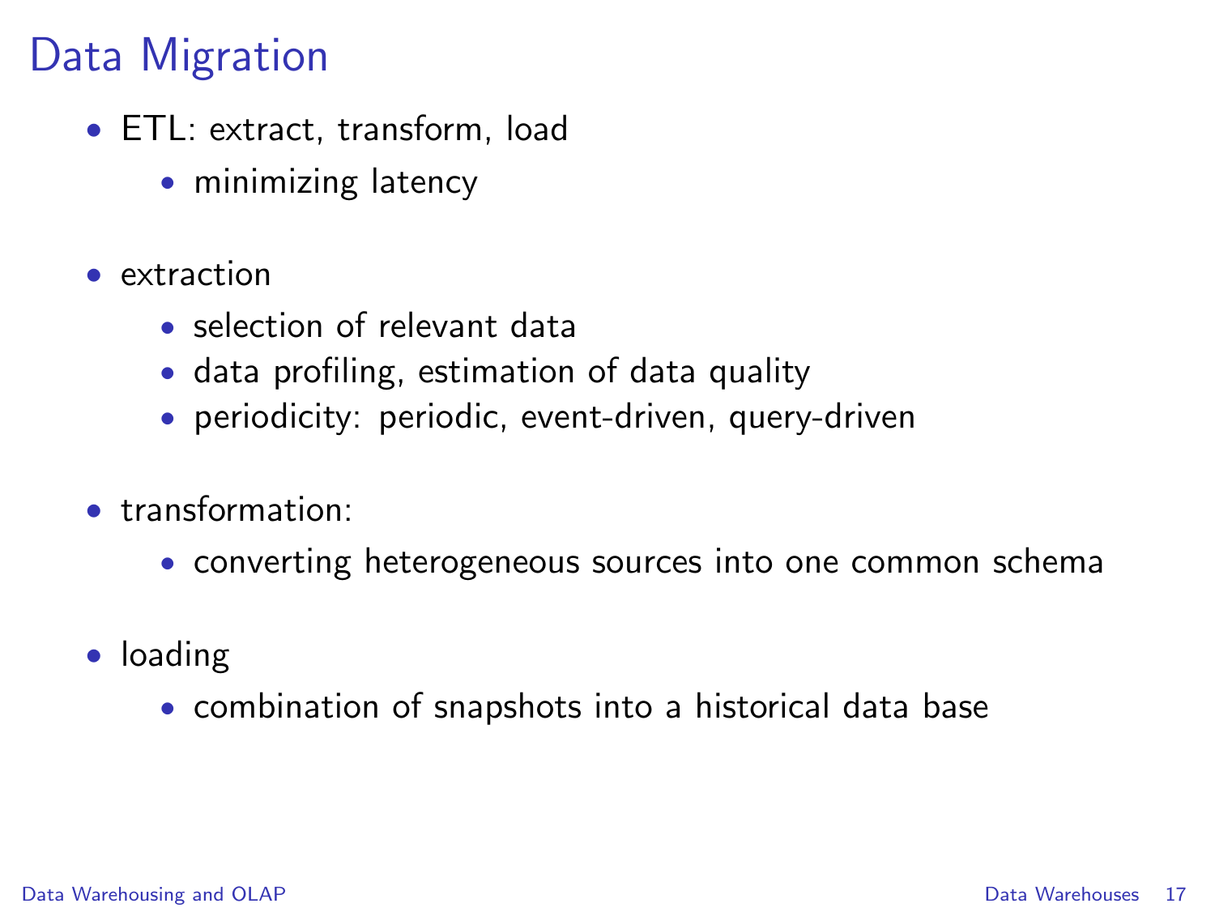# Data Migration

- ETL: extract, transform, load
  - minimizing latency
- extraction
  - selection of relevant data
  - data profiling, estimation of data quality
  - periodicity: periodic, event-driven, query-driven
- transformation:
  - converting heterogeneous sources into one common schema
- loading
  - combination of snapshots into a historical data base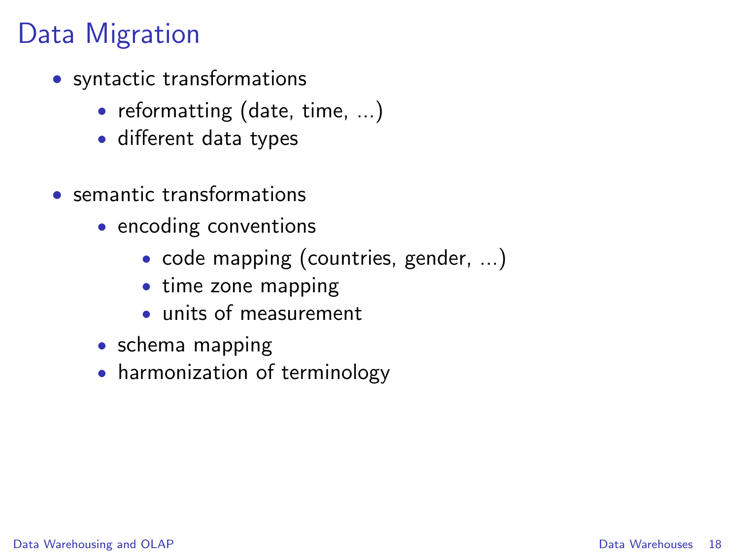# Data Migration

- syntactic transformations
    - reformatting (date, time, ...)
    - different data types

- semantic transformations
    - encoding conventions
        - code mapping (countries, gender, ...)
        - time zone mapping
        - units of measurement
    - schema mapping
    - harmonization of terminology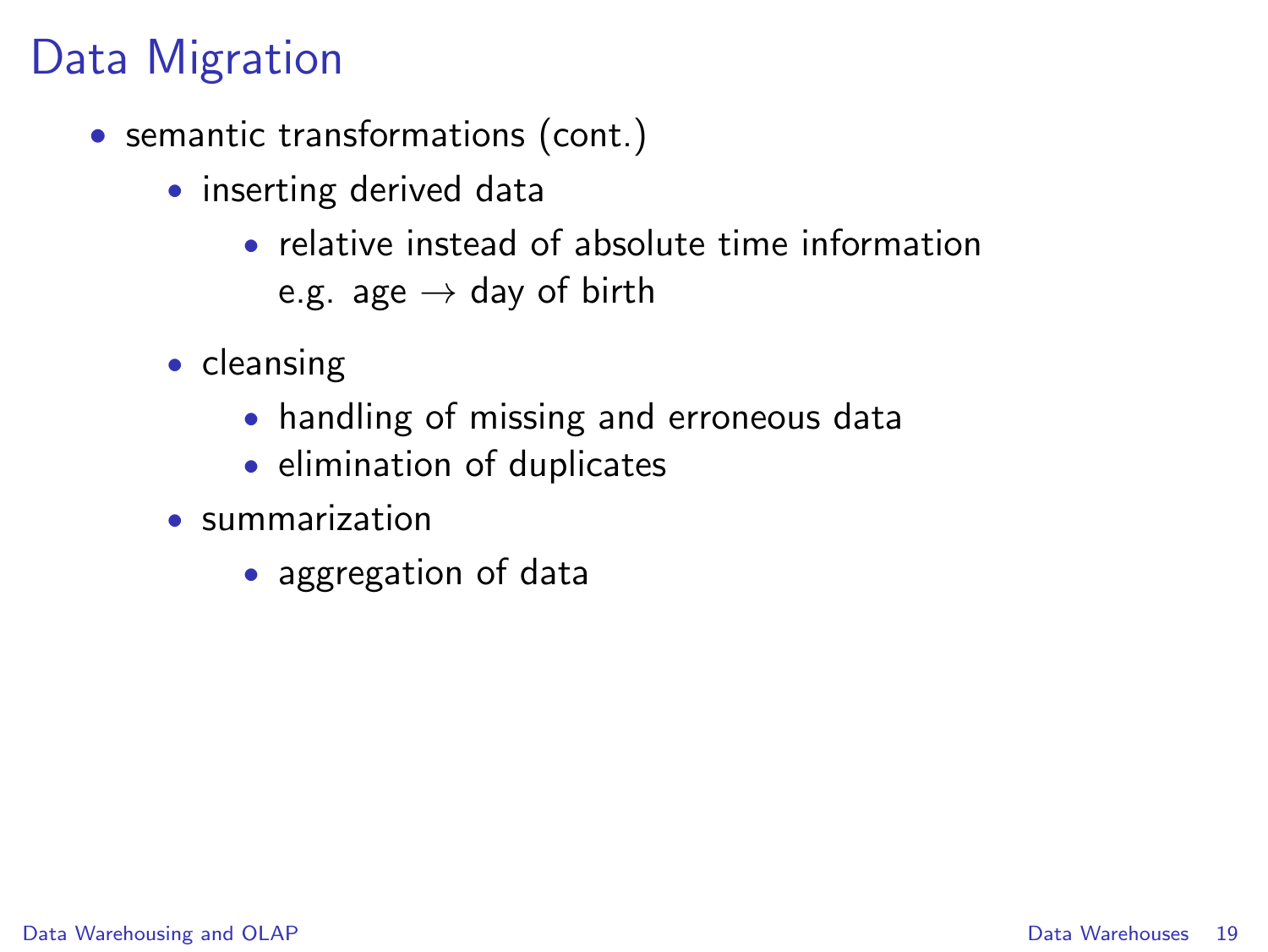# Data Migration

- semantic transformations (cont.)
  - inserting derived data
    - relative instead of absolute time information
      e.g. age $\rightarrow$ day of birth
  - cleansing
    - handling of missing and erroneous data
    - elimination of duplicates
  - summarization
    - aggregation of data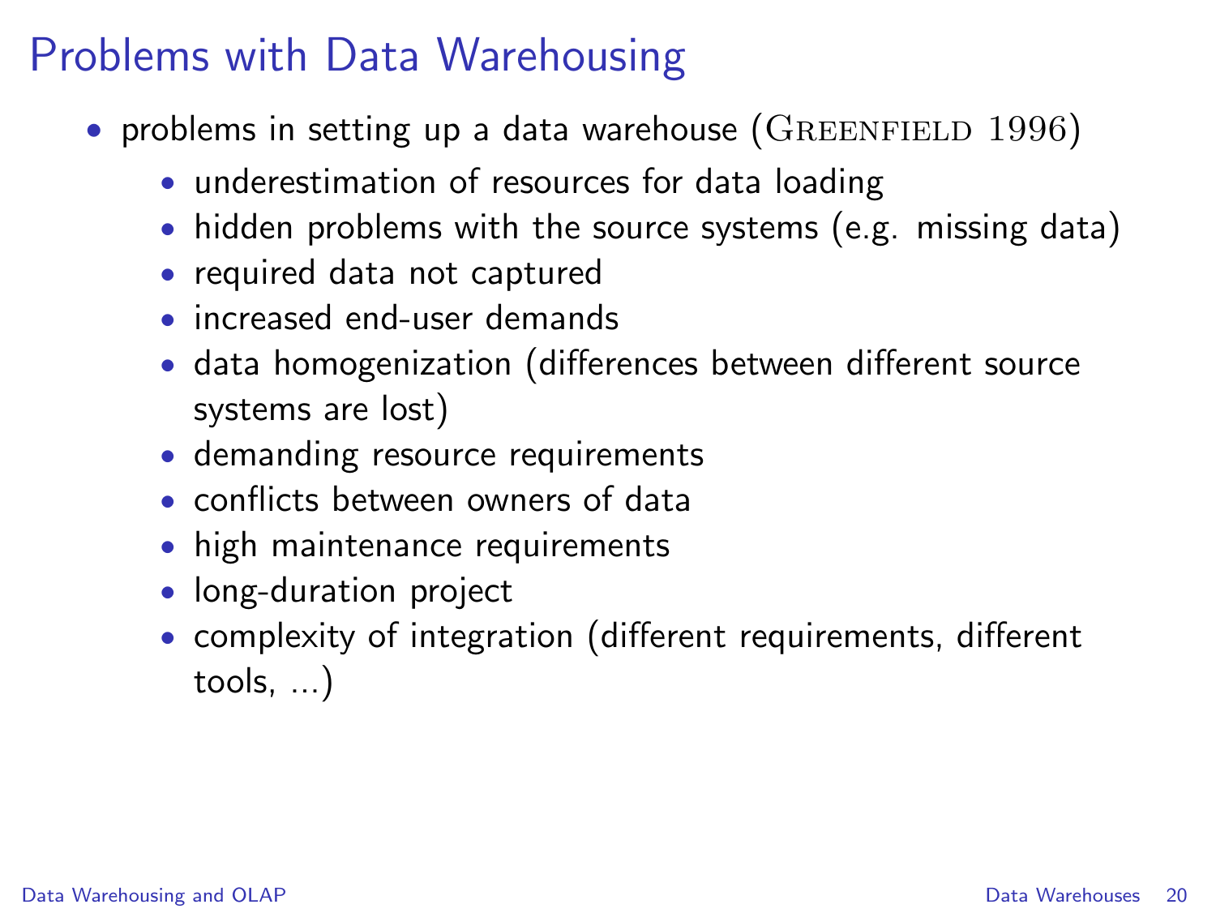# Problems with Data Warehousing

- problems in setting up a data warehouse (Greenfield 1996)
  - underestimation of resources for data loading
  - hidden problems with the source systems (e.g. missing data)
  - required data not captured
  - increased end-user demands
  - data homogenization (differences between different source systems are lost)
  - demanding resource requirements
  - conflicts between owners of data
  - high maintenance requirements
  - long-duration project
  - complexity of integration (different requirements, different tools, ...)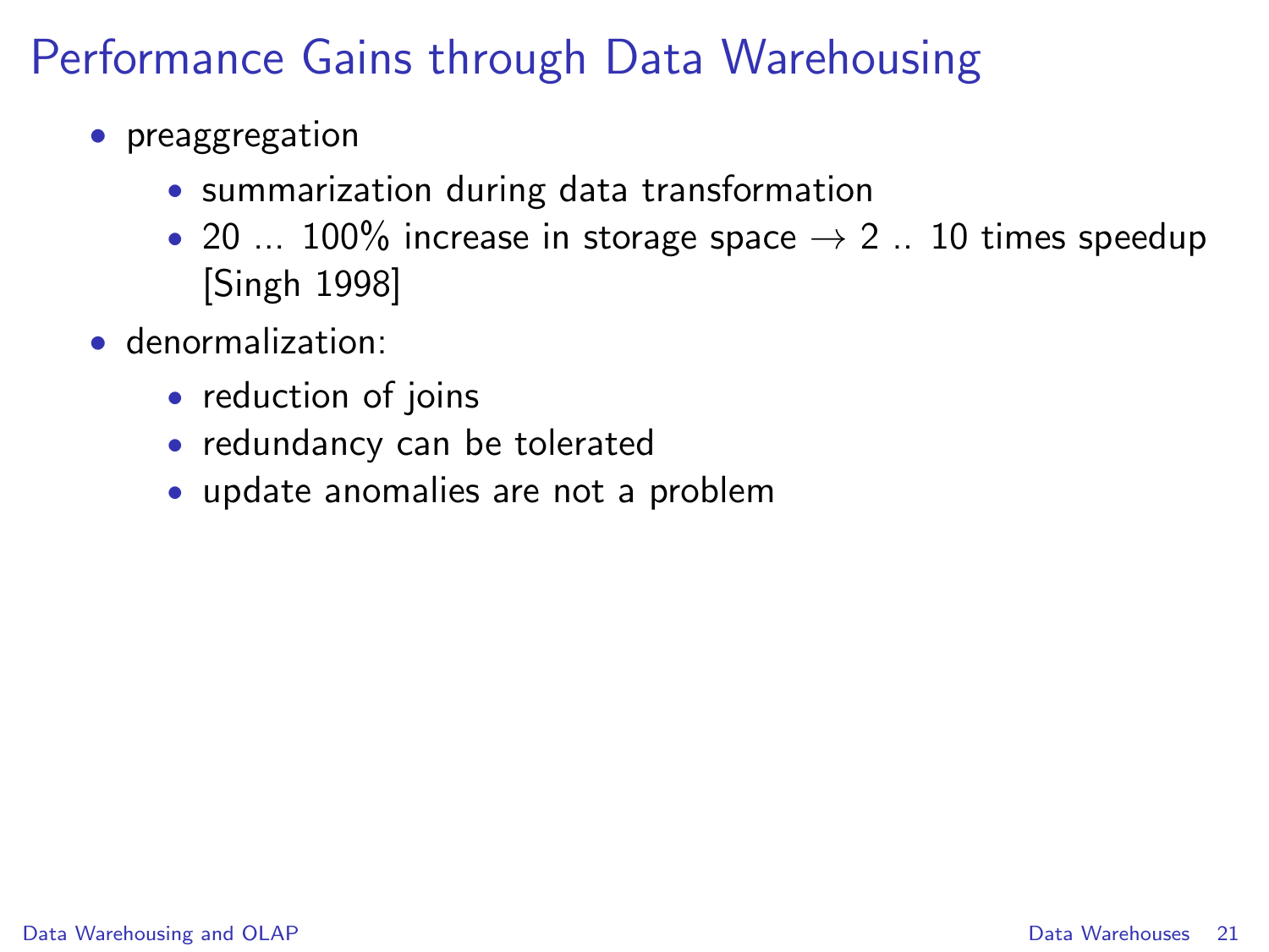# Performance Gains through Data Warehousing

- preaggregation
  - summarization during data transformation
  - 20 ... 100% increase in storage space $\rightarrow$ 2 .. 10 times speedup [Singh 1998]
- denormalization:
  - reduction of joins
  - redundancy can be tolerated
  - update anomalies are not a problem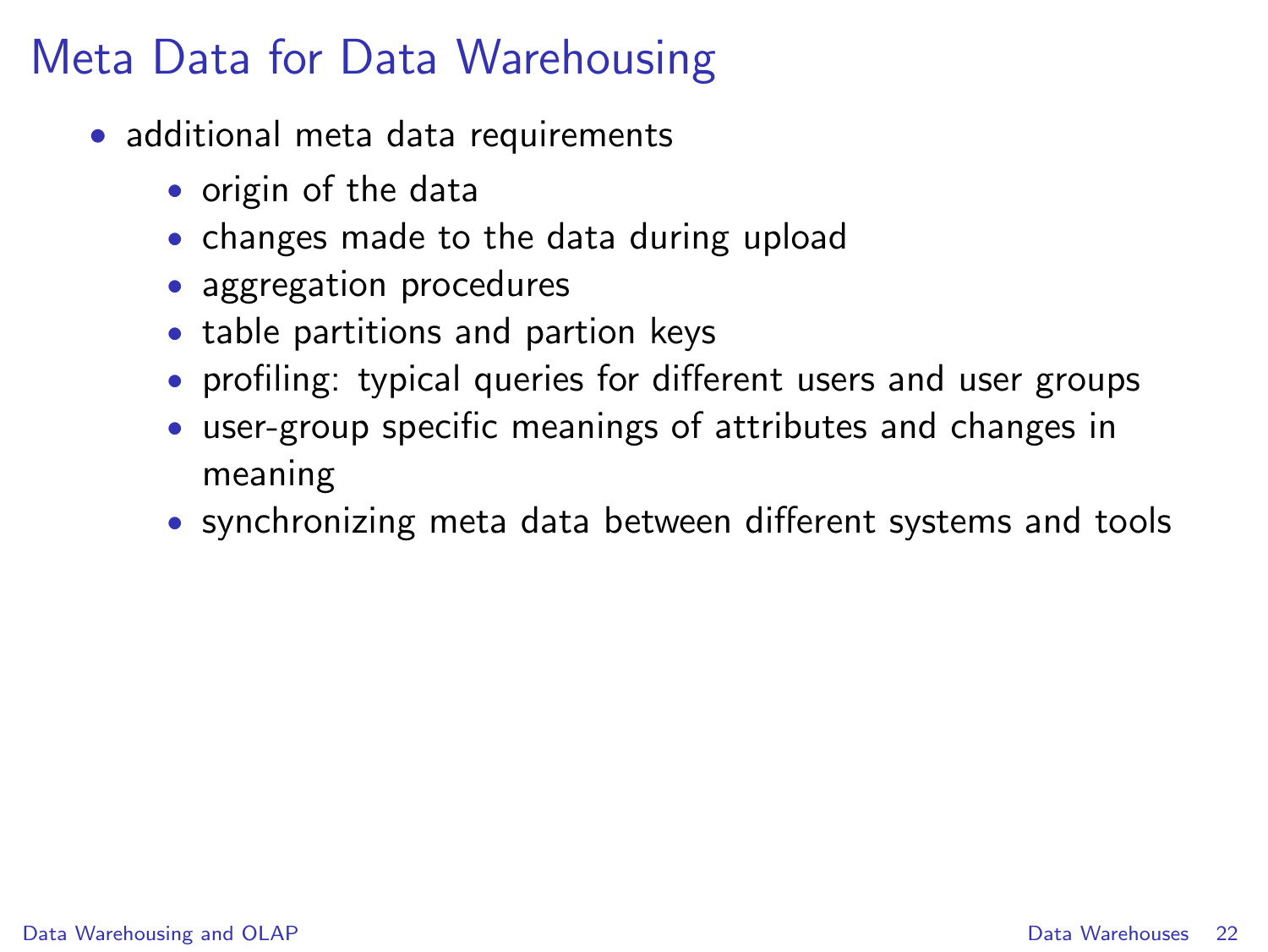# Meta Data for Data Warehousing

- additional meta data requirements
  - origin of the data
  - changes made to the data during upload
  - aggregation procedures
  - table partitions and partion keys
  - profiling: typical queries for different users and user groups
  - user-group specific meanings of attributes and changes in meaning
  - synchronizing meta data between different systems and tools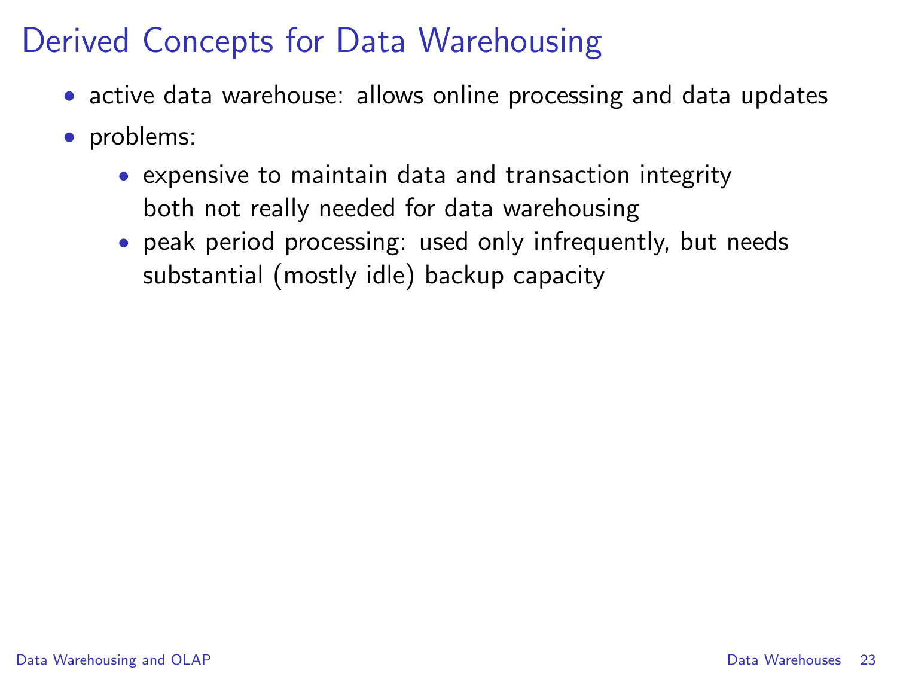# Derived Concepts for Data Warehousing

- active data warehouse: allows online processing and data updates
- problems:
  - expensive to maintain data and transaction integrity
    both not really needed for data warehousing
  - peak period processing: used only infrequently, but needs substantial (mostly idle) backup capacity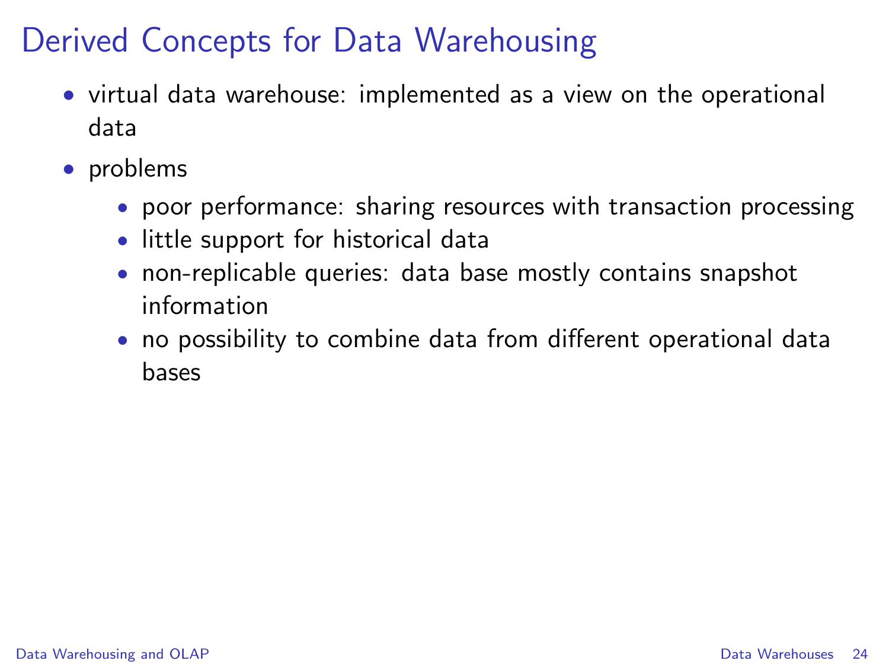# Derived Concepts for Data Warehousing

- virtual data warehouse: implemented as a view on the operational data
- problems
  - poor performance: sharing resources with transaction processing
  - little support for historical data
  - non-replicable queries: data base mostly contains snapshot information
  - no possibility to combine data from different operational data bases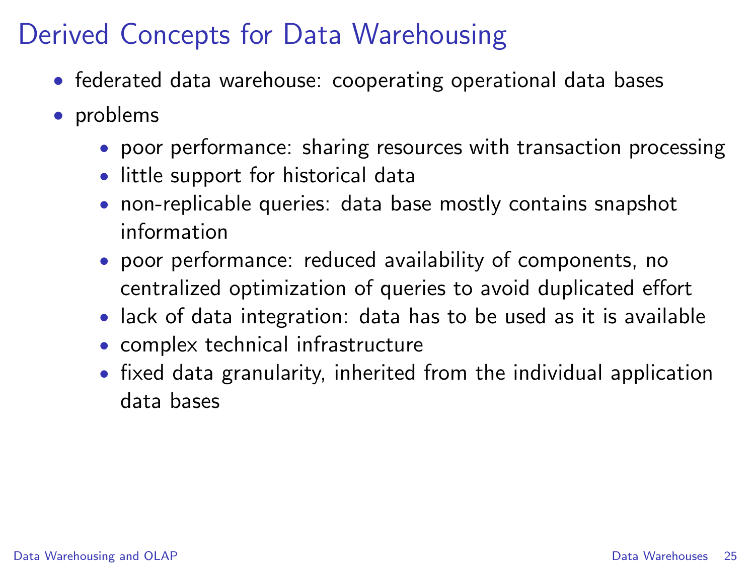# Derived Concepts for Data Warehousing

- federated data warehouse: cooperating operational data bases
- problems
  - poor performance: sharing resources with transaction processing
  - little support for historical data
  - non-replicable queries: data base mostly contains snapshot information
  - poor performance: reduced availability of components, no centralized optimization of queries to avoid duplicated effort
  - lack of data integration: data has to be used as it is available
  - complex technical infrastructure
  - fixed data granularity, inherited from the individual application data bases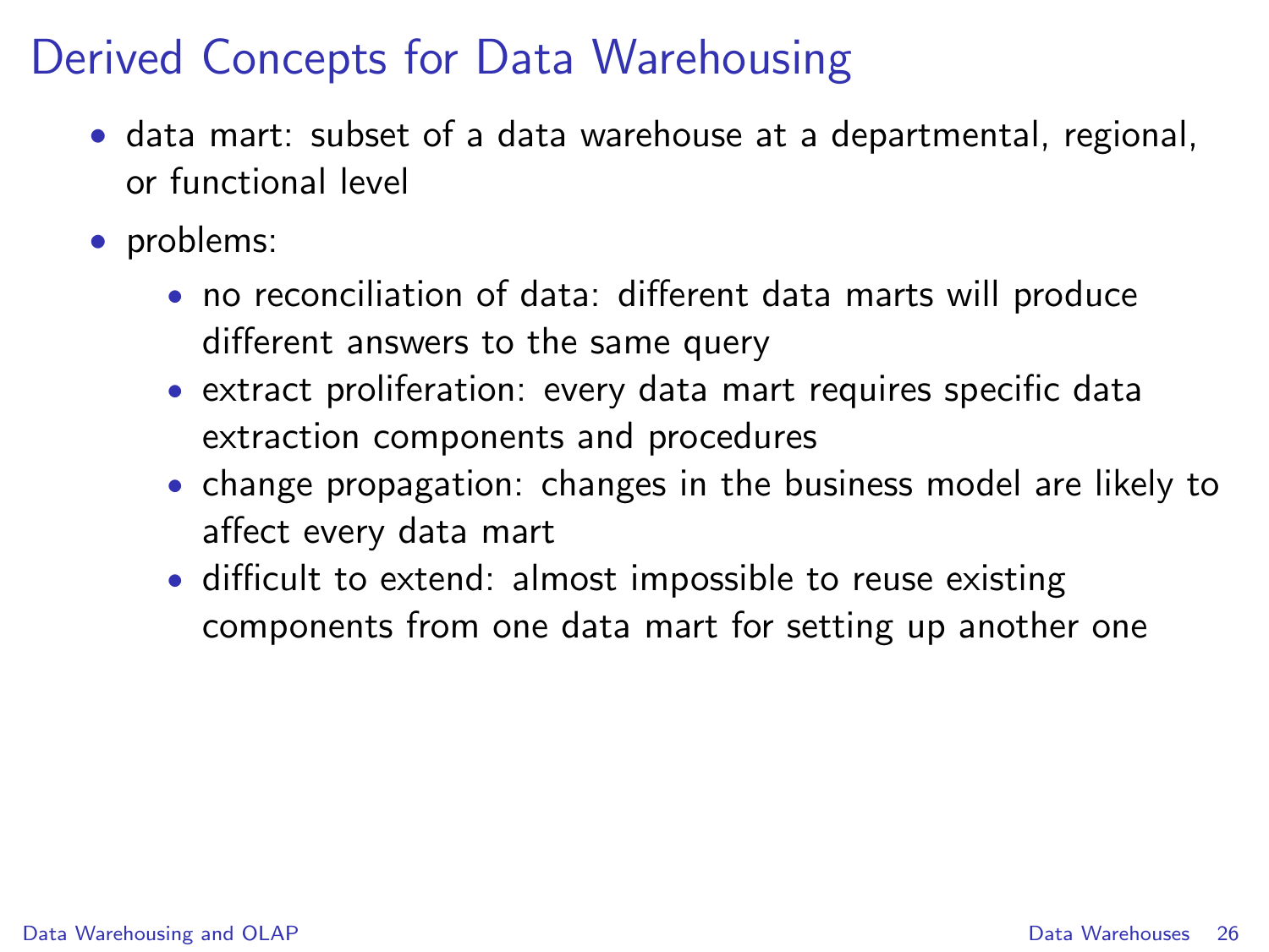# Derived Concepts for Data Warehousing

- data mart: subset of a data warehouse at a departmental, regional, or functional level
- problems:
  - no reconciliation of data: different data marts will produce different answers to the same query
  - extract proliferation: every data mart requires specific data extraction components and procedures
  - change propagation: changes in the business model are likely to affect every data mart
  - difficult to extend: almost impossible to reuse existing components from one data mart for setting up another one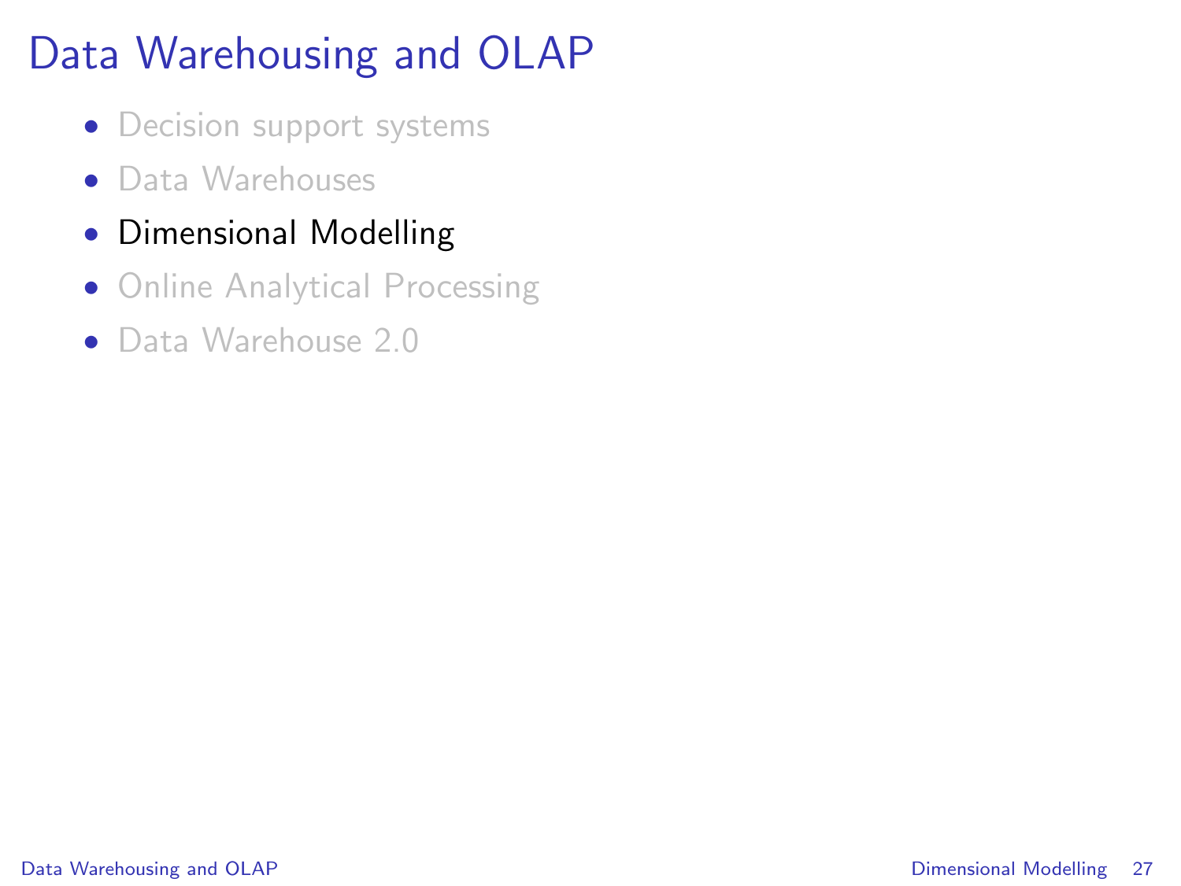# Data Warehousing and OLAP

- Decision support systems
- Data Warehouses
- Dimensional Modelling
- Online Analytical Processing
- Data Warehouse 2.0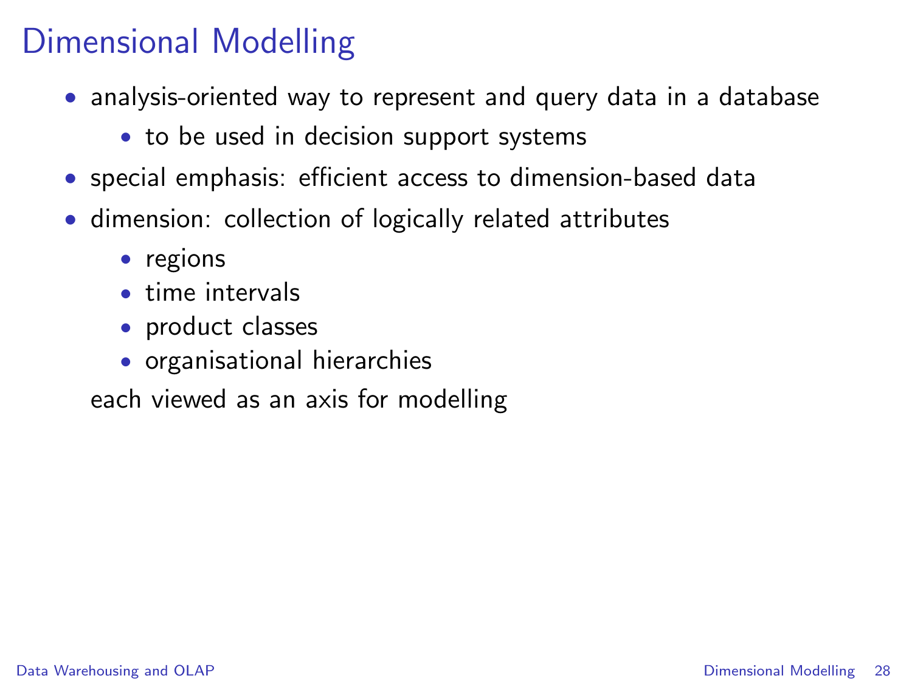# Dimensional Modelling

- analysis-oriented way to represent and query data in a database
  - to be used in decision support systems
- special emphasis: efficient access to dimension-based data
- dimension: collection of logically related attributes
  - regions
  - time intervals
  - product classes
  - organisational hierarchies

  each viewed as an axis for modelling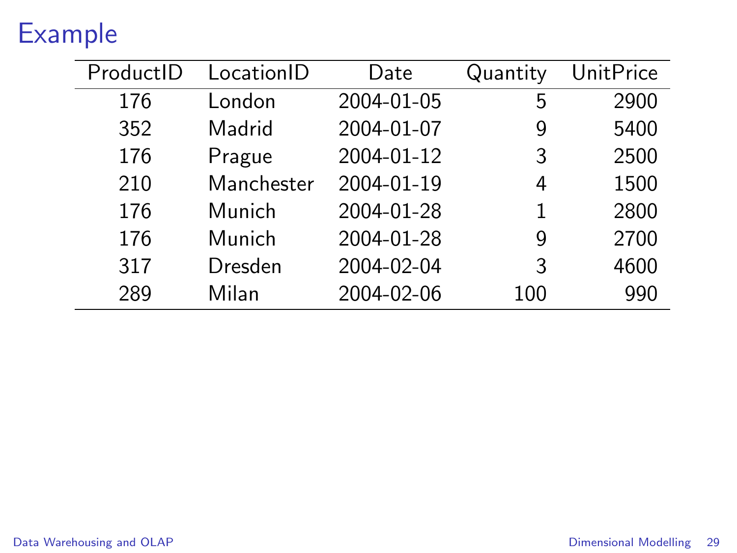# Example

| ProductID | LocationID | Date | Quantity | UnitPrice |
|---|---|---|---|---|
| 176 | London | 2004-01-05 | 5 | 2900 |
| 352 | Madrid | 2004-01-07 | 9 | 5400 |
| 176 | Prague | 2004-01-12 | 3 | 2500 |
| 210 | Manchester | 2004-01-19 | 4 | 1500 |
| 176 | Munich | 2004-01-28 | 1 | 2800 |
| 176 | Munich | 2004-01-28 | 9 | 2700 |
| 317 | Dresden | 2004-02-04 | 3 | 4600 |
| 289 | Milan | 2004-02-06 | 100 | 990 |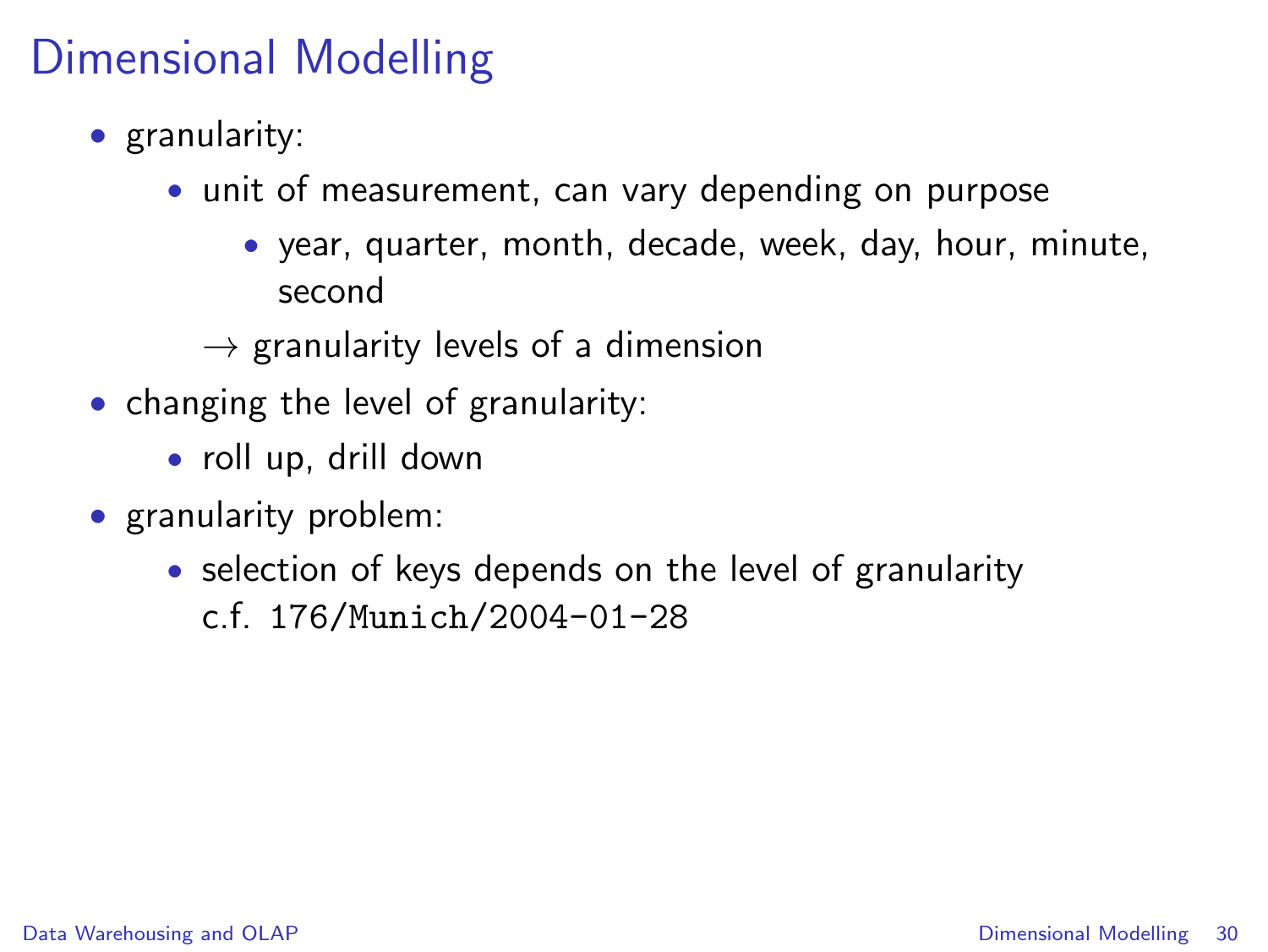# Dimensional Modelling

- granularity:
  - unit of measurement, can vary depending on purpose
    - year, quarter, month, decade, week, day, hour, minute, second

  $\rightarrow$ granularity levels of a dimension
- changing the level of granularity:
  - roll up, drill down
- granularity problem:
  - selection of keys depends on the level of granularity
    c.f. `176/Munich/2004-01-28`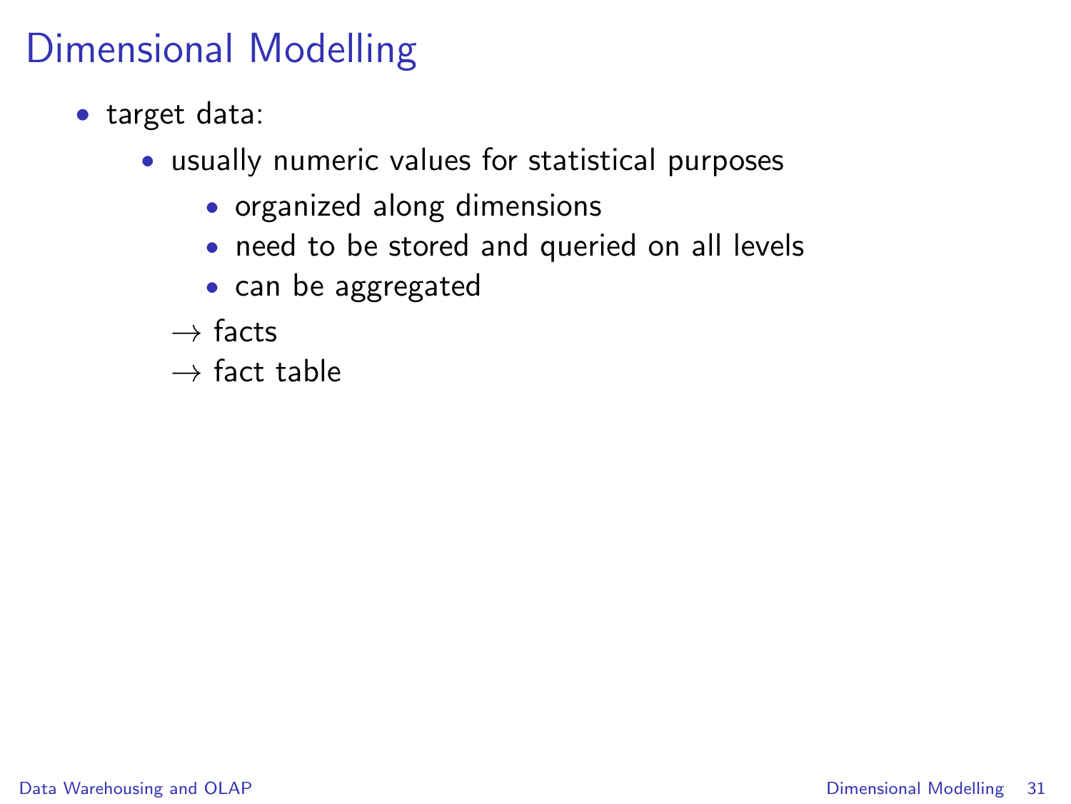# Dimensional Modelling

- target data:
  - usually numeric values for statistical purposes
    - organized along dimensions
    - need to be stored and queried on all levels
    - can be aggregated

  → facts

  → fact table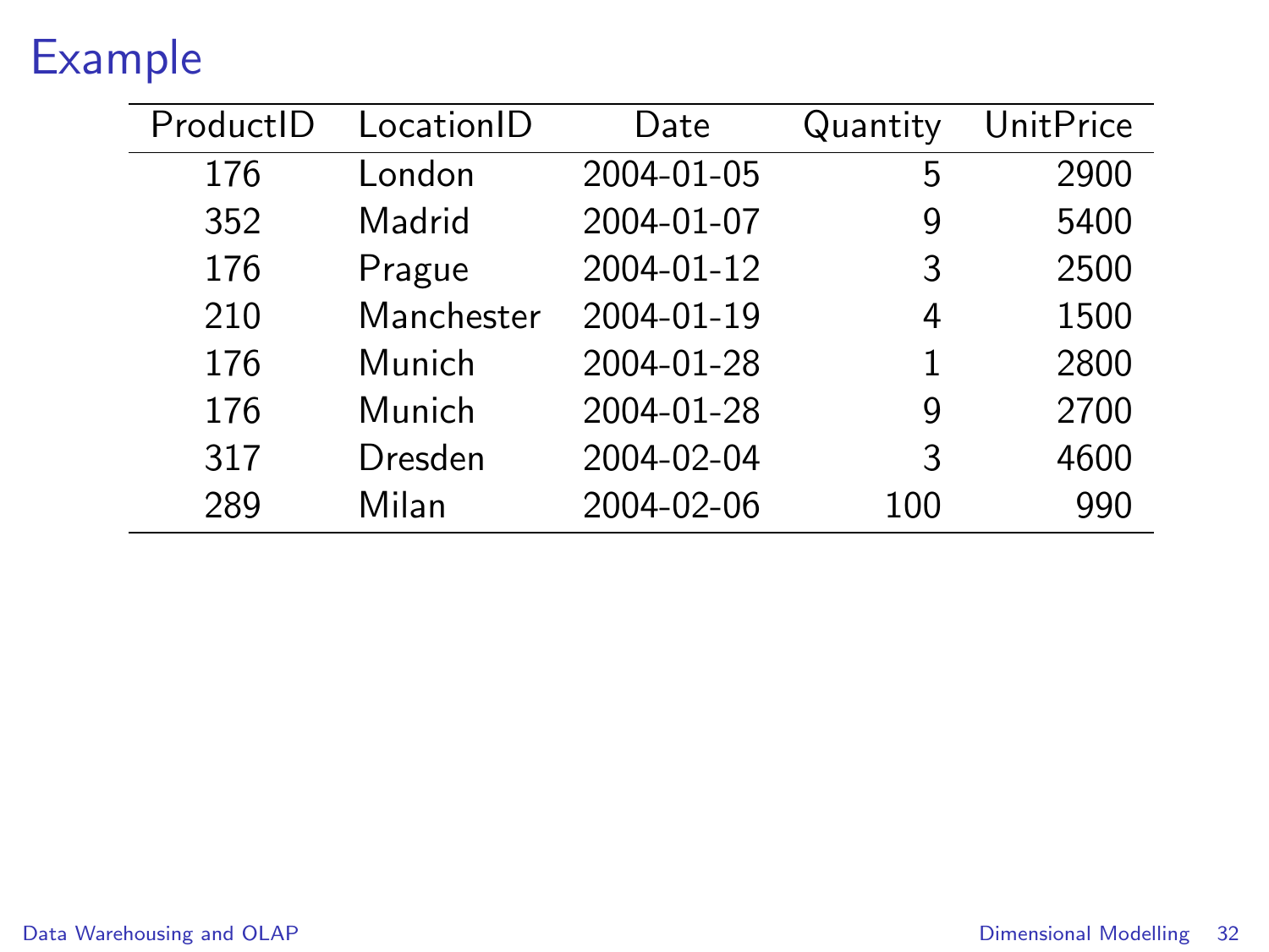# Example

| ProductID | LocationID | Date | Quantity | UnitPrice |
|---|---|---|---|---|
| 176 | London | 2004-01-05 | 5 | 2900 |
| 352 | Madrid | 2004-01-07 | 9 | 5400 |
| 176 | Prague | 2004-01-12 | 3 | 2500 |
| 210 | Manchester | 2004-01-19 | 4 | 1500 |
| 176 | Munich | 2004-01-28 | 1 | 2800 |
| 176 | Munich | 2004-01-28 | 9 | 2700 |
| 317 | Dresden | 2004-02-04 | 3 | 4600 |
| 289 | Milan | 2004-02-06 | 100 | 990 |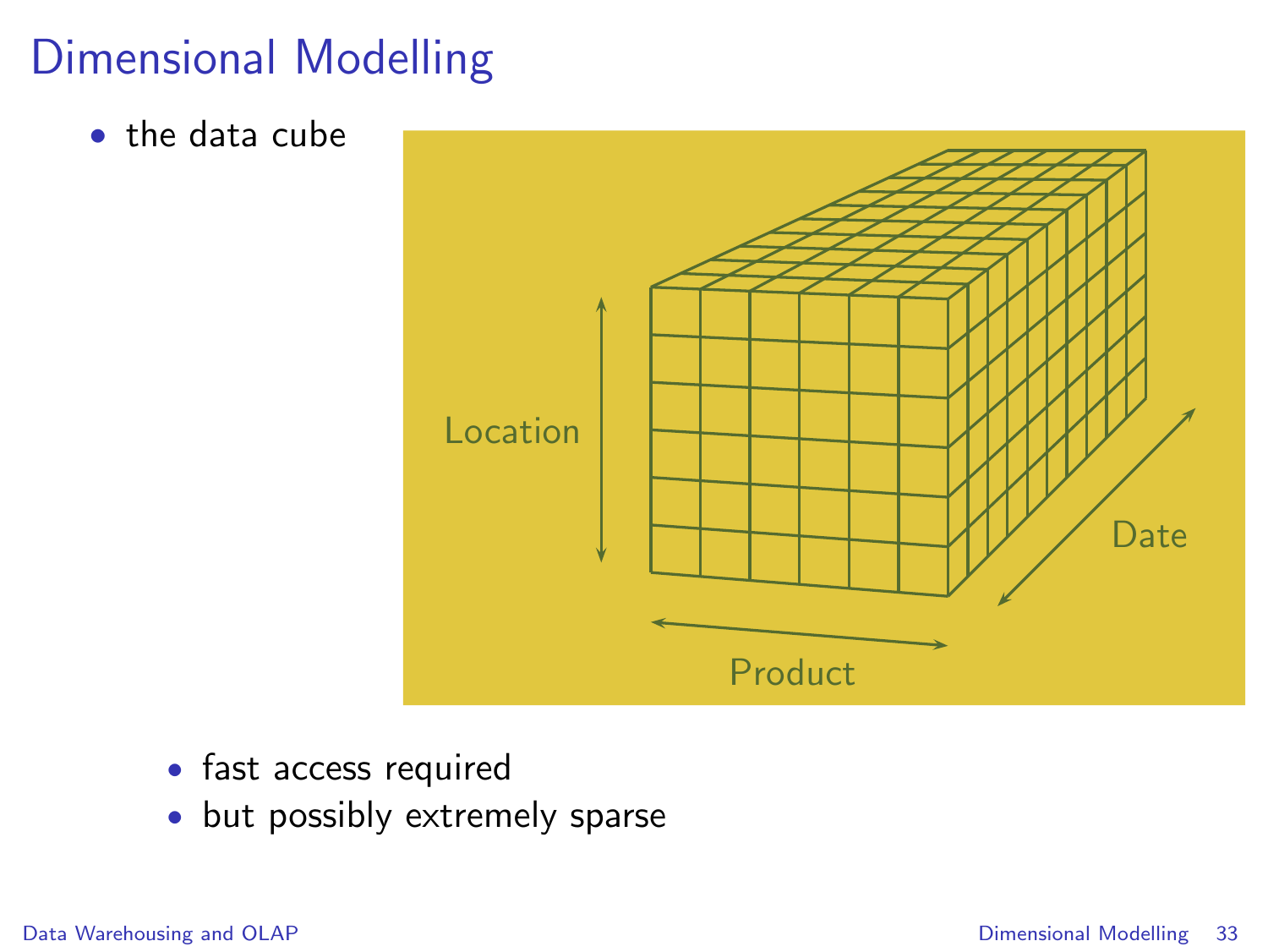# Dimensional Modelling

- the data cube

  - fast access required
  - but possibly extremely sparse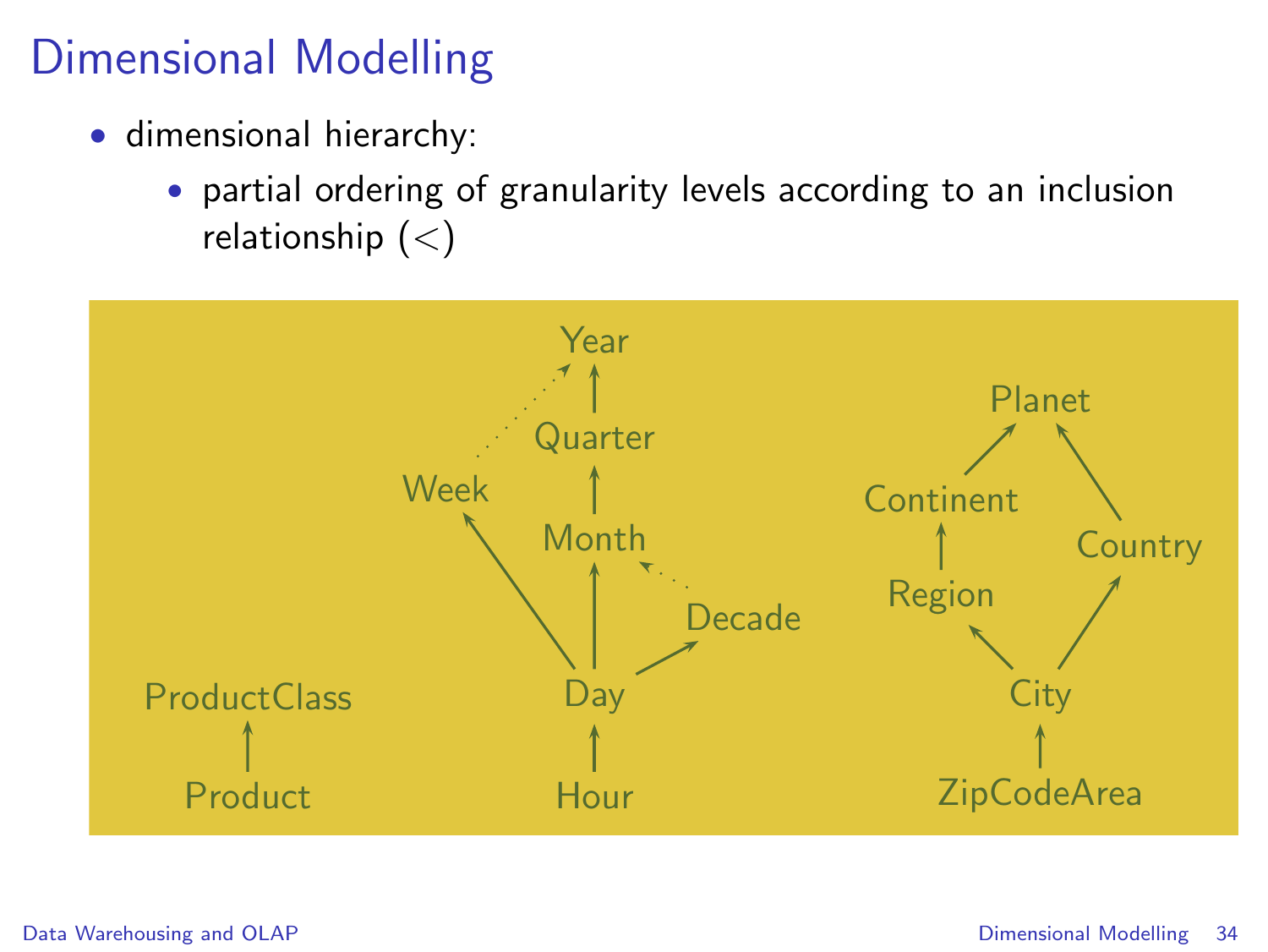# Dimensional Modelling

- dimensional hierarchy:
  - partial ordering of granularity levels according to an inclusion relationship ($<$)

ProductClass

Product

Year

Quarter

Week

Month

Decade

Day

Hour

Planet

Continent

Country

Region

City

ZipCodeArea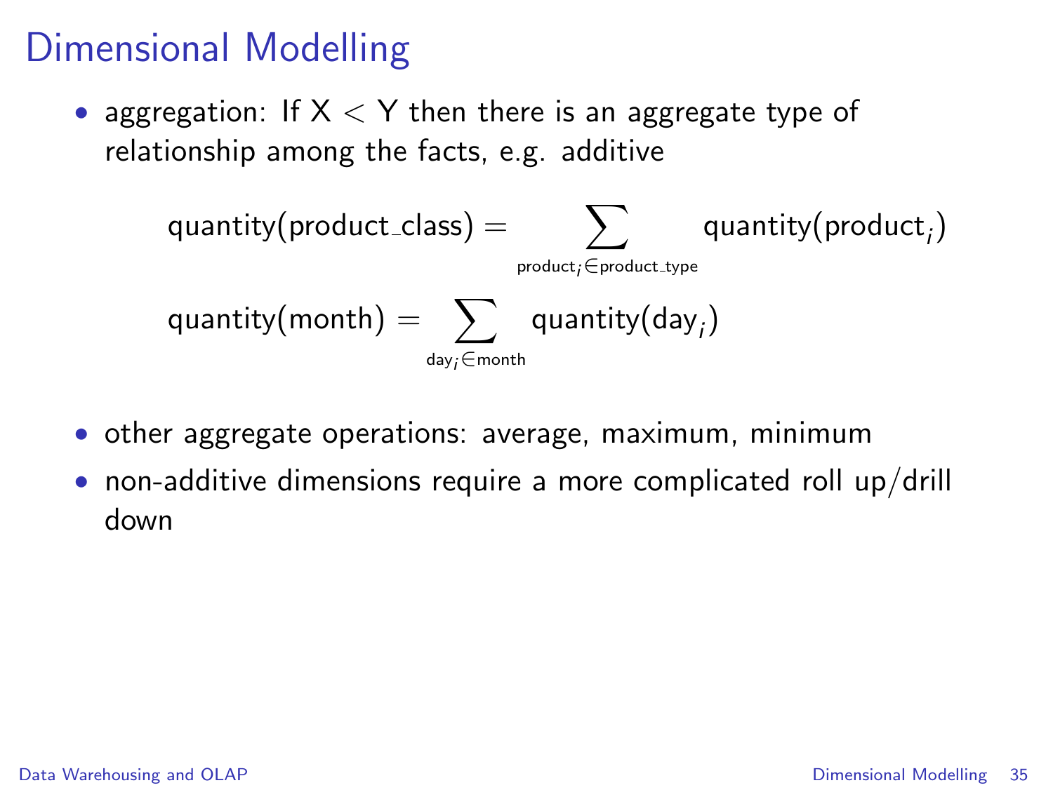# Dimensional Modelling

- aggregation: If X < Y then there is an aggregate type of relationship among the facts, e.g. additive

$$\text{quantity(product\_class)} = \sum_{\text{product}_i \in \text{product\_type}} \text{quantity}(\text{product}_i)$$

$$\text{quantity(month)} = \sum_{\text{day}_i \in \text{month}} \text{quantity}(\text{day}_i)$$

- other aggregate operations: average, maximum, minimum
- non-additive dimensions require a more complicated roll up/drill down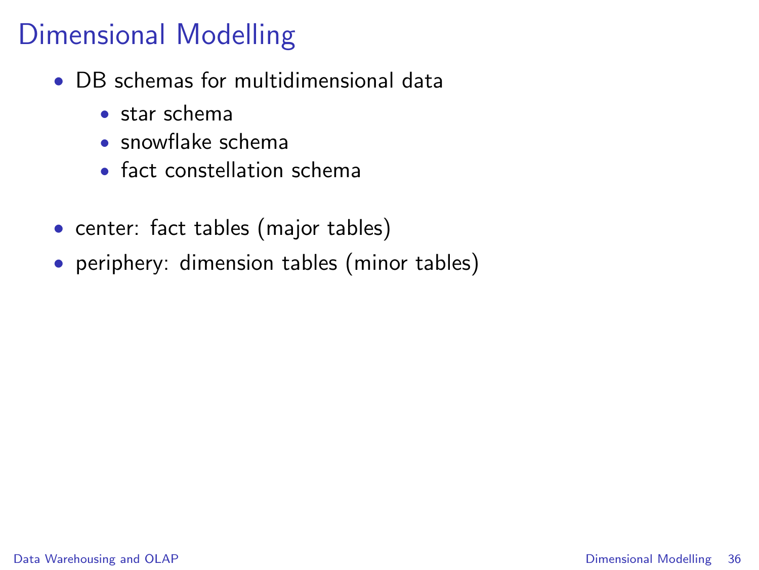# Dimensional Modelling

- DB schemas for multidimensional data
  - star schema
  - snowflake schema
  - fact constellation schema

- center: fact tables (major tables)
- periphery: dimension tables (minor tables)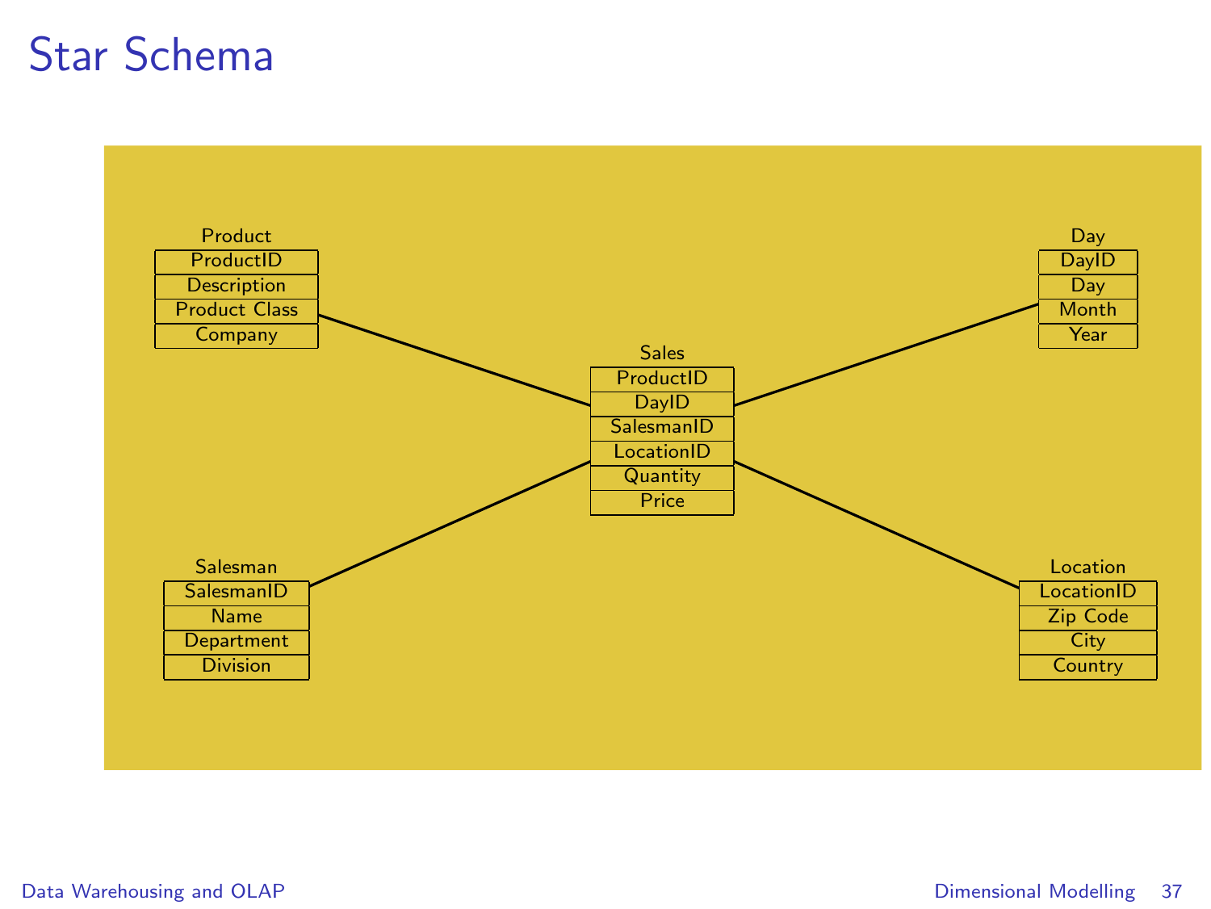# Star Schema

| Product |
| --- |
| ProductID |
| Description |
| Product Class |
| Company |

| Day |
| --- |
| DayID |
| Day |
| Month |
| Year |

| Sales |
| --- |
| ProductID |
| DayID |
| SalesmanID |
| LocationID |
| Quantity |
| Price |

| Salesman |
| --- |
| SalesmanID |
| Name |
| Department |
| Division |

| Location |
| --- |
| LocationID |
| Zip Code |
| City |
| Country |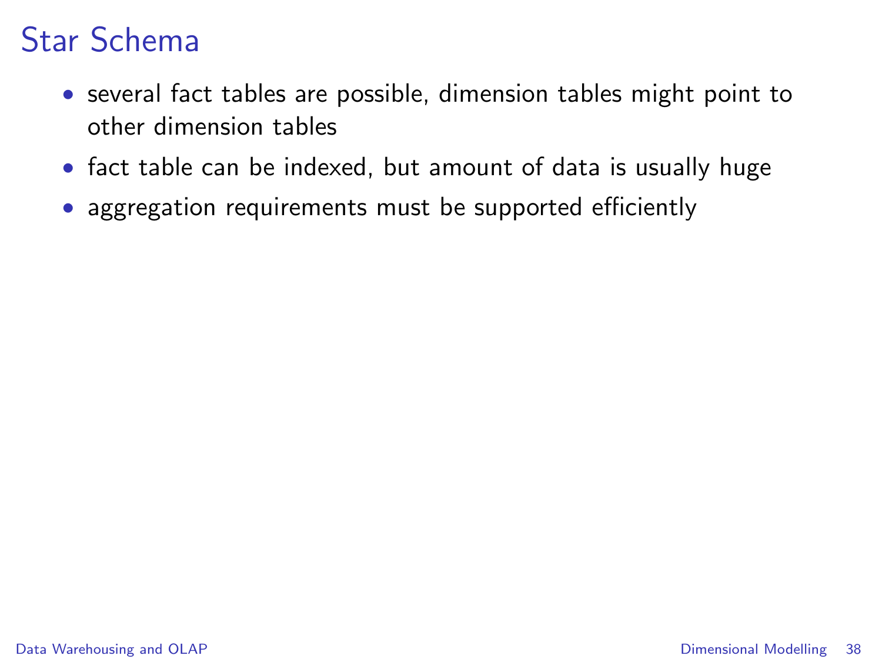# Star Schema

- several fact tables are possible, dimension tables might point to other dimension tables
- fact table can be indexed, but amount of data is usually huge
- aggregation requirements must be supported efficiently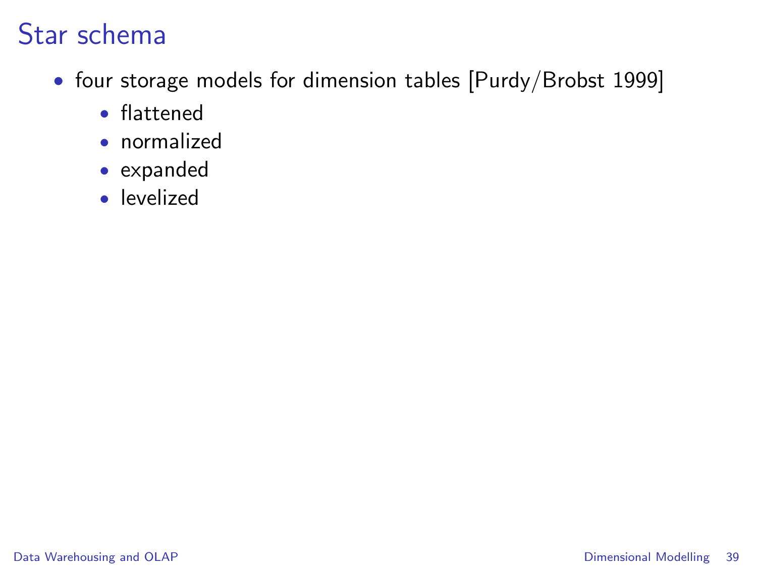# Star schema

- four storage models for dimension tables [Purdy/Brobst 1999]
  - flattened
  - normalized
  - expanded
  - levelized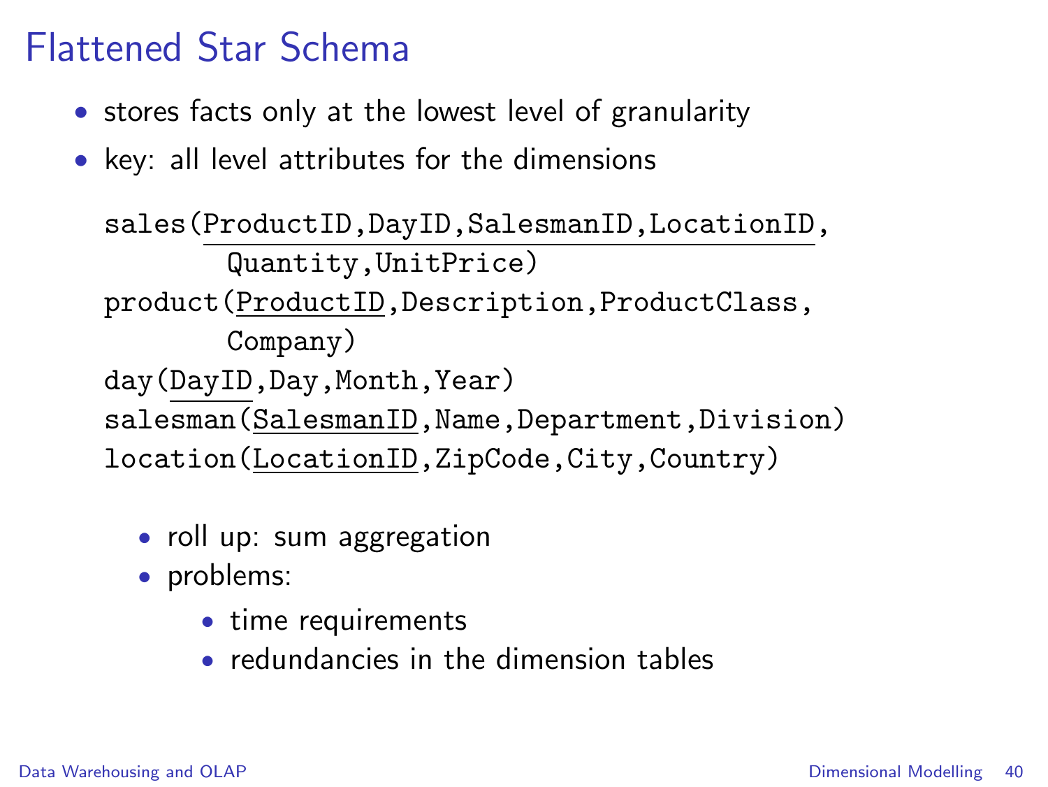# Flattened Star Schema

- stores facts only at the lowest level of granularity
- key: all level attributes for the dimensions

```
sales(ProductID,DayID,SalesmanID,LocationID,
      Quantity,UnitPrice)
product(ProductID,Description,ProductClass,
      Company)
day(DayID,Day,Month,Year)
salesman(SalesmanID,Name,Department,Division)
location(LocationID,ZipCode,City,Country)
```

- roll up: sum aggregation
- problems:
  - time requirements
  - redundancies in the dimension tables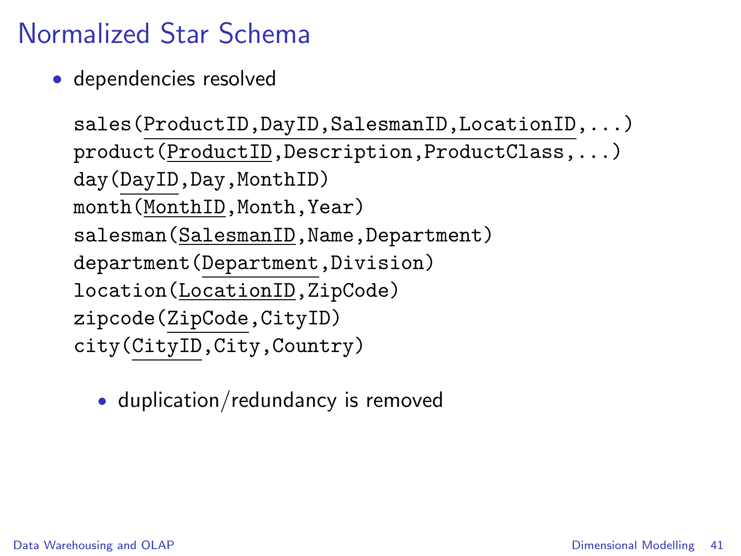# Normalized Star Schema

- dependencies resolved

```
sales(ProductID,DayID,SalesmanID,LocationID,...)
product(ProductID,Description,ProductClass,...)
day(DayID,Day,MonthID)
month(MonthID,Month,Year)
salesman(SalesmanID,Name,Department)
department(Department,Division)
location(LocationID,ZipCode)
zipcode(ZipCode,CityID)
city(CityID,City,Country)
```

  - duplication/redundancy is removed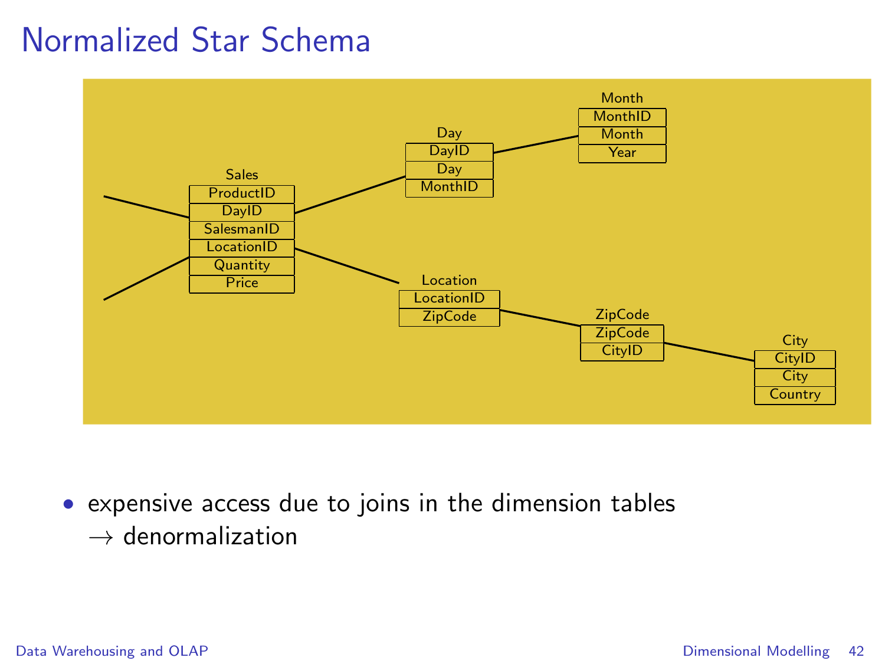# Normalized Star Schema

**Sales**

| Sales |
| --- |
| ProductID |
| DayID |
| SalesmanID |
| LocationID |
| Quantity |
| Price |

**Day**

| Day |
| --- |
| DayID |
| Day |
| MonthID |

**Month**

| Month |
| --- |
| MonthID |
| Month |
| Year |

**Location**

| Location |
| --- |
| LocationID |
| ZipCode |

**ZipCode**

| ZipCode |
| --- |
| ZipCode |
| CityID |

**City**

| City |
| --- |
| CityID |
| City |
| Country |

- expensive access due to joins in the dimension tables
  $\rightarrow$ denormalization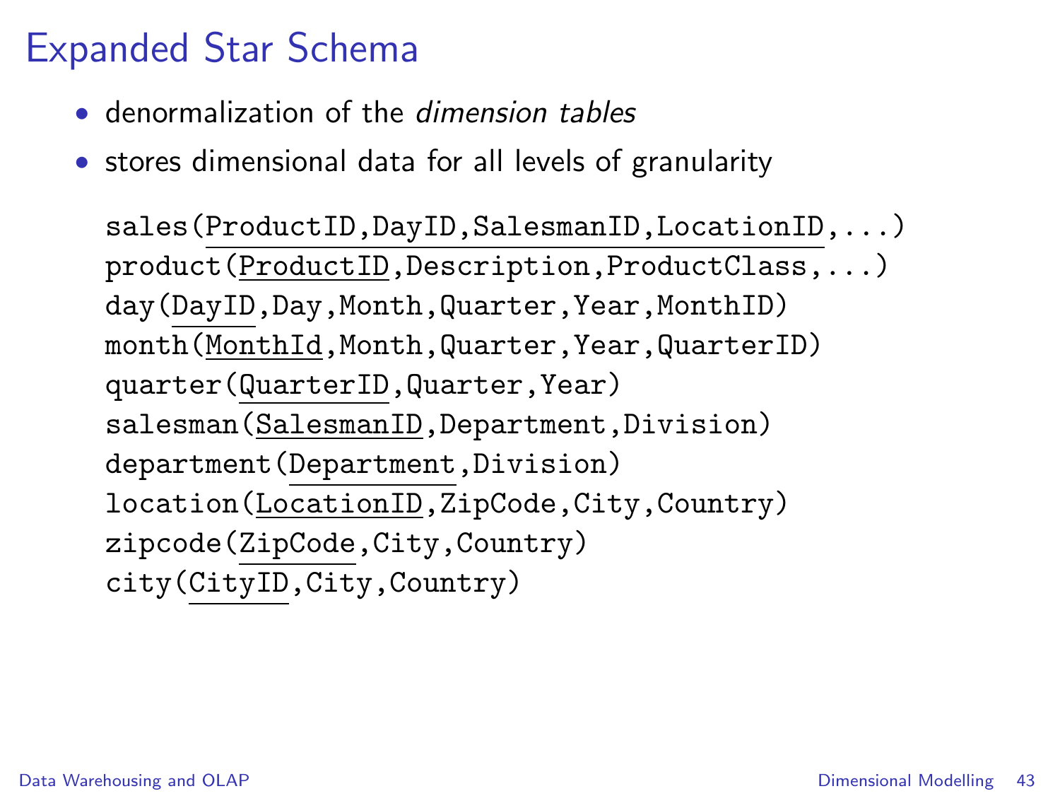# Expanded Star Schema

- denormalization of the *dimension tables*
- stores dimensional data for all levels of granularity

```
sales(ProductID,DayID,SalesmanID,LocationID,...)
product(ProductID,Description,ProductClass,...)
day(DayID,Day,Month,Quarter,Year,MonthID)
month(MonthId,Month,Quarter,Year,QuarterID)
quarter(QuarterID,Quarter,Year)
salesman(SalesmanID,Department,Division)
department(Department,Division)
location(LocationID,ZipCode,City,Country)
zipcode(ZipCode,City,Country)
city(CityID,City,Country)
```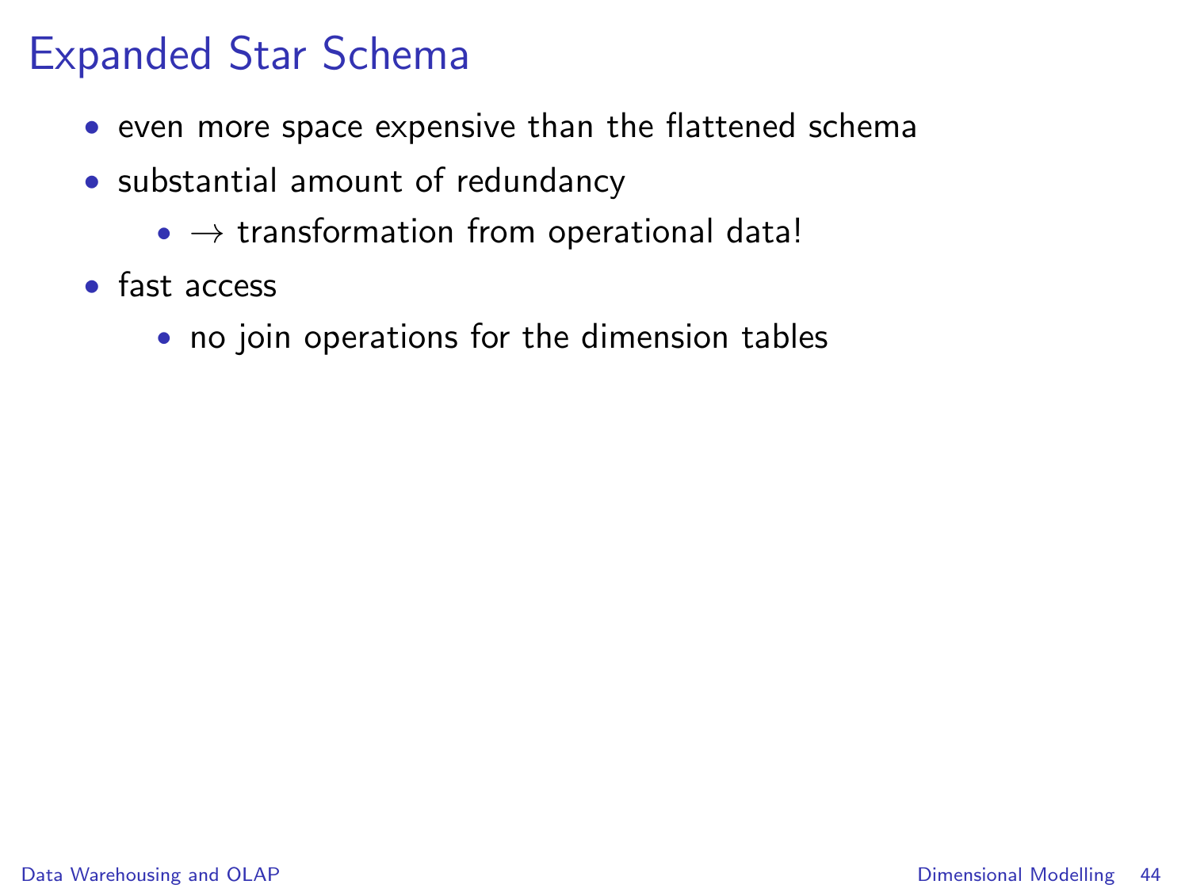# Expanded Star Schema

- even more space expensive than the flattened schema
- substantial amount of redundancy
  - $\rightarrow$ transformation from operational data!
- fast access
  - no join operations for the dimension tables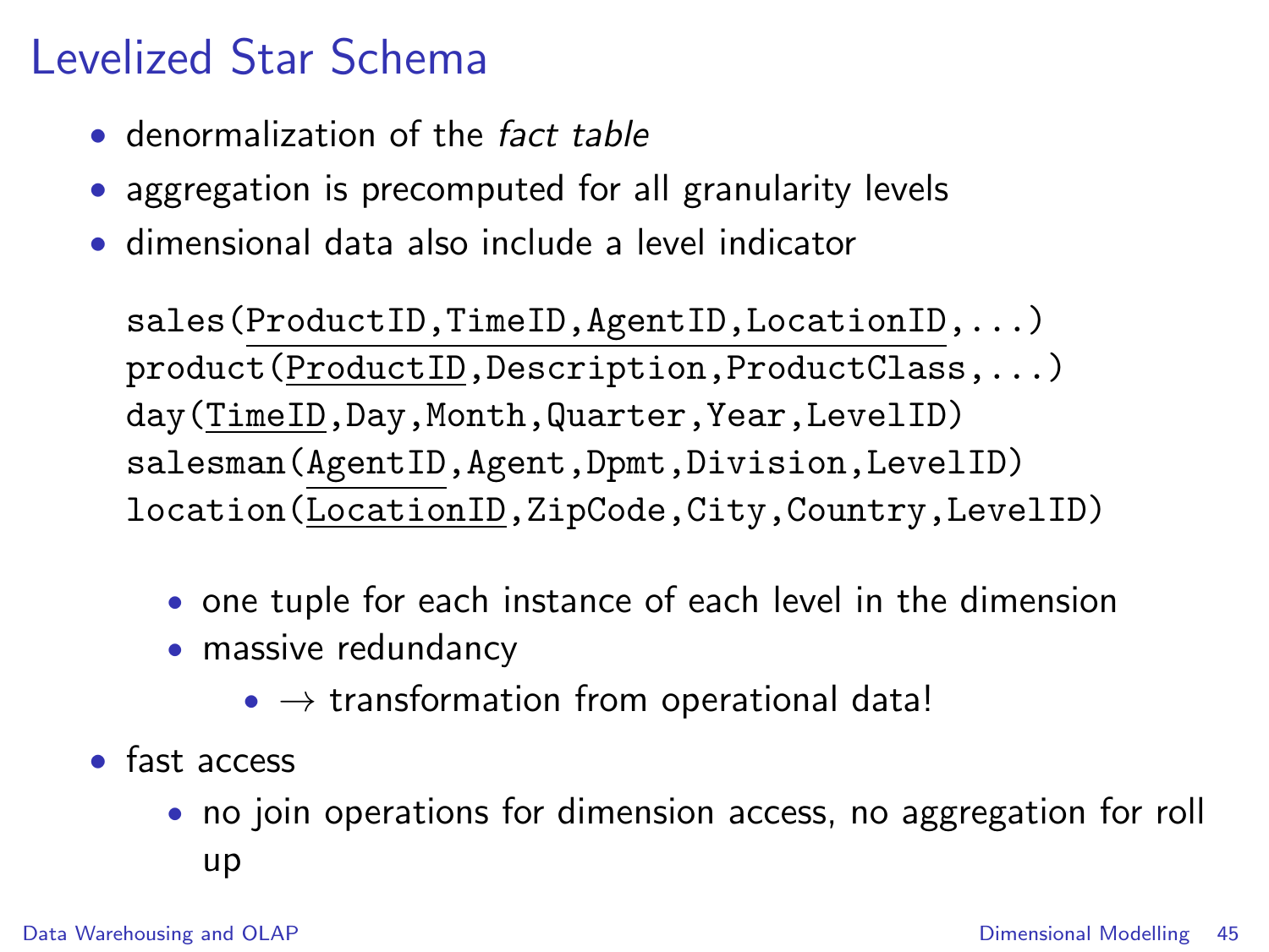# Levelized Star Schema

- denormalization of the *fact table*
- aggregation is precomputed for all granularity levels
- dimensional data also include a level indicator

```
sales(ProductID,TimeID,AgentID,LocationID,...)
product(ProductID,Description,ProductClass,...)
day(TimeID,Day,Month,Quarter,Year,LevelID)
salesman(AgentID,Agent,Dpmt,Division,LevelID)
location(LocationID,ZipCode,City,Country,LevelID)
```

  - one tuple for each instance of each level in the dimension
  - massive redundancy
    - → transformation from operational data!
- fast access
  - no join operations for dimension access, no aggregation for roll up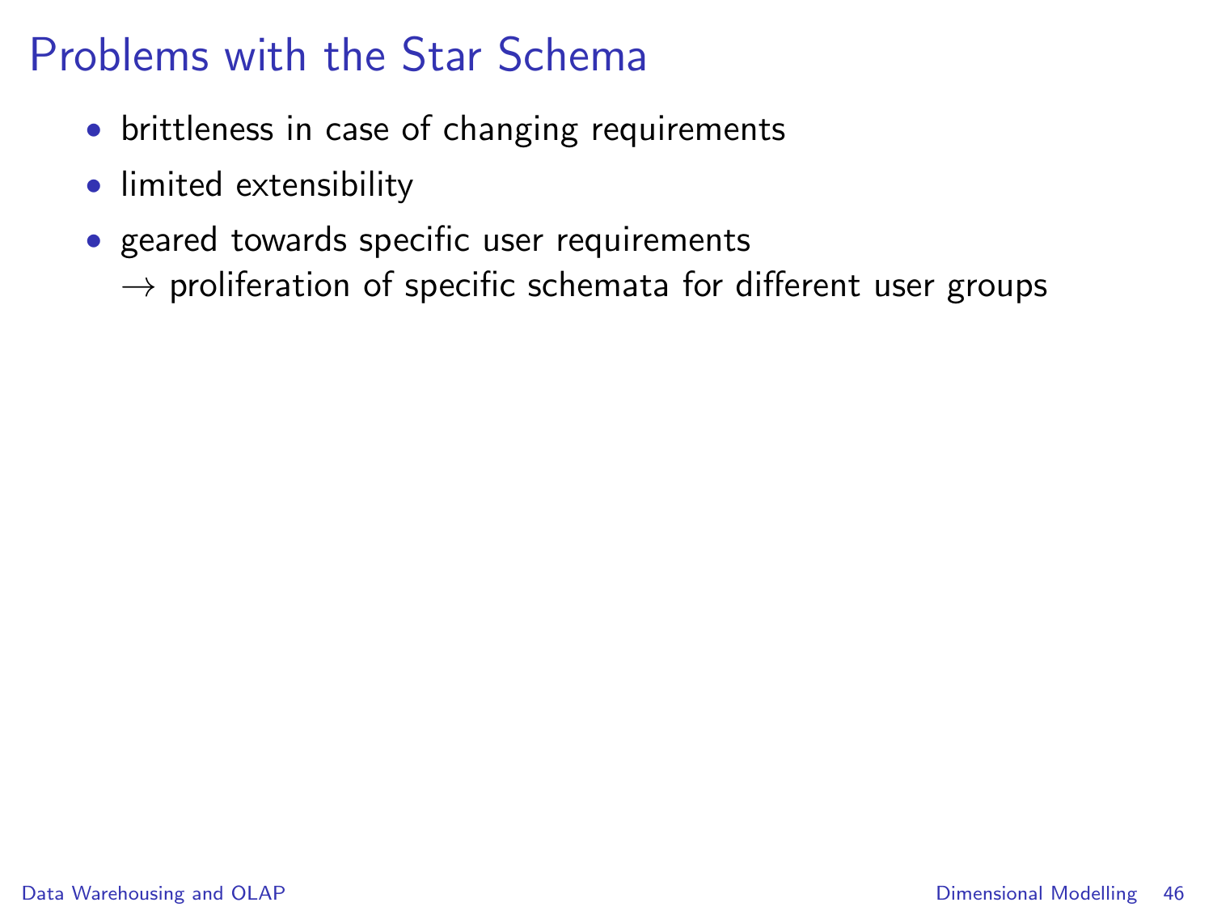# Problems with the Star Schema

- brittleness in case of changing requirements
- limited extensibility
- geared towards specific user requirements
  $\rightarrow$ proliferation of specific schemata for different user groups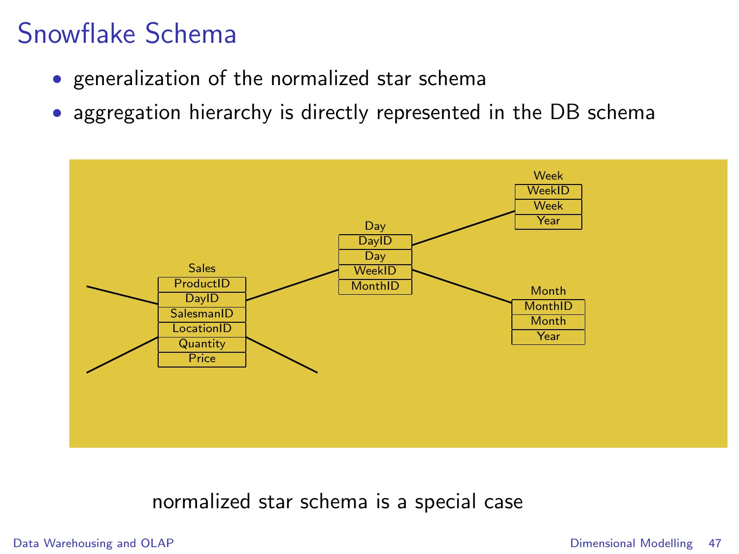# Snowflake Schema

- generalization of the normalized star schema
- aggregation hierarchy is directly represented in the DB schema

**Sales**

| Sales |
|---|
| ProductID |
| DayID |
| SalesmanID |
| LocationID |
| Quantity |
| Price |

| Day |
|---|
| DayID |
| Day |
| WeekID |
| MonthID |

| Week |
|---|
| WeekID |
| Week |
| Year |

| Month |
|---|
| MonthID |
| Month |
| Year |

normalized star schema is a special case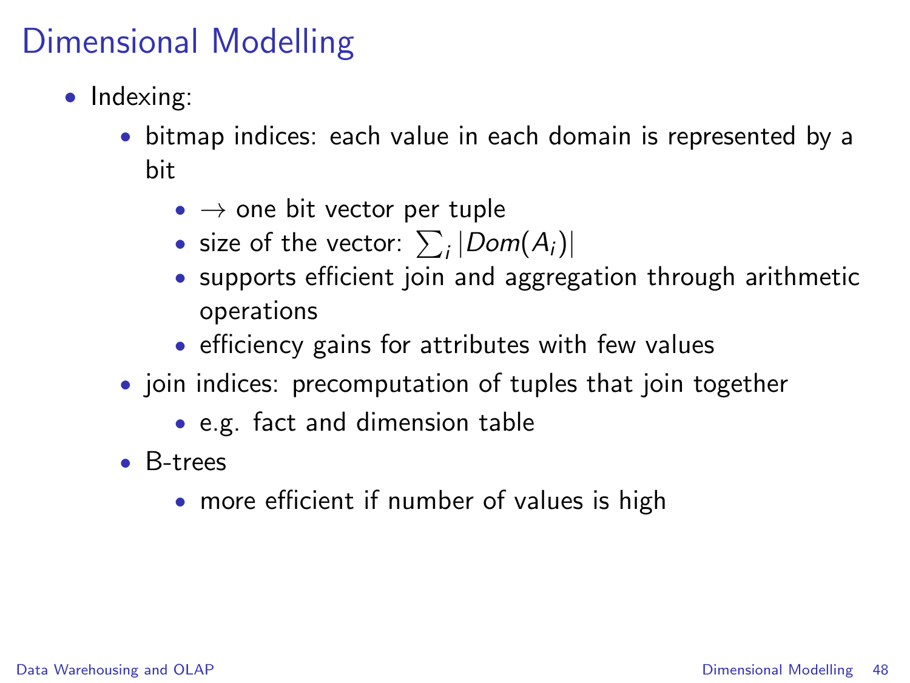# Dimensional Modelling

- Indexing:
  - bitmap indices: each value in each domain is represented by a bit
    - → one bit vector per tuple
    - size of the vector: $\sum_i |Dom(A_i)|$
    - supports efficient join and aggregation through arithmetic operations
    - efficiency gains for attributes with few values
  - join indices: precomputation of tuples that join together
    - e.g. fact and dimension table
  - B-trees
    - more efficient if number of values is high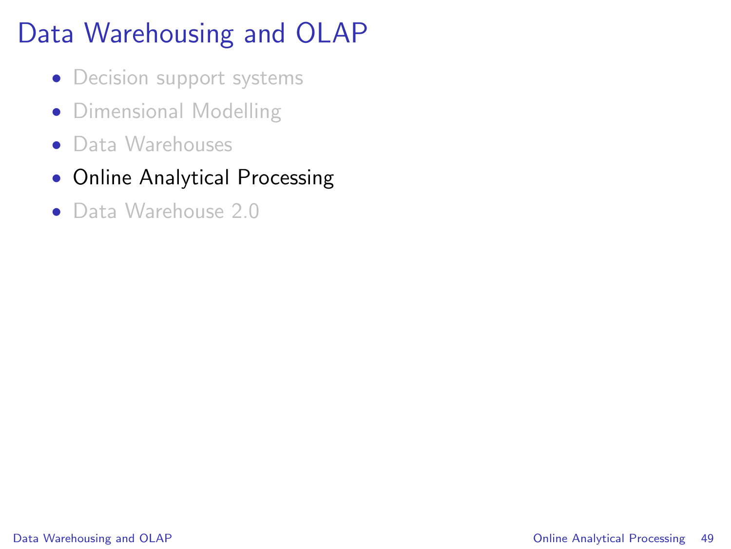# Data Warehousing and OLAP

- Decision support systems
- Dimensional Modelling
- Data Warehouses
- Online Analytical Processing
- Data Warehouse 2.0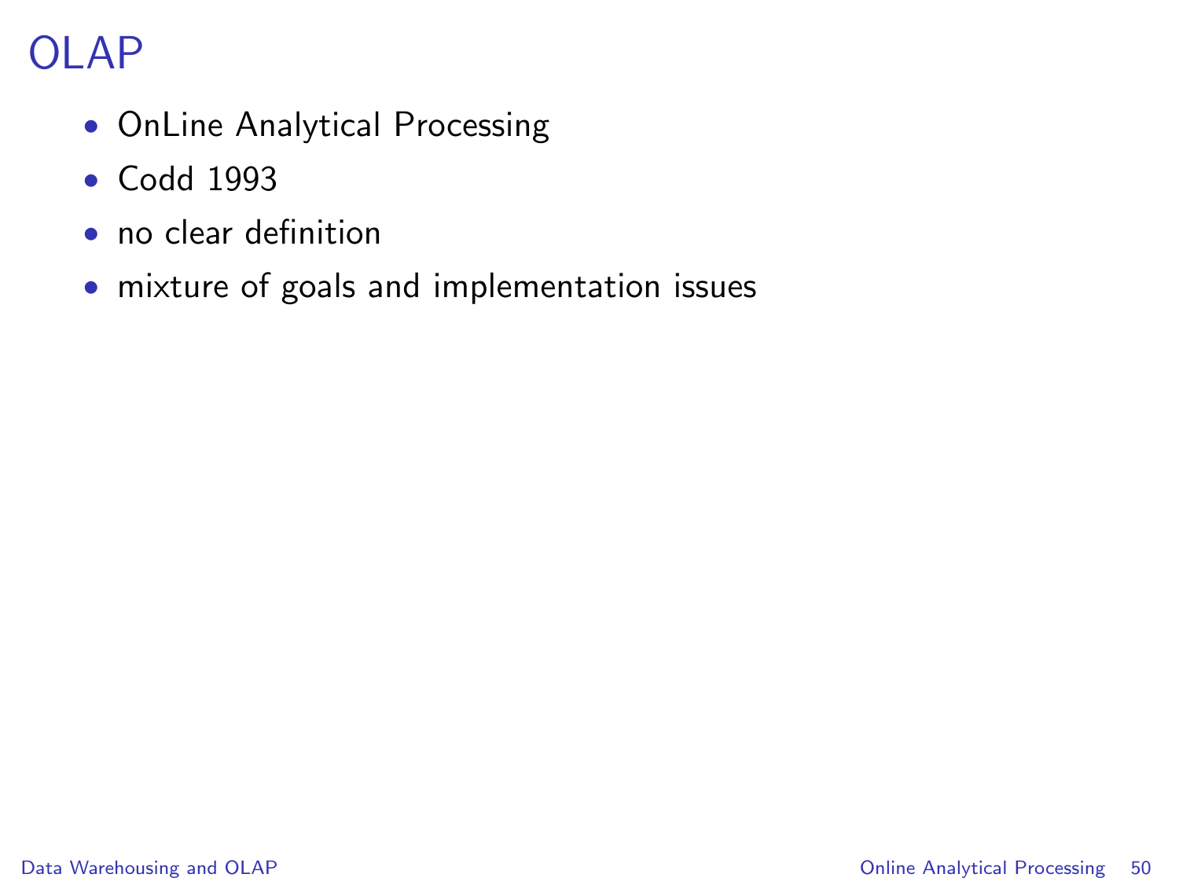# OLAP

- OnLine Analytical Processing
- Codd 1993
- no clear definition
- mixture of goals and implementation issues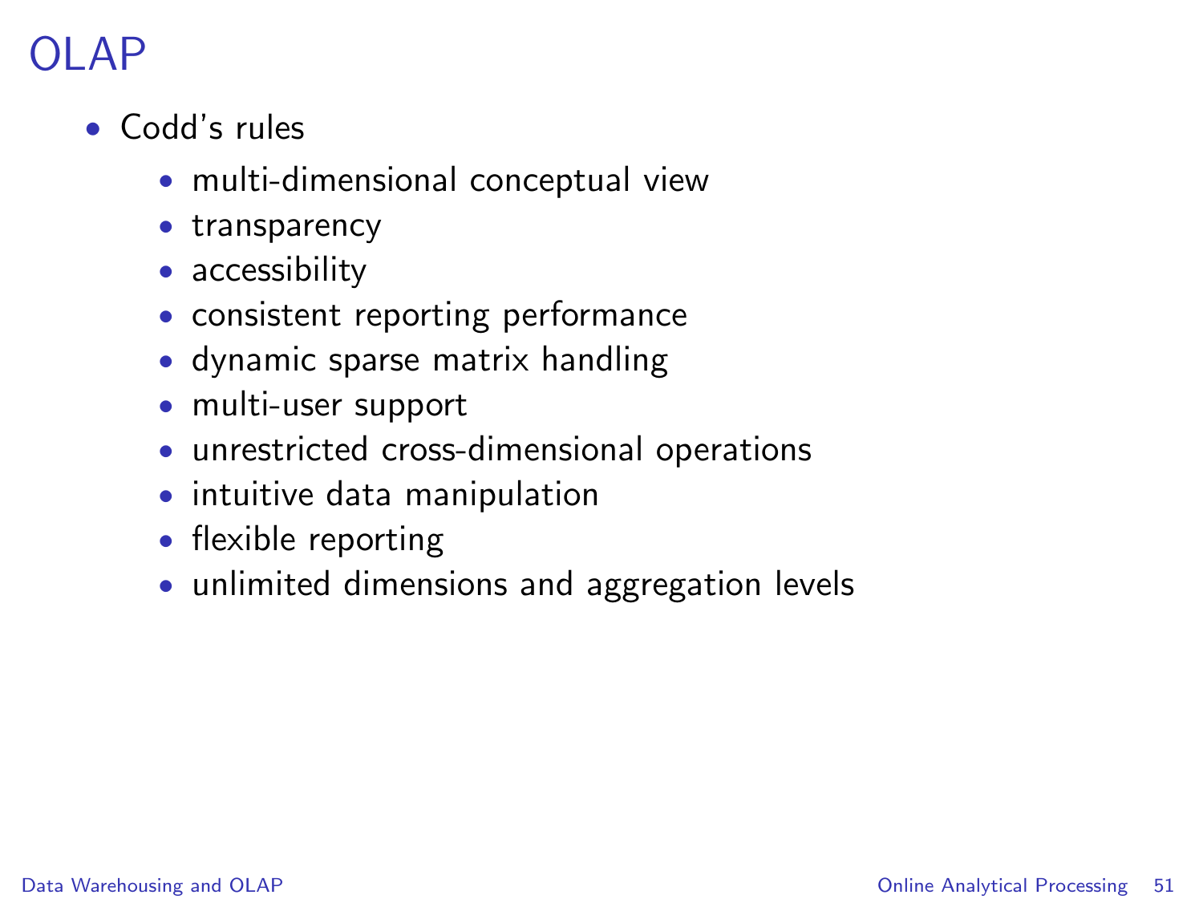# OLAP

- Codd's rules
  - multi-dimensional conceptual view
  - transparency
  - accessibility
  - consistent reporting performance
  - dynamic sparse matrix handling
  - multi-user support
  - unrestricted cross-dimensional operations
  - intuitive data manipulation
  - flexible reporting
  - unlimited dimensions and aggregation levels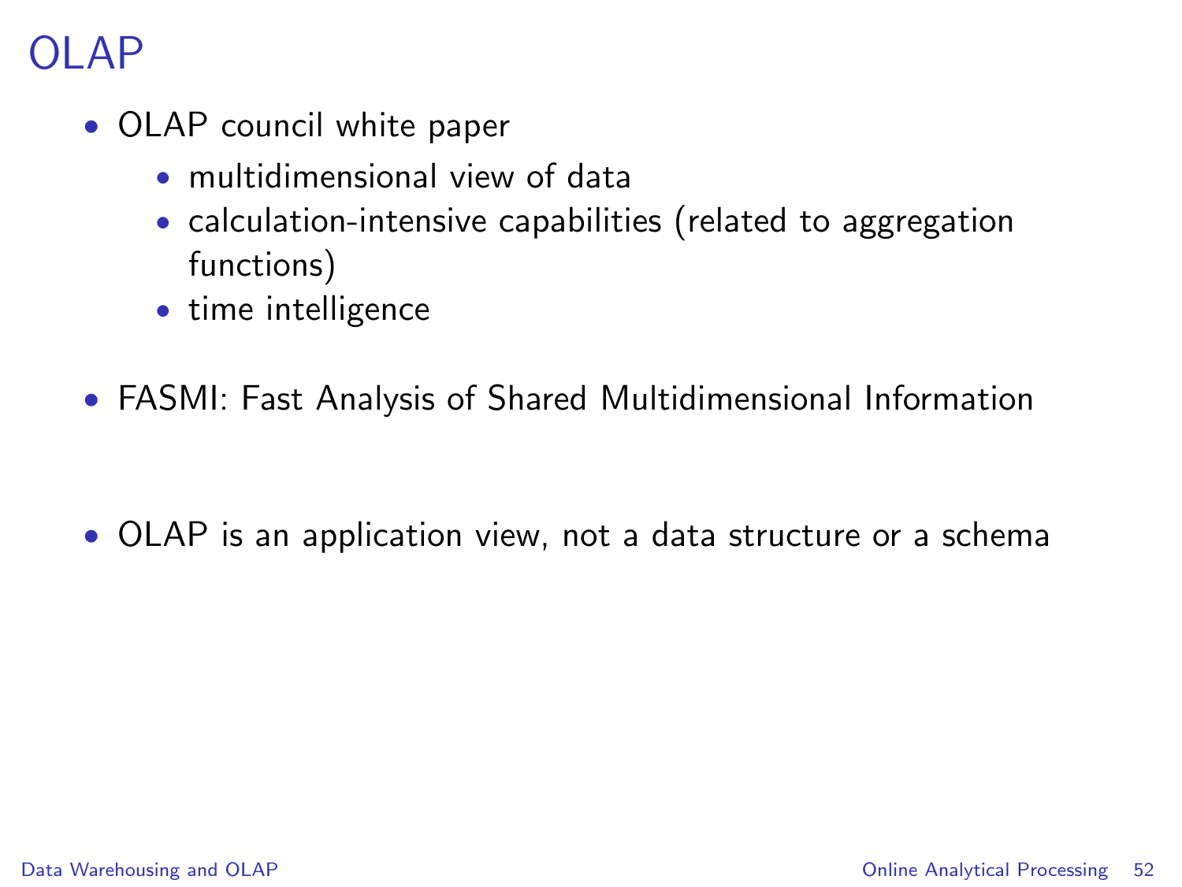# OLAP

- OLAP council white paper
  - multidimensional view of data
  - calculation-intensive capabilities (related to aggregation functions)
  - time intelligence

- FASMI: Fast Analysis of Shared Multidimensional Information

- OLAP is an application view, not a data structure or a schema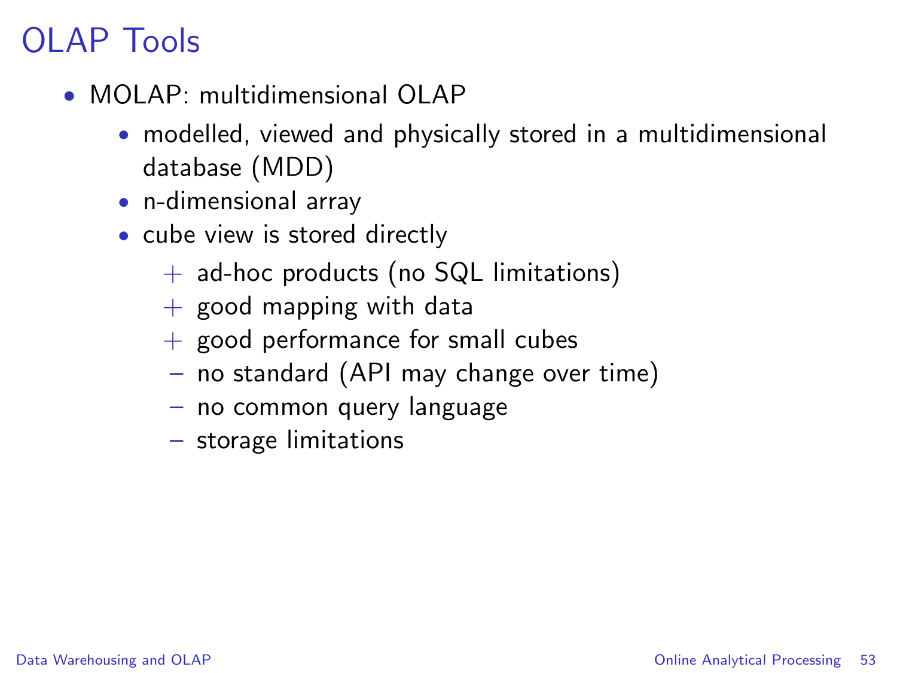# OLAP Tools

- MOLAP: multidimensional OLAP
  - modelled, viewed and physically stored in a multidimensional database (MDD)
  - n-dimensional array
  - cube view is stored directly
    - + ad-hoc products (no SQL limitations)
    - + good mapping with data
    - + good performance for small cubes
    - – no standard (API may change over time)
    - – no common query language
    - – storage limitations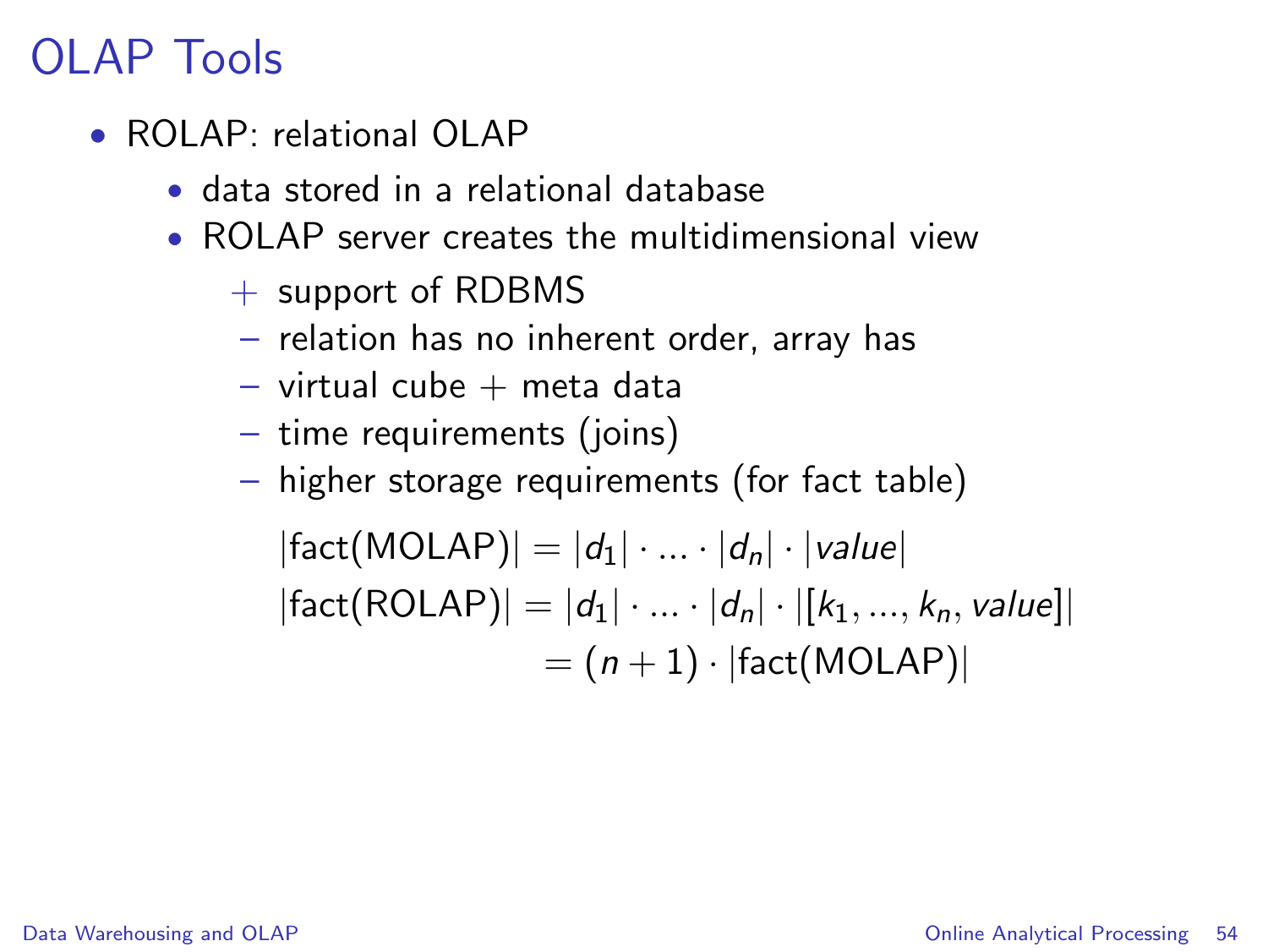# OLAP Tools

- ROLAP: relational OLAP
  - data stored in a relational database
  - ROLAP server creates the multidimensional view
    - + support of RDBMS
    - – relation has no inherent order, array has
    - – virtual cube + meta data
    - – time requirements (joins)
    - – higher storage requirements (for fact table)

$$
\begin{aligned}
|\text{fact(MOLAP)}| &= |d_1| \cdot ... \cdot |d_n| \cdot |value| \\
|\text{fact(ROLAP)}| &= |d_1| \cdot ... \cdot |d_n| \cdot |[k_1, ..., k_n, value]| \\
&= (n+1) \cdot |\text{fact(MOLAP)}|
\end{aligned}
$$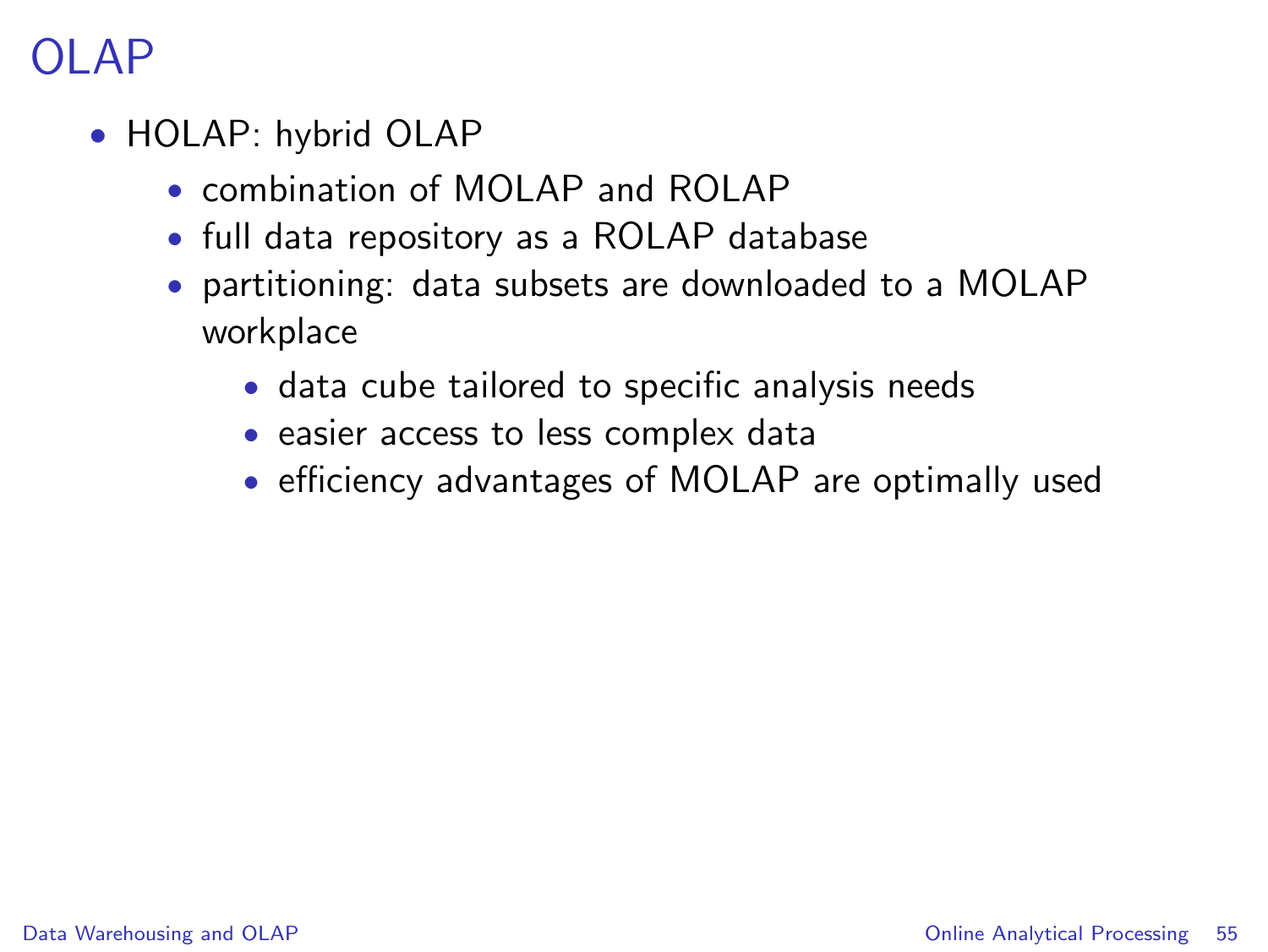# OLAP

- HOLAP: hybrid OLAP
  - combination of MOLAP and ROLAP
  - full data repository as a ROLAP database
  - partitioning: data subsets are downloaded to a MOLAP workplace
    - data cube tailored to specific analysis needs
    - easier access to less complex data
    - efficiency advantages of MOLAP are optimally used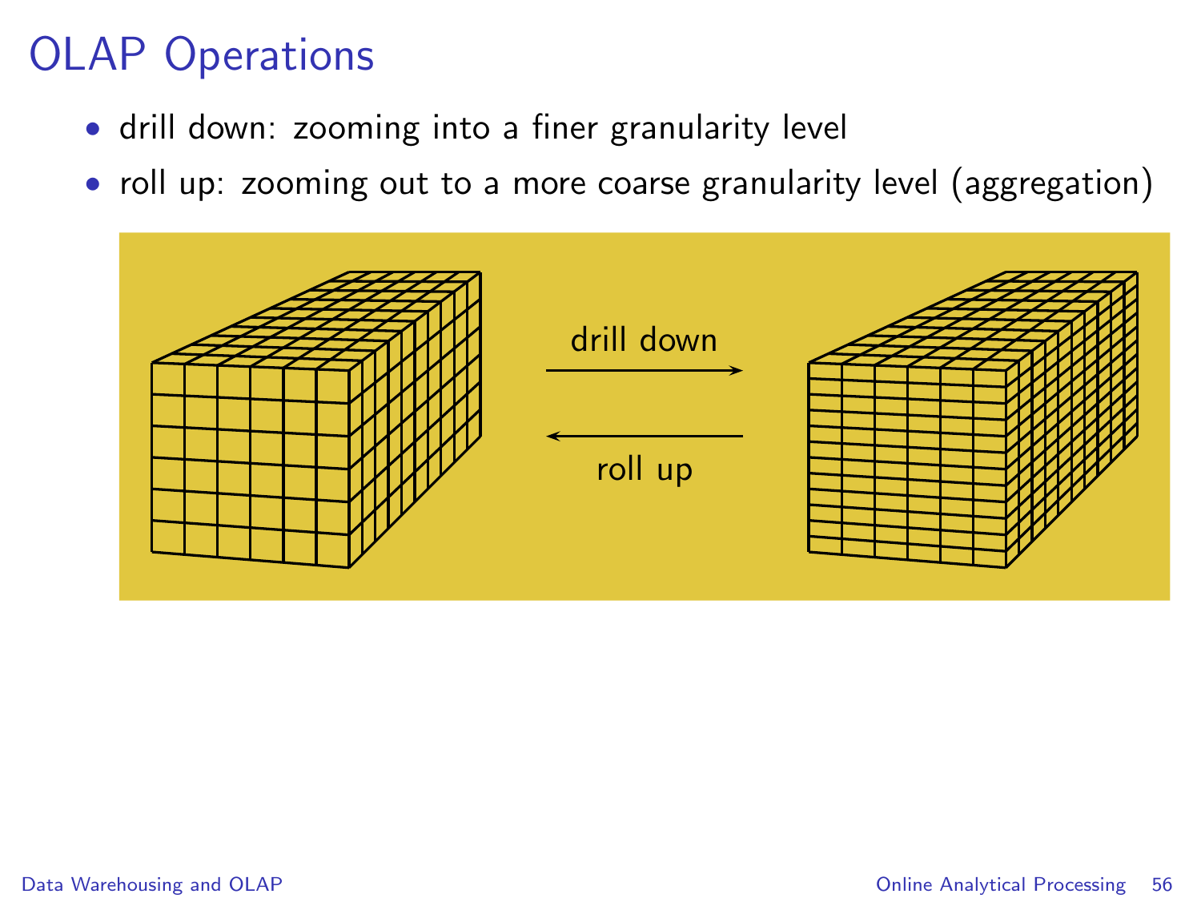# OLAP Operations

- drill down: zooming into a finer granularity level
- roll up: zooming out to a more coarse granularity level (aggregation)

drill down

roll up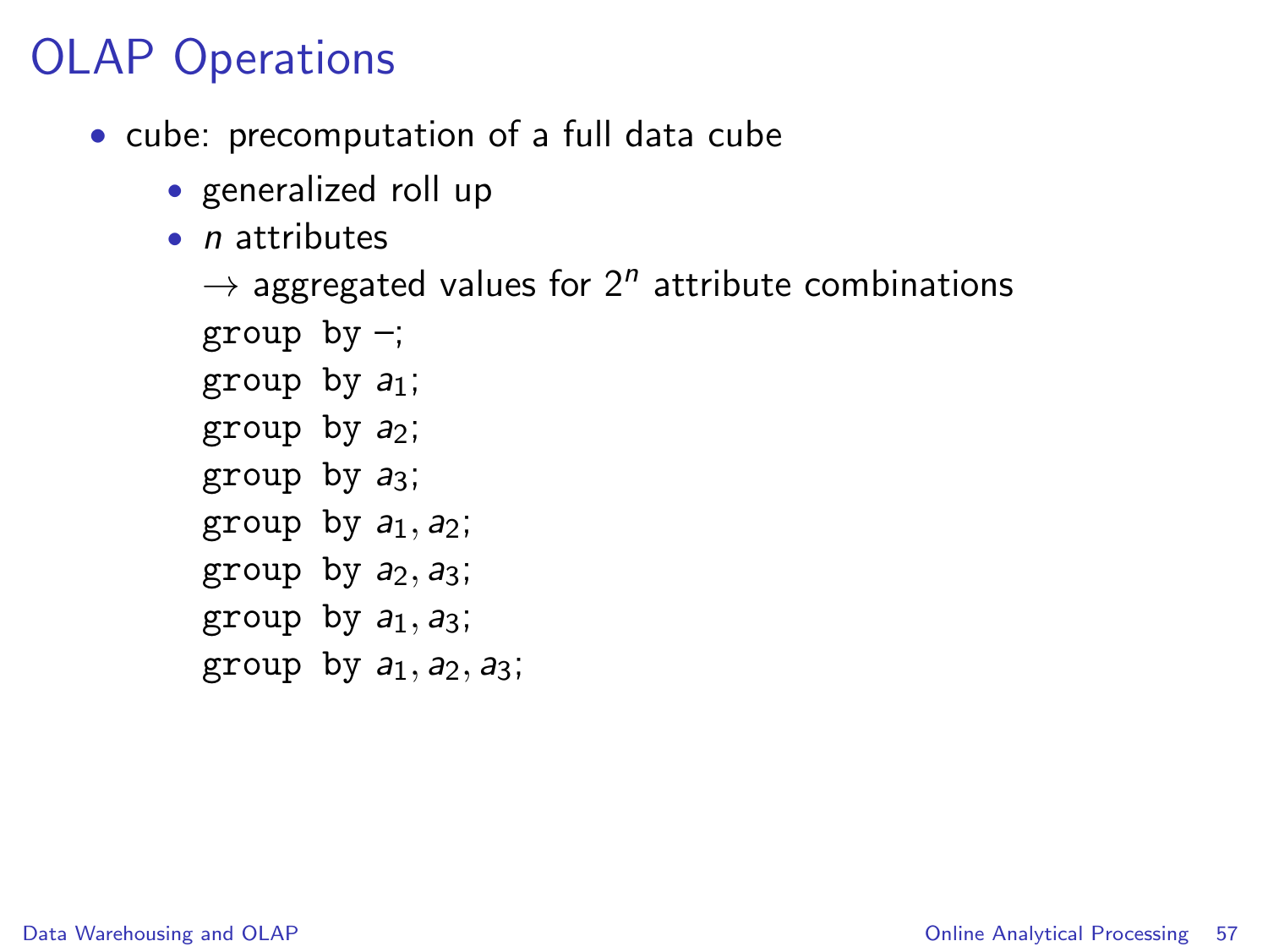# OLAP Operations

- cube: precomputation of a full data cube
  - generalized roll up
  - $n$ attributes
    
    $\rightarrow$ aggregated values for $2^n$ attribute combinations
    
    group by –;
    
    group by $a_1$;
    
    group by $a_2$;
    
    group by $a_3$;
    
    group by $a_1, a_2$;
    
    group by $a_2, a_3$;
    
    group by $a_1, a_3$;
    
    group by $a_1, a_2, a_3$;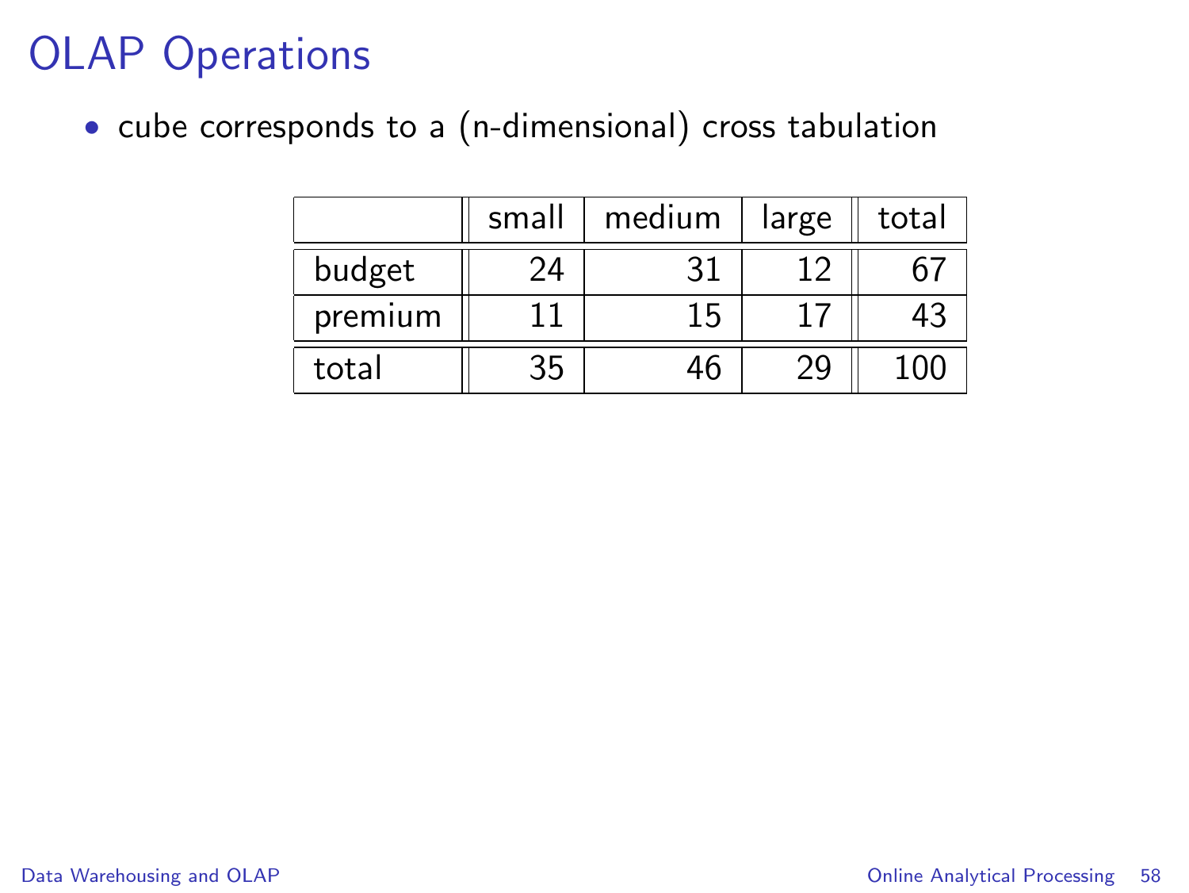# OLAP Operations

- cube corresponds to a (n-dimensional) cross tabulation

| | small | medium | large | total |
|---|---|---|---|---|
| budget | 24 | 31 | 12 | 67 |
| premium | 11 | 15 | 17 | 43 |
| total | 35 | 46 | 29 | 100 |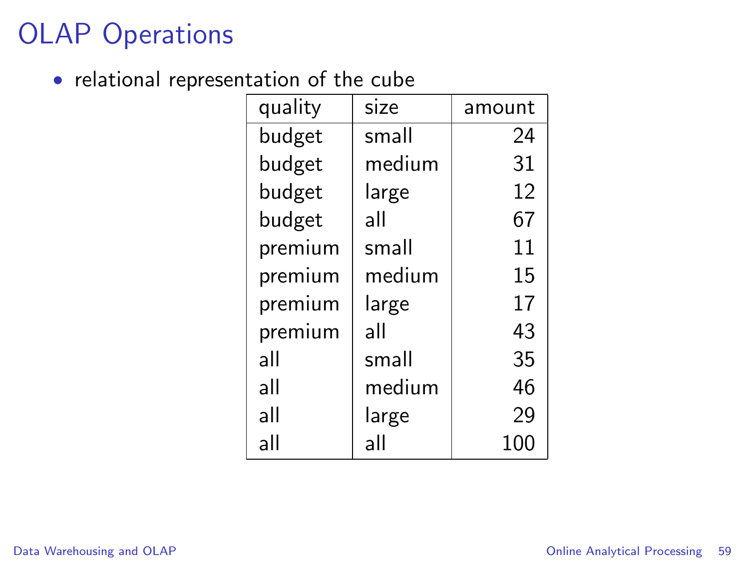# OLAP Operations

- relational representation of the cube

| quality | size | amount |
|---|---|---|
| budget | small | 24 |
| budget | medium | 31 |
| budget | large | 12 |
| budget | all | 67 |
| premium | small | 11 |
| premium | medium | 15 |
| premium | large | 17 |
| premium | all | 43 |
| all | small | 35 |
| all | medium | 46 |
| all | large | 29 |
| all | all | 100 |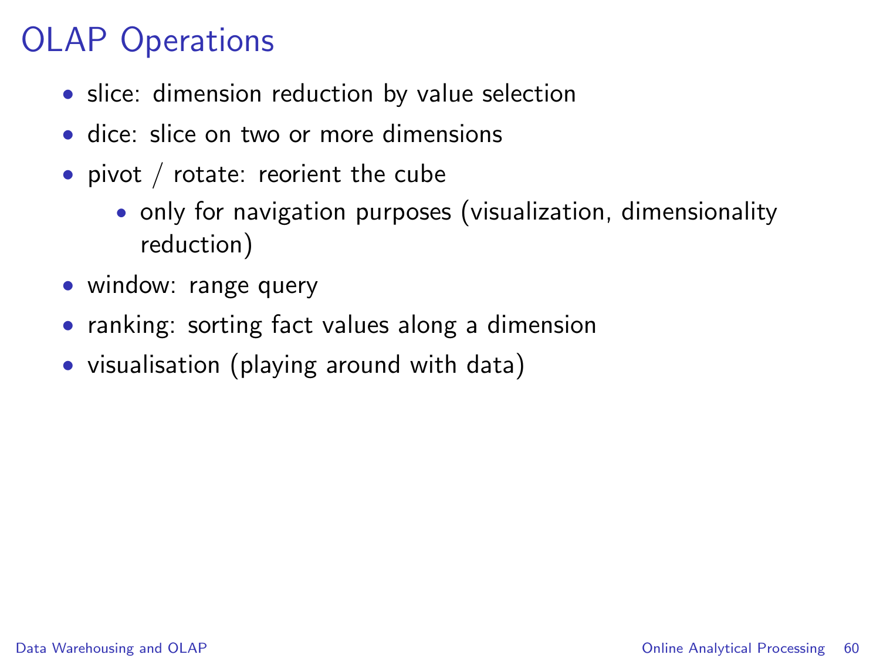# OLAP Operations

- slice: dimension reduction by value selection
- dice: slice on two or more dimensions
- pivot / rotate: reorient the cube
  - only for navigation purposes (visualization, dimensionality reduction)
- window: range query
- ranking: sorting fact values along a dimension
- visualisation (playing around with data)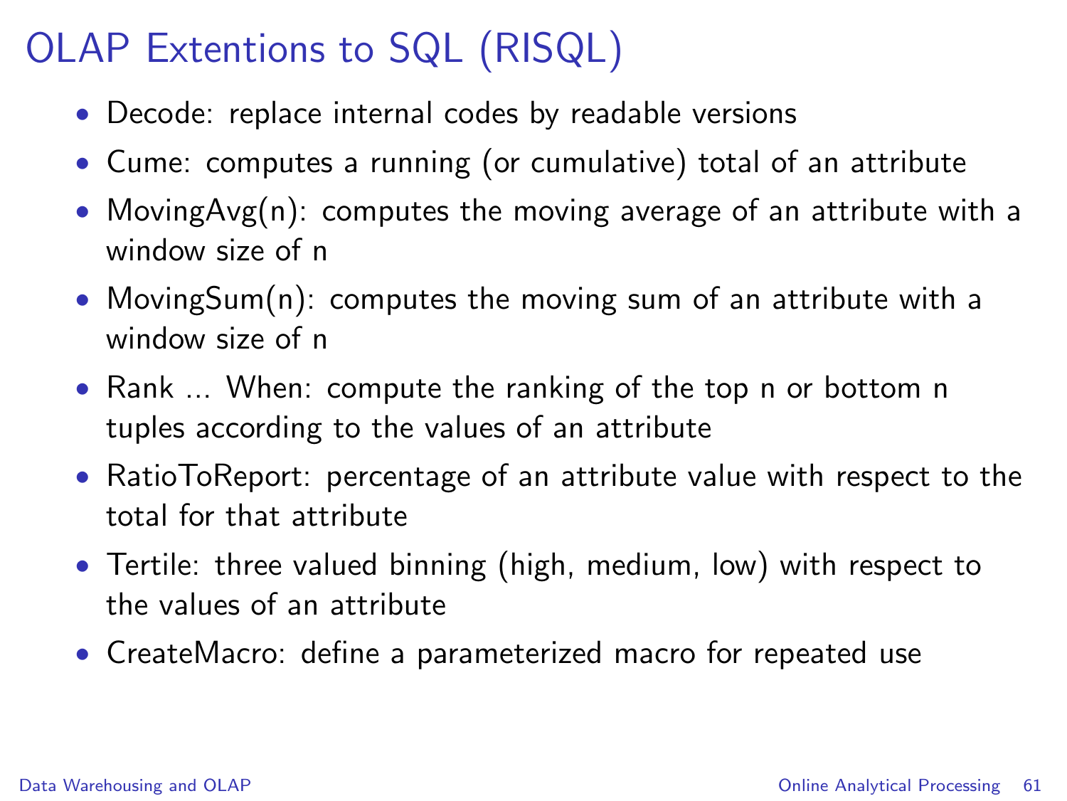# OLAP Extentions to SQL (RISQL)

- Decode: replace internal codes by readable versions
- Cume: computes a running (or cumulative) total of an attribute
- MovingAvg(n): computes the moving average of an attribute with a window size of n
- MovingSum(n): computes the moving sum of an attribute with a window size of n
- Rank ... When: compute the ranking of the top n or bottom n tuples according to the values of an attribute
- RatioToReport: percentage of an attribute value with respect to the total for that attribute
- Tertile: three valued binning (high, medium, low) with respect to the values of an attribute
- CreateMacro: define a parameterized macro for repeated use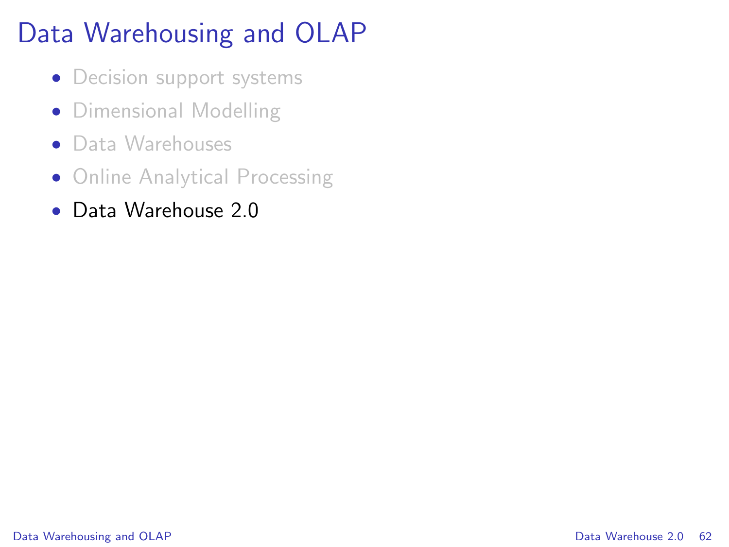# Data Warehousing and OLAP

- Decision support systems
- Dimensional Modelling
- Data Warehouses
- Online Analytical Processing
- Data Warehouse 2.0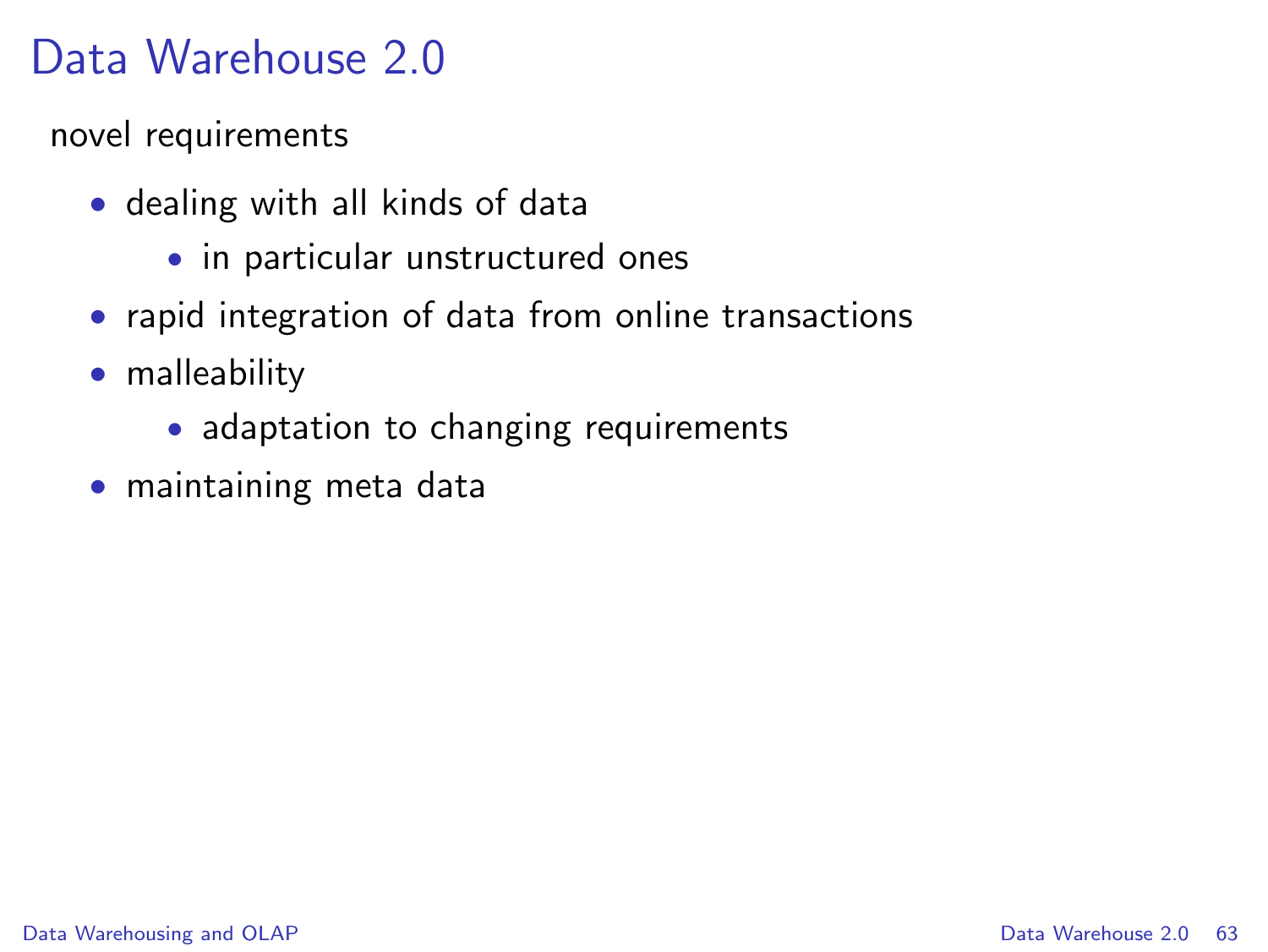# Data Warehouse 2.0

novel requirements

- dealing with all kinds of data
  - in particular unstructured ones
- rapid integration of data from online transactions
- malleability
  - adaptation to changing requirements
- maintaining meta data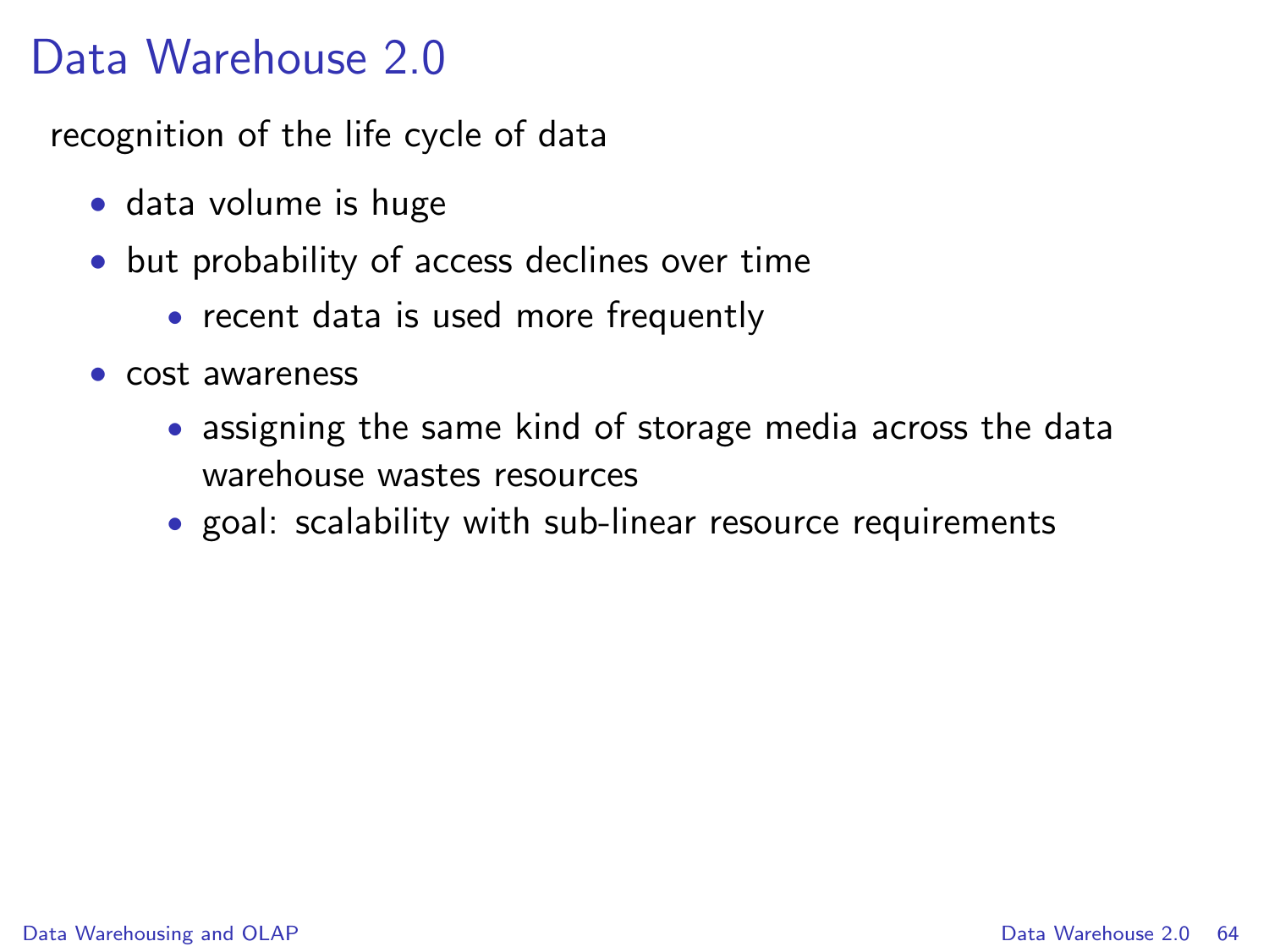# Data Warehouse 2.0

recognition of the life cycle of data

- data volume is huge
- but probability of access declines over time
  - recent data is used more frequently
- cost awareness
  - assigning the same kind of storage media across the data warehouse wastes resources
  - goal: scalability with sub-linear resource requirements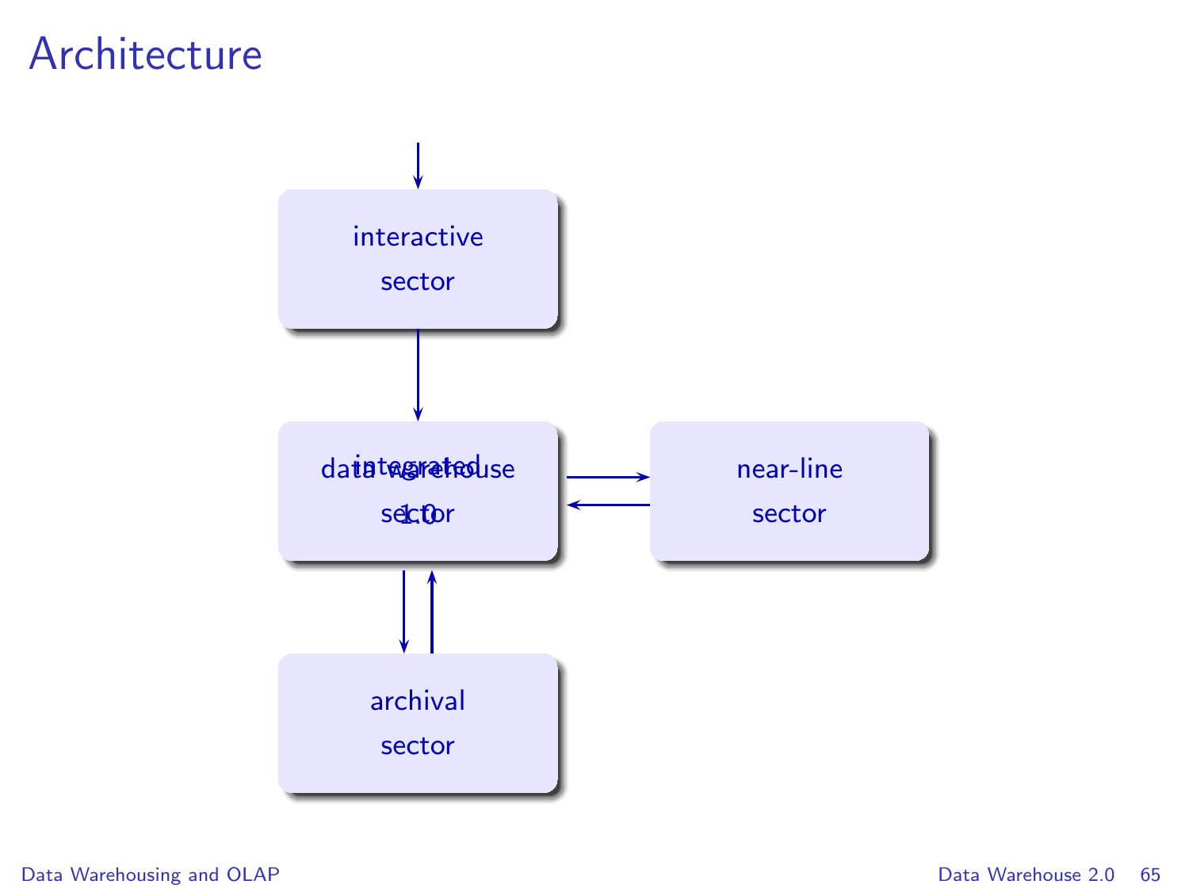# Architecture

interactive sector

integrated sector

data warehouse 1.0

near-line sector

archival sector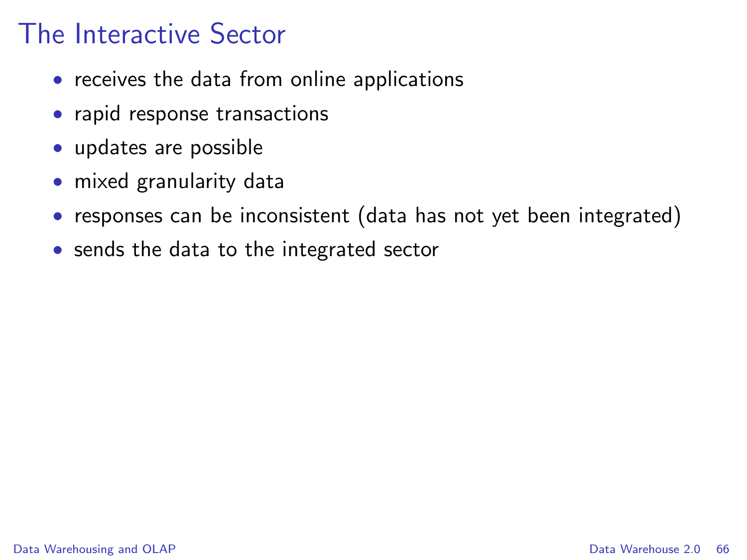# The Interactive Sector

- receives the data from online applications
- rapid response transactions
- updates are possible
- mixed granularity data
- responses can be inconsistent (data has not yet been integrated)
- sends the data to the integrated sector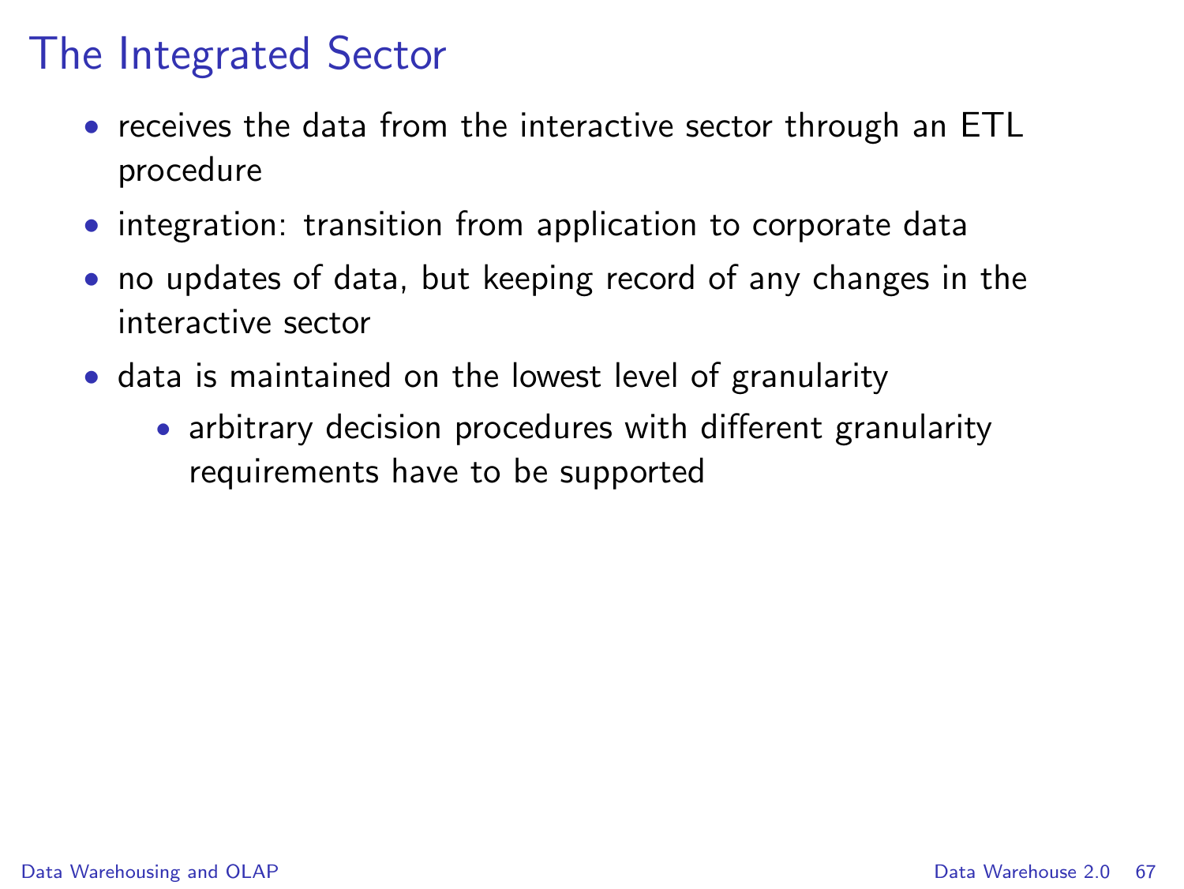# The Integrated Sector

- receives the data from the interactive sector through an ETL procedure
- integration: transition from application to corporate data
- no updates of data, but keeping record of any changes in the interactive sector
- data is maintained on the lowest level of granularity
  - arbitrary decision procedures with different granularity requirements have to be supported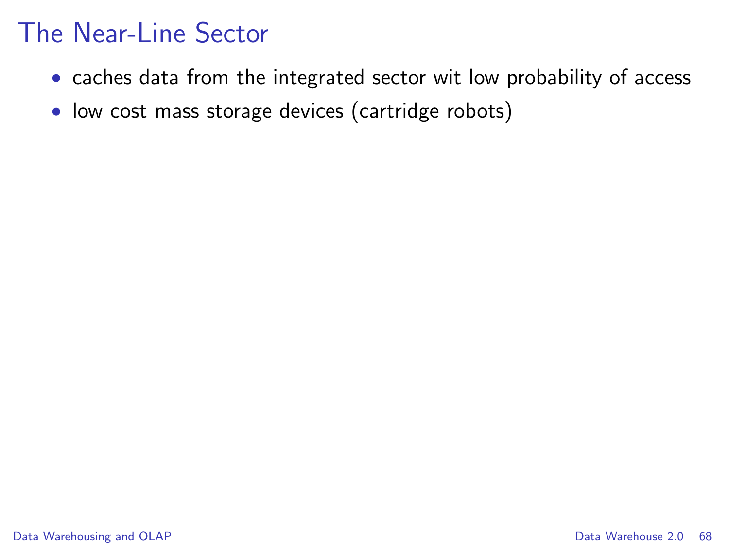# The Near-Line Sector

- caches data from the integrated sector wit low probability of access
- low cost mass storage devices (cartridge robots)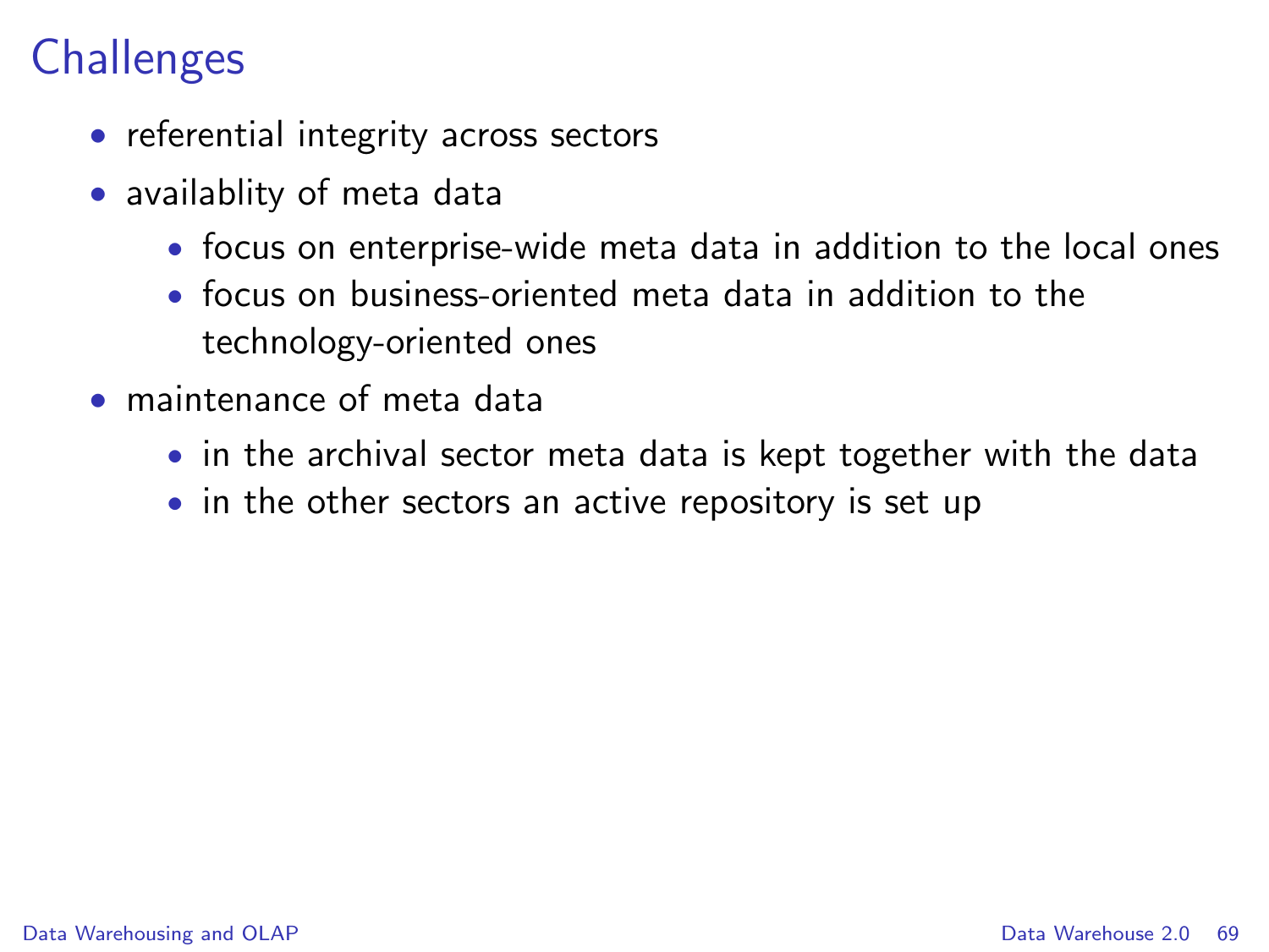# Challenges

- referential integrity across sectors
- availablity of meta data
  - focus on enterprise-wide meta data in addition to the local ones
  - focus on business-oriented meta data in addition to the technology-oriented ones
- maintenance of meta data
  - in the archival sector meta data is kept together with the data
  - in the other sectors an active repository is set up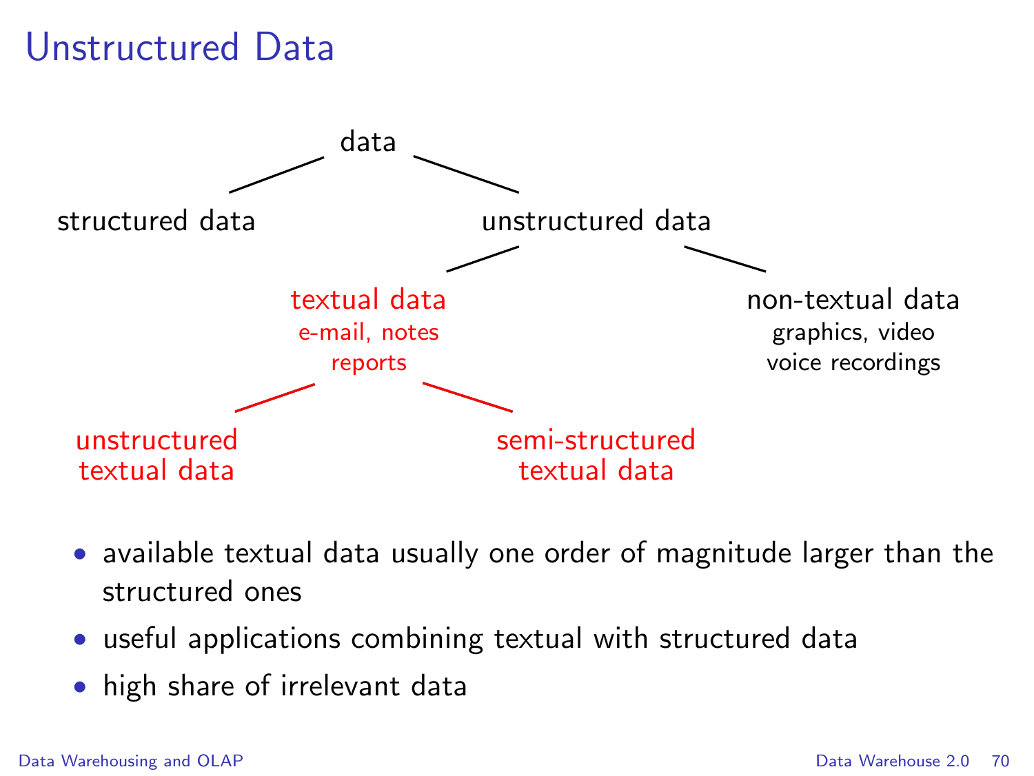# Unstructured Data

- data
  - structured data
  - unstructured data
    - textual data (e-mail, notes, reports)
      - unstructured textual data
      - semi-structured textual data
    - non-textual data (graphics, video, voice recordings)

- available textual data usually one order of magnitude larger than the structured ones
- useful applications combining textual with structured data
- high share of irrelevant data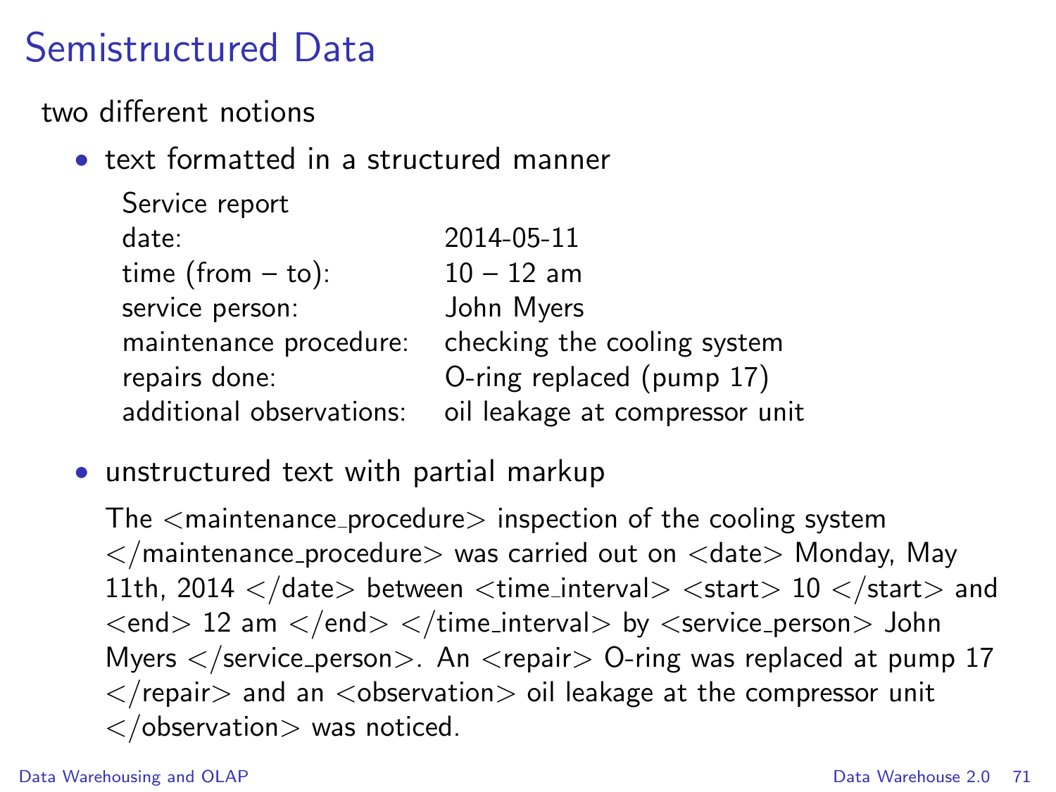# Semistructured Data

two different notions

- text formatted in a structured manner

  | Service report | |
  |---|---|
  | date: | 2014-05-11 |
  | time (from – to): | 10 – 12 am |
  | service person: | John Myers |
  | maintenance procedure: | checking the cooling system |
  | repairs done: | O-ring replaced (pump 17) |
  | additional observations: | oil leakage at compressor unit |

- unstructured text with partial markup

  The <maintenance_procedure> inspection of the cooling system </maintenance_procedure> was carried out on <date> Monday, May 11th, 2014 </date> between <time_interval> <start> 10 </start> and <end> 12 am </end> </time_interval> by <service_person> John Myers </service_person>. An <repair> O-ring was replaced at pump 17 </repair> and an <observation> oil leakage at the compressor unit </observation> was noticed.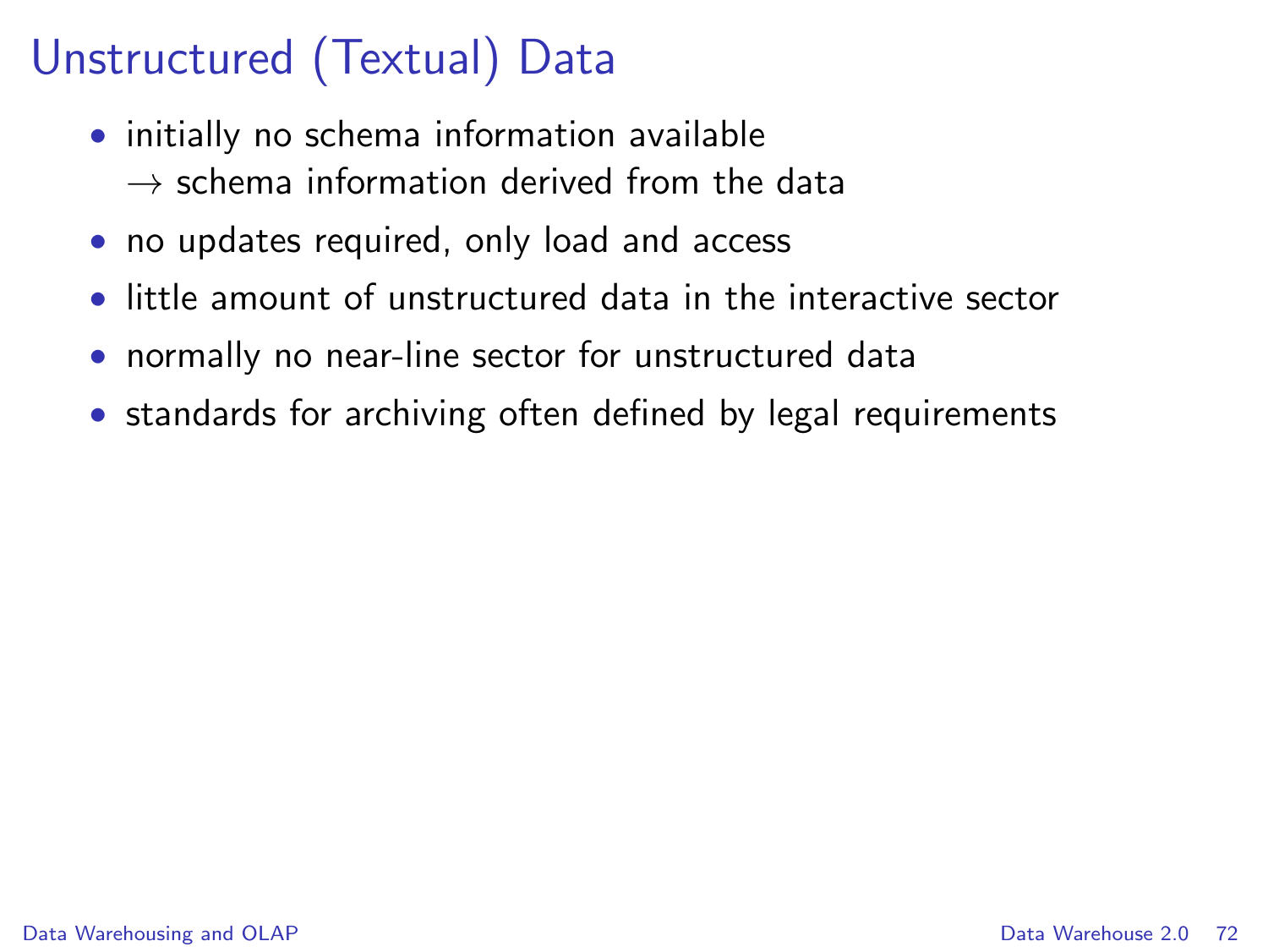# Unstructured (Textual) Data

- initially no schema information available
  $\rightarrow$ schema information derived from the data
- no updates required, only load and access
- little amount of unstructured data in the interactive sector
- normally no near-line sector for unstructured data
- standards for archiving often defined by legal requirements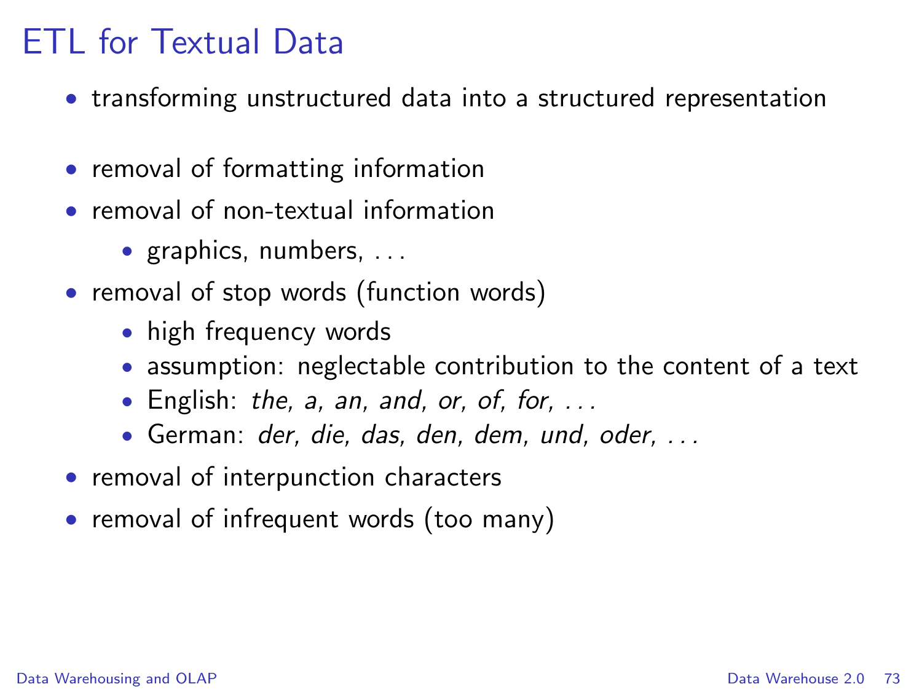# ETL for Textual Data

- transforming unstructured data into a structured representation

- removal of formatting information
- removal of non-textual information
  - graphics, numbers, ...
- removal of stop words (function words)
  - high frequency words
  - assumption: neglectable contribution to the content of a text
  - English: *the, a, an, and, or, of, for, ...*
  - German: *der, die, das, den, dem, und, oder, ...*
- removal of interpunction characters
- removal of infrequent words (too many)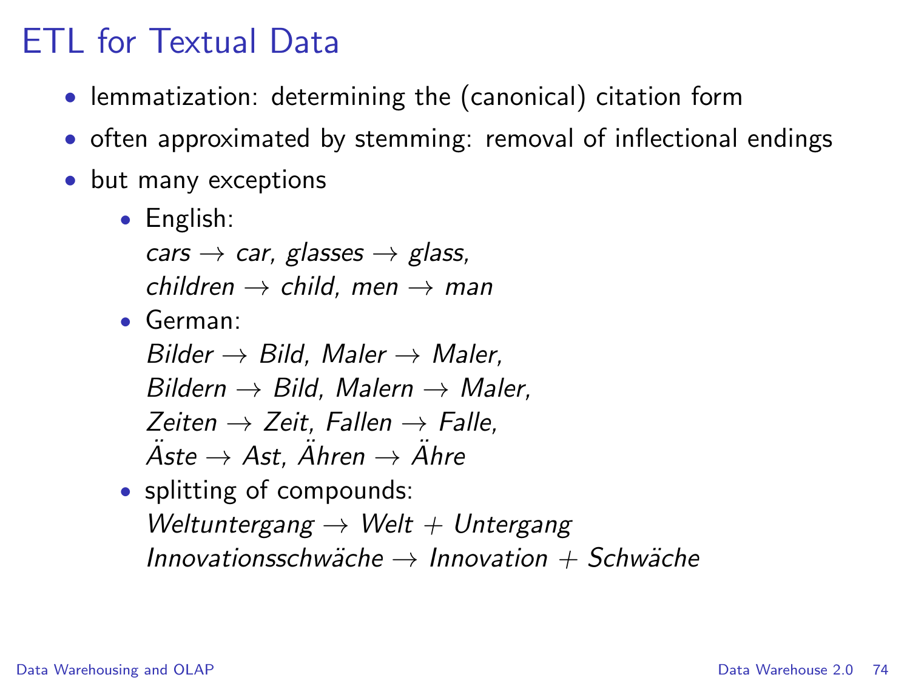# ETL for Textual Data

- lemmatization: determining the (canonical) citation form
- often approximated by stemming: removal of inflectional endings
- but many exceptions
  - English:
    *cars* → *car*, *glasses* → *glass*,
    *children* → *child*, *men* → *man*
  - German:
    *Bilder* → *Bild*, *Maler* → *Maler*,
    *Bildern* → *Bild*, *Malern* → *Maler*,
    *Zeiten* → *Zeit*, *Fallen* → *Falle*,
    *Äste* → *Ast*, *Ähren* → *Ähre*
  - splitting of compounds:
    *Weltuntergang* → *Welt* + *Untergang*
    *Innovationsschwäche* → *Innovation* + *Schwäche*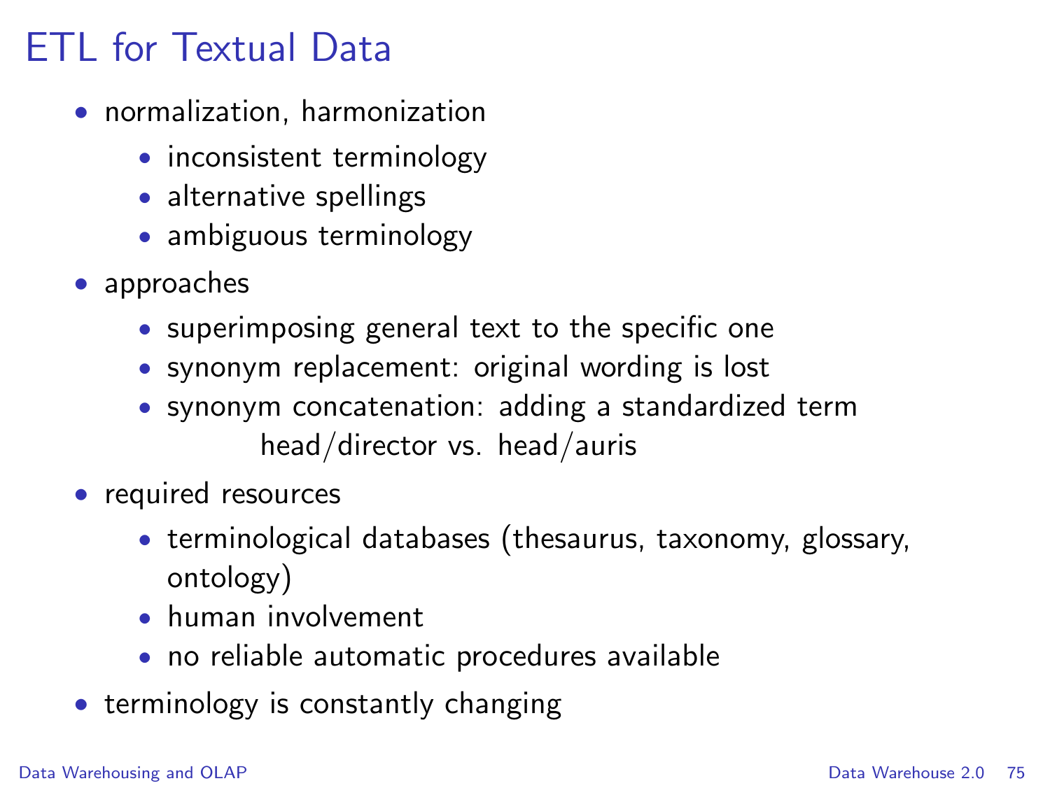# ETL for Textual Data

- normalization, harmonization
  - inconsistent terminology
  - alternative spellings
  - ambiguous terminology
- approaches
  - superimposing general text to the specific one
  - synonym replacement: original wording is lost
  - synonym concatenation: adding a standardized term

    head/director vs. head/auris
- required resources
  - terminological databases (thesaurus, taxonomy, glossary, ontology)
  - human involvement
  - no reliable automatic procedures available
- terminology is constantly changing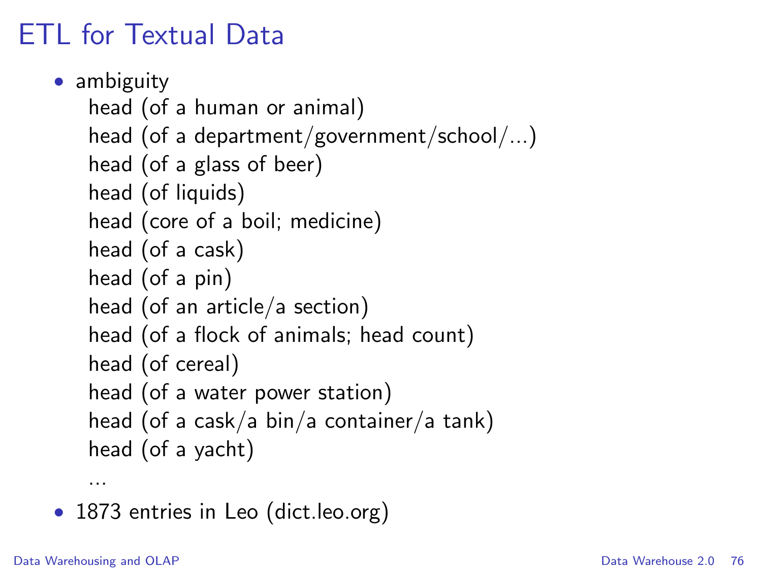# ETL for Textual Data

- ambiguity
  head (of a human or animal)
  head (of a department/government/school/...)
  head (of a glass of beer)
  head (of liquids)
  head (core of a boil; medicine)
  head (of a cask)
  head (of a pin)
  head (of an article/a section)
  head (of a flock of animals; head count)
  head (of cereal)
  head (of a water power station)
  head (of a cask/a bin/a container/a tank)
  head (of a yacht)
  ...
- 1873 entries in Leo (dict.leo.org)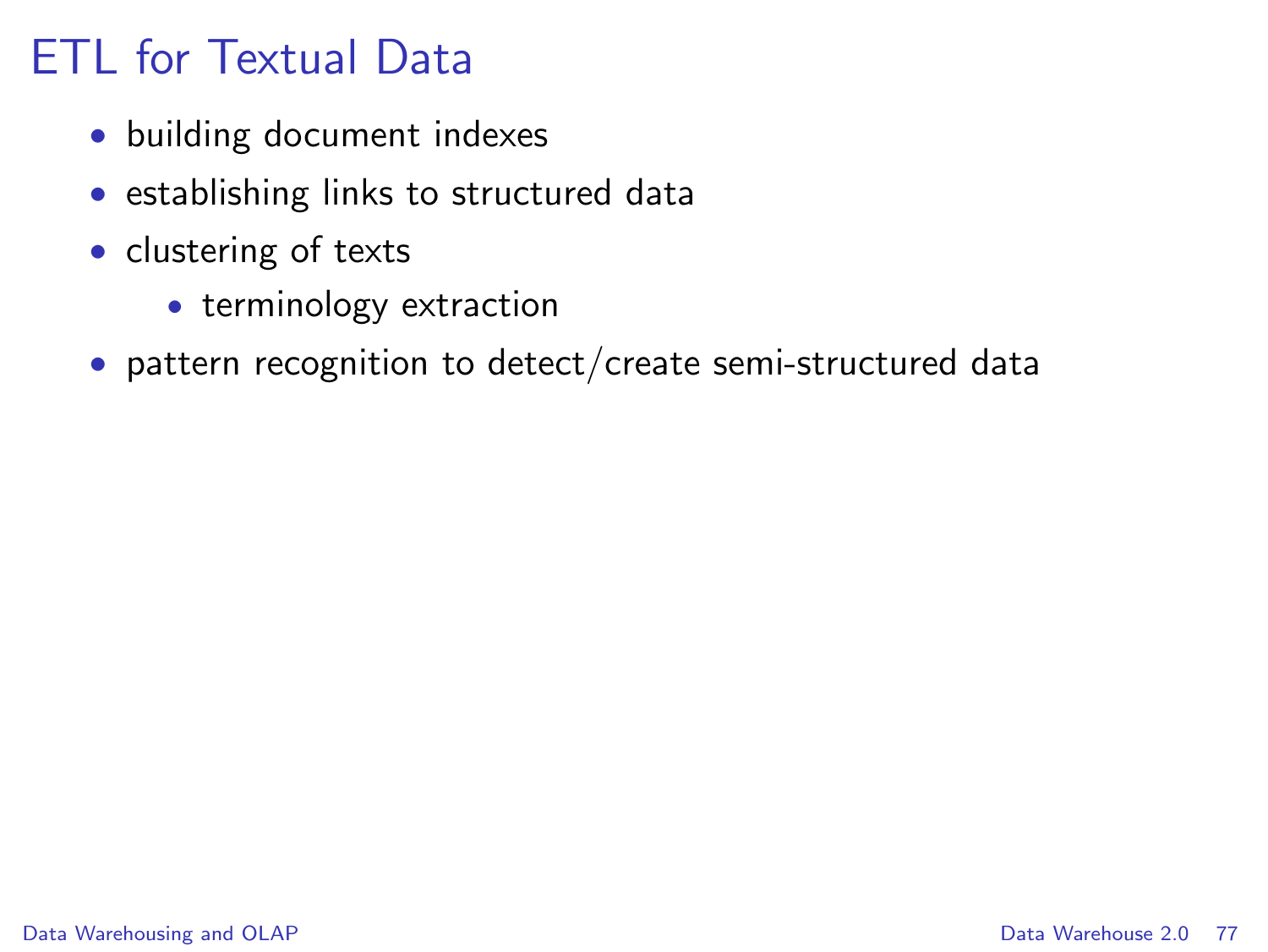# ETL for Textual Data

- building document indexes
- establishing links to structured data
- clustering of texts
  - terminology extraction
- pattern recognition to detect/create semi-structured data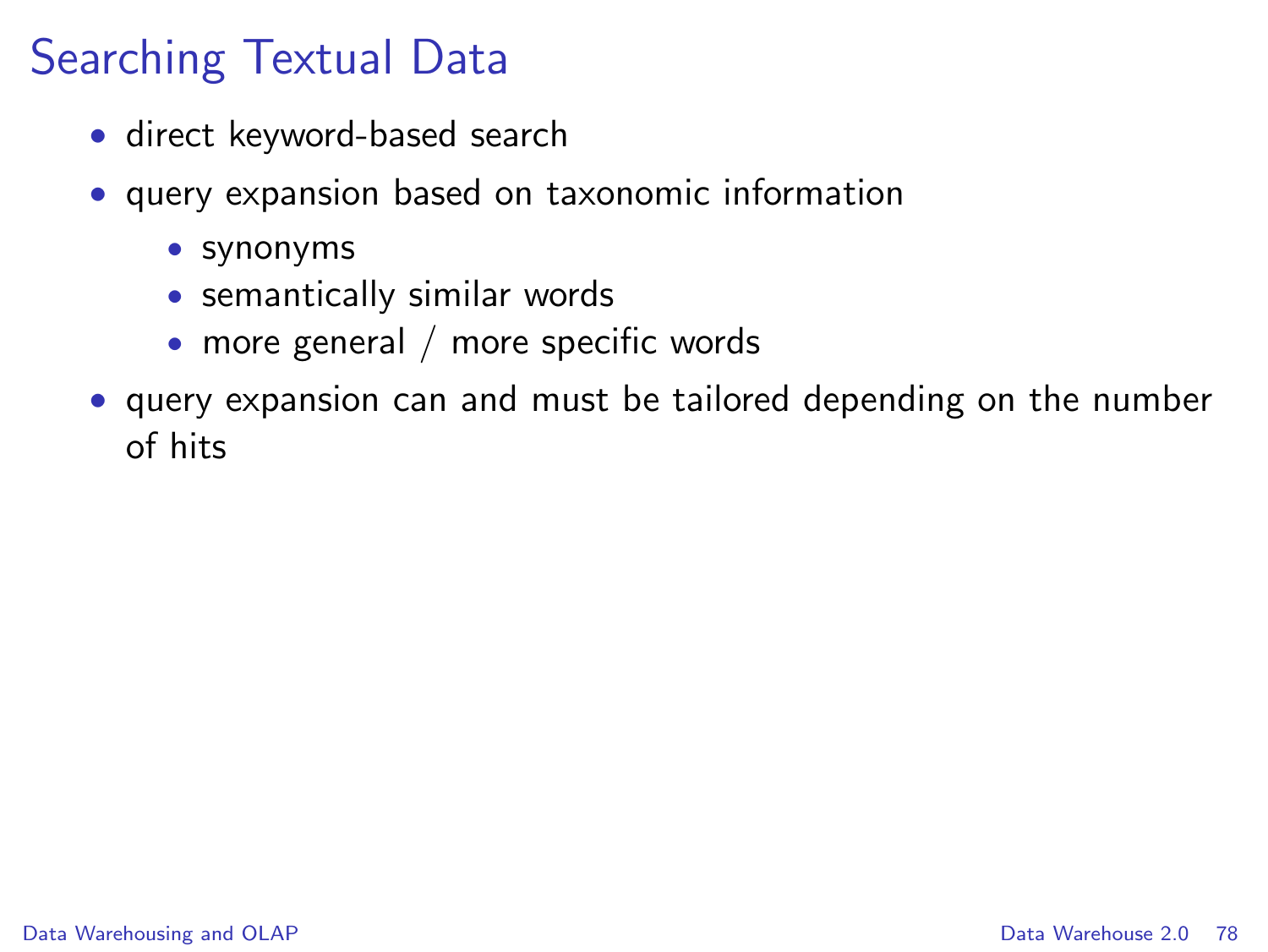# Searching Textual Data

- direct keyword-based search
- query expansion based on taxonomic information
  - synonyms
  - semantically similar words
  - more general / more specific words
- query expansion can and must be tailored depending on the number of hits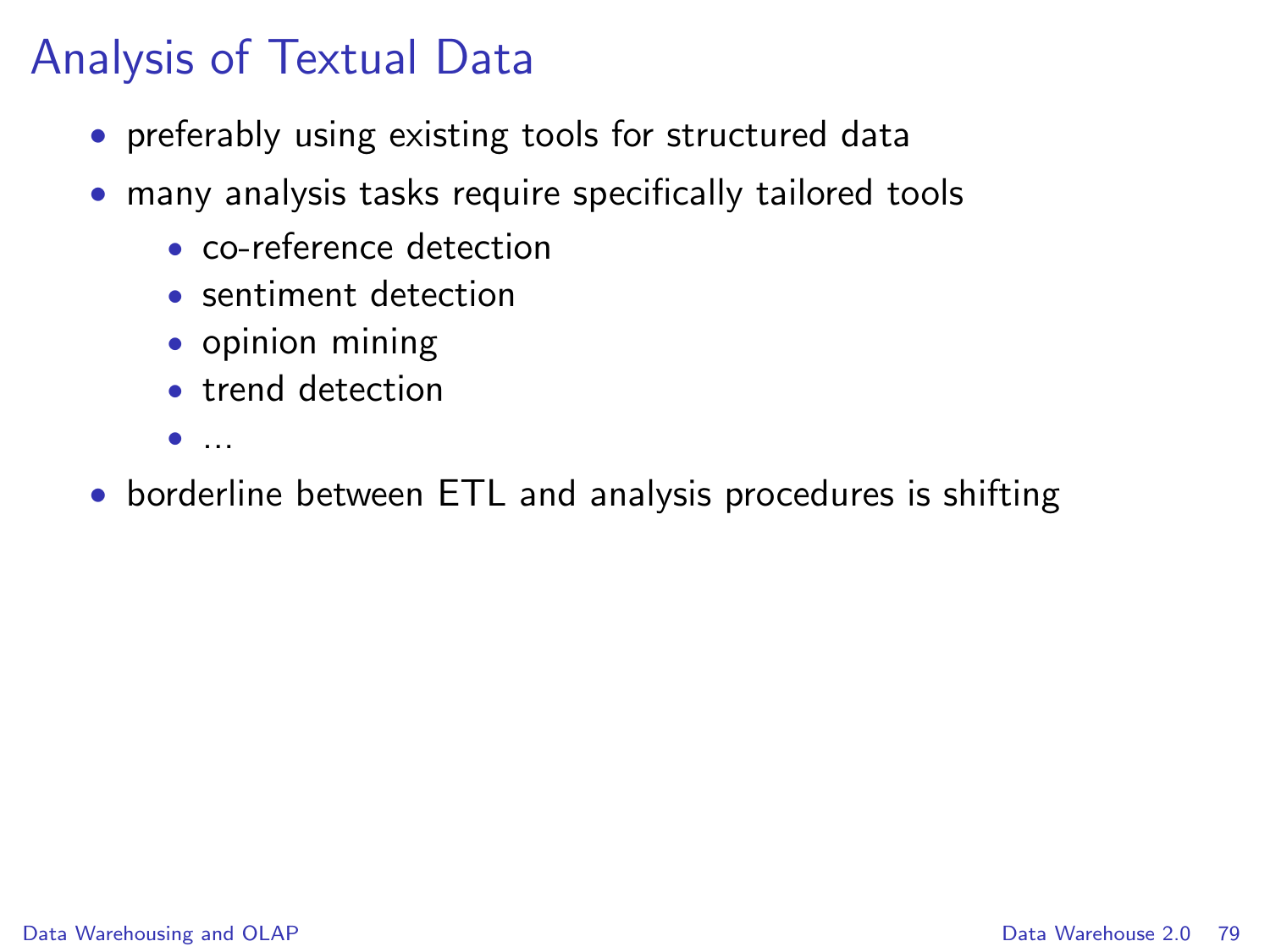# Analysis of Textual Data

- preferably using existing tools for structured data
- many analysis tasks require specifically tailored tools
  - co-reference detection
  - sentiment detection
  - opinion mining
  - trend detection
  - ...
- borderline between ETL and analysis procedures is shifting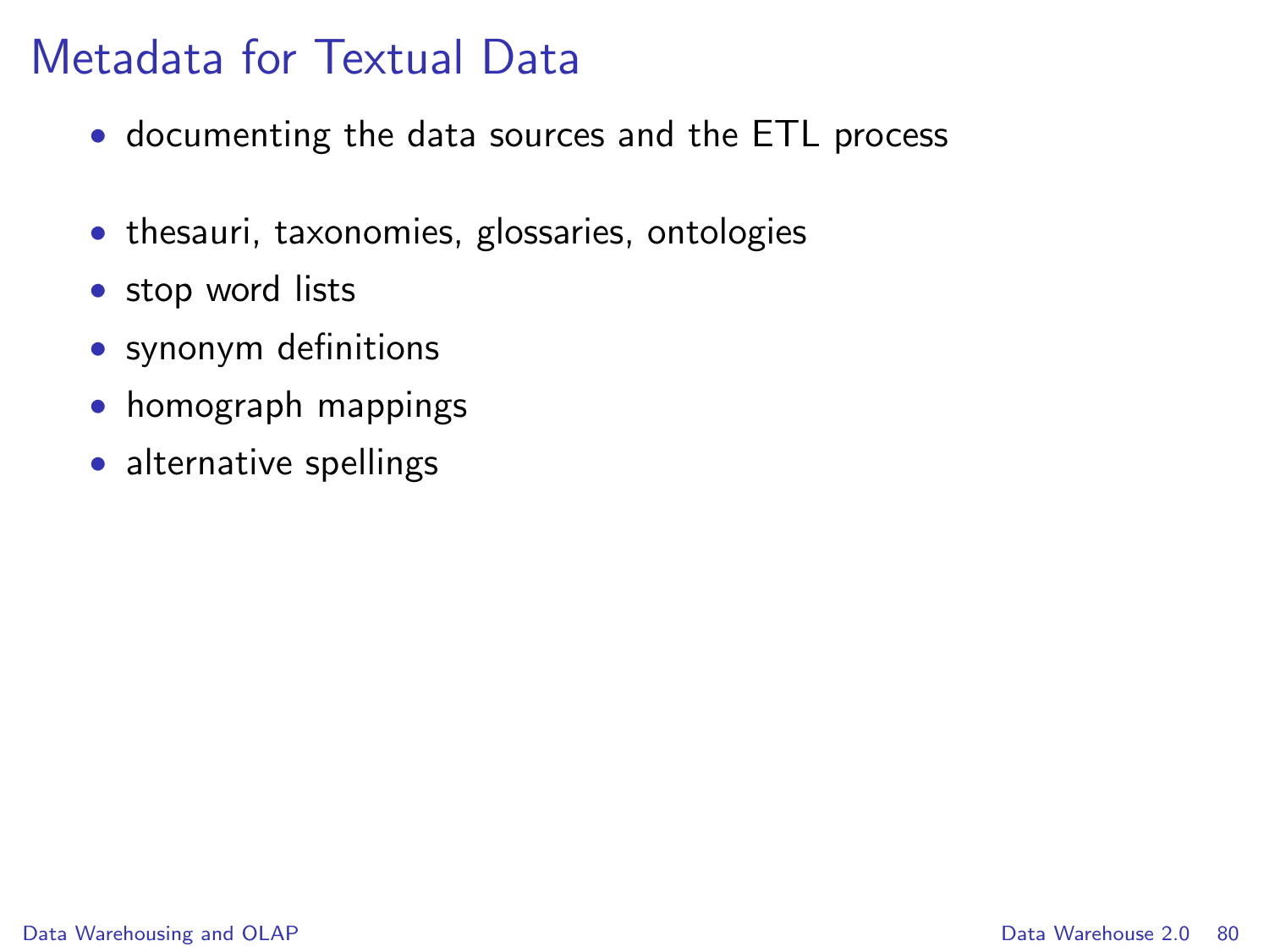# Metadata for Textual Data

- documenting the data sources and the ETL process

- thesauri, taxonomies, glossaries, ontologies
- stop word lists
- synonym definitions
- homograph mappings
- alternative spellings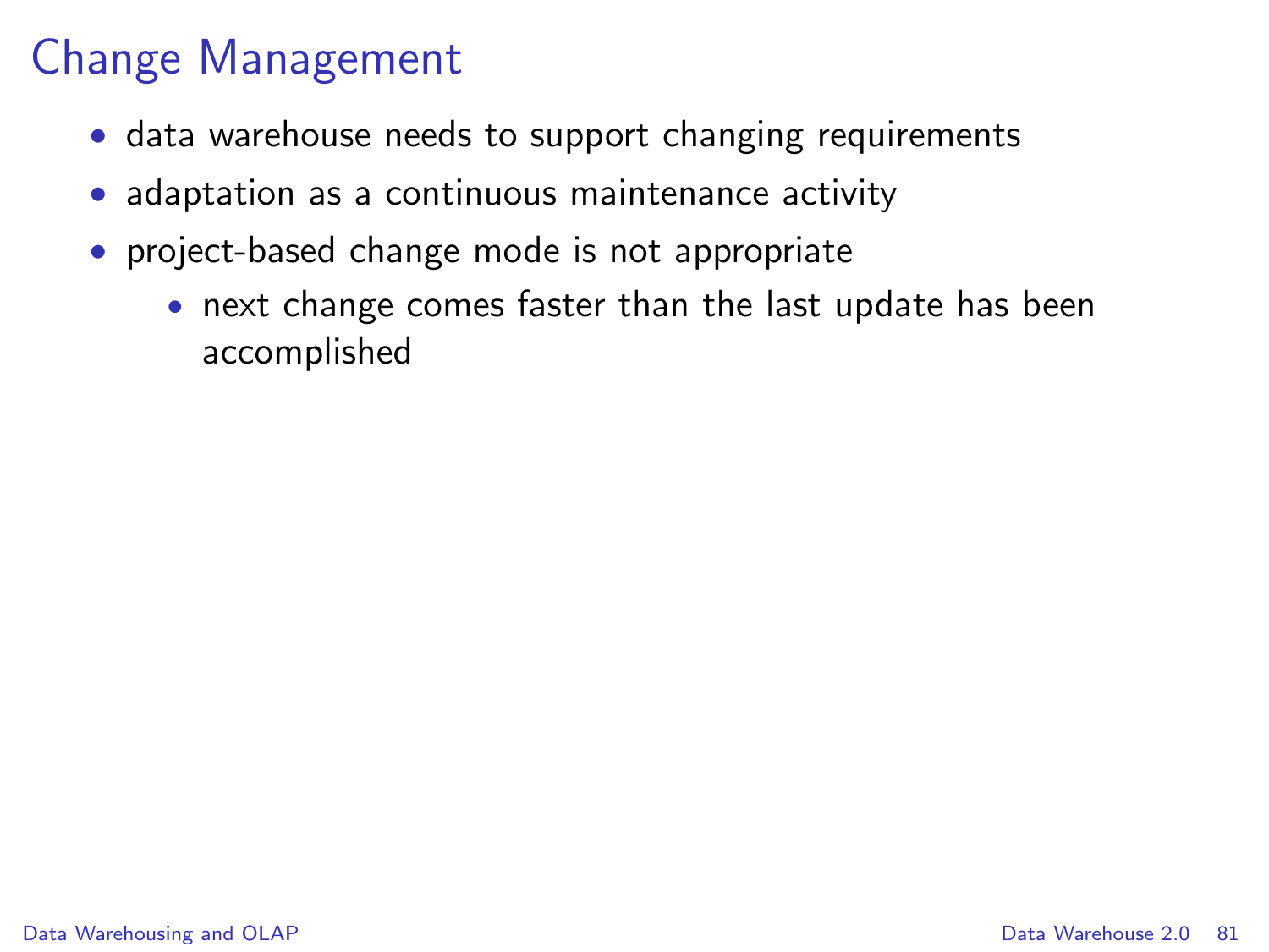# Change Management

- data warehouse needs to support changing requirements
- adaptation as a continuous maintenance activity
- project-based change mode is not appropriate
  - next change comes faster than the last update has been accomplished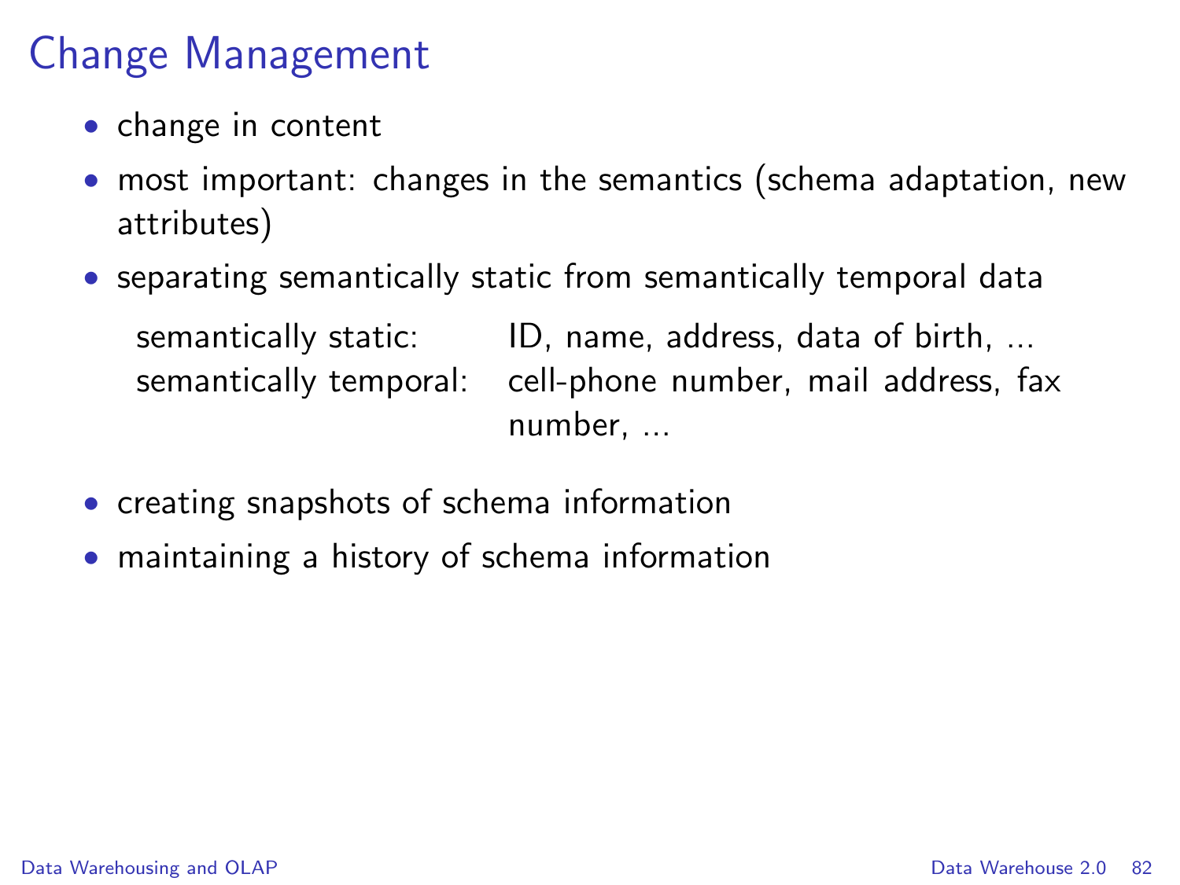# Change Management

- change in content
- most important: changes in the semantics (schema adaptation, new attributes)
- separating semantically static from semantically temporal data

| | |
|---|---|
| semantically static: | ID, name, address, data of birth, ... |
| semantically temporal: | cell-phone number, mail address, fax number, ... |

- creating snapshots of schema information
- maintaining a history of schema information